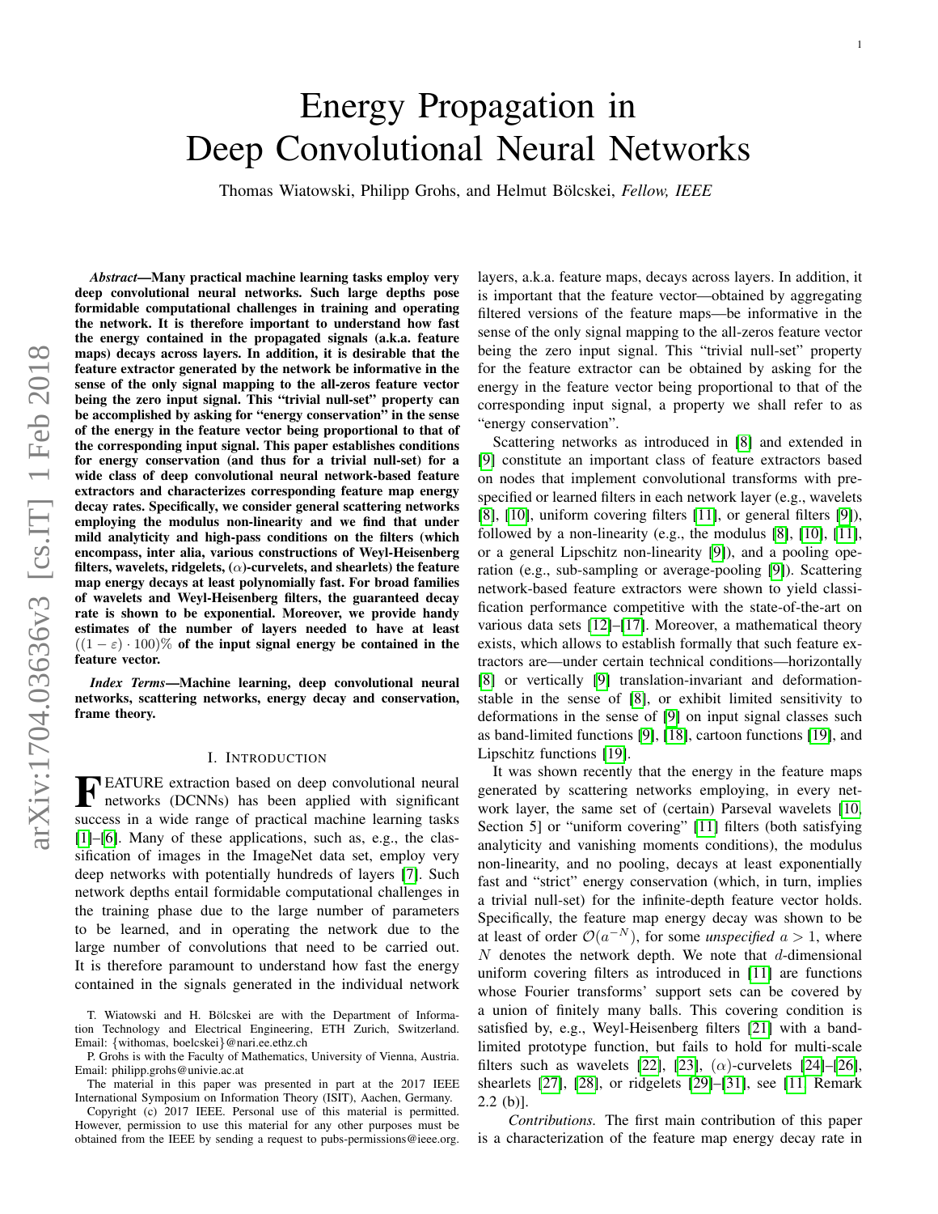# Energy Propagation in Deep Convolutional Neural Networks

Thomas Wiatowski, Philipp Grohs, and Helmut Bölcskei, *Fellow, IEEE*

***Abstract*—Many practical machine learning tasks employ very deep convolutional neural networks. Such large depths pose formidable computational challenges in training and operating the network. It is therefore important to understand how fast the energy contained in the propagated signals (a.k.a. feature maps) decays across layers. In addition, it is desirable that the feature extractor generated by the network be informative in the sense of the only signal mapping to the all-zeros feature vector being the zero input signal. This "trivial null-set" property can be accomplished by asking for "energy conservation" in the sense of the energy in the feature vector being proportional to that of the corresponding input signal. This paper establishes conditions for energy conservation (and thus for a trivial null-set) for a wide class of deep convolutional neural network-based feature extractors and characterizes corresponding feature map energy decay rates. Specifically, we consider general scattering networks employing the modulus non-linearity and we find that under mild analyticity and high-pass conditions on the filters (which encompass, inter alia, various constructions of Weyl-Heisenberg filters, wavelets, ridgelets, ($\alpha$)-curvelets, and shearlets) the feature map energy decays at least polynomially fast. For broad families of wavelets and Weyl-Heisenberg filters, the guaranteed decay rate is shown to be exponential. Moreover, we provide handy estimates of the number of layers needed to have at least $((1-\varepsilon)\cdot 100)\%$ of the input signal energy be contained in the feature vector.**

***Index Terms*—Machine learning, deep convolutional neural networks, scattering networks, energy decay and conservation, frame theory.**

## I. Introduction

Feature extraction based on deep convolutional neural networks (DCNNs) has been applied with significant success in a wide range of practical machine learning tasks [1]–[6]. Many of these applications, such as, e.g., the classification of images in the ImageNet data set, employ very deep networks with potentially hundreds of layers [7]. Such network depths entail formidable computational challenges in the training phase due to the large number of parameters to be learned, and in operating the network due to the large number of convolutions that need to be carried out. It is therefore paramount to understand how fast the energy contained in the signals generated in the individual network layers, a.k.a. feature maps, decays across layers. In addition, it is important that the feature vector—obtained by aggregating filtered versions of the feature maps—be informative in the sense of the only signal mapping to the all-zeros feature vector being the zero input signal. This "trivial null-set" property for the feature extractor can be obtained by asking for the energy in the feature vector being proportional to that of the corresponding input signal, a property we shall refer to as "energy conservation".

Scattering networks as introduced in [8] and extended in [9] constitute an important class of feature extractors based on nodes that implement convolutional transforms with prespecified or learned filters in each network layer (e.g., wavelets [8], [10], uniform covering filters [11], or general filters [9]), followed by a non-linearity (e.g., the modulus [8], [10], [11], or a general Lipschitz non-linearity [9]), and a pooling operation (e.g., sub-sampling or average-pooling [9]). Scattering network-based feature extractors were shown to yield classification performance competitive with the state-of-the-art on various data sets [12]–[17]. Moreover, a mathematical theory exists, which allows to establish formally that such feature extractors are—under certain technical conditions—horizontally [8] or vertically [9] translation-invariant and deformation-stable in the sense of [8], or exhibit limited sensitivity to deformations in the sense of [9] on input signal classes such as band-limited functions [9], [18], cartoon functions [19], and Lipschitz functions [19].

It was shown recently that the energy in the feature maps generated by scattering networks employing, in every network layer, the same set of (certain) Parseval wavelets [10, Section 5] or "uniform covering" [11] filters (both satisfying analyticity and vanishing moments conditions), the modulus non-linearity, and no pooling, decays at least exponentially fast and "strict" energy conservation (which, in turn, implies a trivial null-set) for the infinite-depth feature vector holds. Specifically, the feature map energy decay was shown to be at least of order $\mathcal{O}(a^{-N})$, for some *unspecified* $a > 1$, where $N$ denotes the network depth. We note that $d$-dimensional uniform covering filters as introduced in [11] are functions whose Fourier transforms' support sets can be covered by a union of finitely many balls. This covering condition is satisfied by, e.g., Weyl-Heisenberg filters [21] with a band-limited prototype function, but fails to hold for multi-scale filters such as wavelets [22], [23], ($\alpha$)-curvelets [24]–[26], shearlets [27], [28], or ridgelets [29]–[31], see [11, Remark 2.2 (b)].

*Contributions.* The first main contribution of this paper is a characterization of the feature map energy decay rate in

T. Wiatowski and H. Bölcskei are with the Department of Information Technology and Electrical Engineering, ETH Zurich, Switzerland. Email: {withomas, boelcskei}@nari.ee.ethz.ch

P. Grohs is with the Faculty of Mathematics, University of Vienna, Austria. Email: philipp.grohs@univie.ac.at

The material in this paper was presented in part at the 2017 IEEE International Symposium on Information Theory (ISIT), Aachen, Germany.

Copyright (c) 2017 IEEE. Personal use of this material is permitted. However, permission to use this material for any other purposes must be obtained from the IEEE by sending a request to pubs-permissions@ieee.org.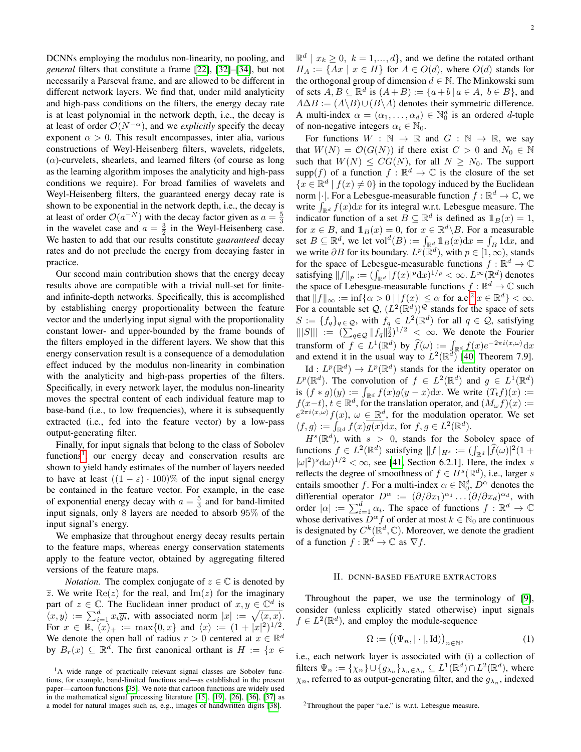DCNNs employing the modulus non-linearity, no pooling, and *general* filters that constitute a frame [22], [32]–[34], but not necessarily a Parseval frame, and are allowed to be different in different network layers. We find that, under mild analyticity and high-pass conditions on the filters, the energy decay rate is at least polynomial in the network depth, i.e., the decay is at least of order $\mathcal{O}(N^{-\alpha})$, and we *explicitly* specify the decay exponent $\alpha > 0$. This result encompasses, inter alia, various constructions of Weyl-Heisenberg filters, wavelets, ridgelets, ($\alpha$)-curvelets, shearlets, and learned filters (of course as long as the learning algorithm imposes the analyticity and high-pass conditions we require). For broad families of wavelets and Weyl-Heisenberg filters, the guaranteed energy decay rate is shown to be exponential in the network depth, i.e., the decay is at least of order $\mathcal{O}(a^{-N})$ with the decay factor given as $a = \frac{5}{3}$ in the wavelet case and $a = \frac{3}{2}$ in the Weyl-Heisenberg case. We hasten to add that our results constitute *guaranteed* decay rates and do not preclude the energy from decaying faster in practice.

Our second main contribution shows that the energy decay results above are compatible with a trivial null-set for finite- and infinite-depth networks. Specifically, this is accomplished by establishing energy proportionality between the feature vector and the underlying input signal with the proportionality constant lower- and upper-bounded by the frame bounds of the filters employed in the different layers. We show that this energy conservation result is a consequence of a demodulation effect induced by the modulus non-linearity in combination with the analyticity and high-pass properties of the filters. Specifically, in every network layer, the modulus non-linearity moves the spectral content of each individual feature map to base-band (i.e., to low frequencies), where it is subsequently extracted (i.e., fed into the feature vector) by a low-pass output-generating filter.

Finally, for input signals that belong to the class of Sobolev functions[1], our energy decay and conservation results are shown to yield handy estimates of the number of layers needed to have at least $((1 - \varepsilon) \cdot 100)\%$ of the input signal energy be contained in the feature vector. For example, in the case of exponential energy decay with $a = \frac{5}{3}$ and for band-limited input signals, only 8 layers are needed to absorb 95% of the input signal's energy.

We emphasize that throughout energy decay results pertain to the feature maps, whereas energy conservation statements apply to the feature vector, obtained by aggregating filtered versions of the feature maps.

*Notation.* The complex conjugate of $z \in \mathbb{C}$ is denoted by $\overline{z}$. We write $\mathrm{Re}(z)$ for the real, and $\mathrm{Im}(z)$ for the imaginary part of $z \in \mathbb{C}$. The Euclidean inner product of $x, y \in \mathbb{C}^d$ is $\langle x, y \rangle := \sum_{i=1}^{d} x_i \overline{y_i}$, with associated norm $|x| := \sqrt{\langle x, x \rangle}$. For $x \in \mathbb{R}$, $(x)_+ := \max\{0, x\}$ and $\langle x \rangle := (1 + |x|^2)^{1/2}$. We denote the open ball of radius $r > 0$ centered at $x \in \mathbb{R}^d$ by $B_r(x) \subseteq \mathbb{R}^d$. The first canonical orthant is $H := \{x \in \mathbb{R}^d \mid x_k \geq 0,\ k = 1, \dots, d\}$, and we define the rotated orthant $H_A := \{Ax \mid x \in H\}$ for $A \in O(d)$, where $O(d)$ stands for the orthogonal group of dimension $d \in \mathbb{N}$. The Minkowski sum of sets $A, B \subseteq \mathbb{R}^d$ is $(A + B) := \{a + b \mid a \in A,\ b \in B\}$, and $A \Delta B := (A \backslash B) \cup (B \backslash A)$ denotes their symmetric difference. A multi-index $\alpha = (\alpha_1, \dots, \alpha_d) \in \mathbb{N}_0^d$ is an ordered $d$-tuple of non-negative integers $\alpha_i \in \mathbb{N}_0$.

For functions $W : \mathbb{N} \to \mathbb{R}$ and $G : \mathbb{N} \to \mathbb{R}$, we say that $W(N) = \mathcal{O}(G(N))$ if there exist $C > 0$ and $N_0 \in \mathbb{N}$ such that $W(N) \leq CG(N)$, for all $N \geq N_0$. The support $\mathrm{supp}(f)$ of a function $f : \mathbb{R}^d \to \mathbb{C}$ is the closure of the set $\{x \in \mathbb{R}^d \mid f(x) \neq 0\}$ in the topology induced by the Euclidean norm $|\cdot|$. For a Lebesgue-measurable function $f : \mathbb{R}^d \to \mathbb{C}$, we write $\int_{\mathbb{R}^d} f(x) \mathrm{d}x$ for its integral w.r.t. Lebesgue measure. The indicator function of a set $B \subseteq \mathbb{R}^d$ is defined as $\mathbb{1}_B(x) = 1$, for $x \in B$, and $\mathbb{1}_B(x) = 0$, for $x \in \mathbb{R}^d \backslash B$. For a measurable set $B \subseteq \mathbb{R}^d$, we let $\mathrm{vol}^d(B) := \int_{\mathbb{R}^d} \mathbb{1}_B(x) \mathrm{d}x = \int_B 1 \mathrm{d}x$, and we write $\partial B$ for its boundary. $L^p(\mathbb{R}^d)$, with $p \in [1, \infty)$, stands for the space of Lebesgue-measurable functions $f : \mathbb{R}^d \to \mathbb{C}$ satisfying $\|f\|_p := (\int_{\mathbb{R}^d} |f(x)|^p \mathrm{d}x)^{1/p} < \infty$. $L^\infty(\mathbb{R}^d)$ denotes the space of Lebesgue-measurable functions $f : \mathbb{R}^d \to \mathbb{C}$ such that $\|f\|_\infty := \inf\{\alpha > 0 \mid |f(x)| \leq \alpha \text{ for a.e.[2] } x \in \mathbb{R}^d\} < \infty$. For a countable set $\mathcal{Q}$, $(L^2(\mathbb{R}^d))^{\mathcal{Q}}$ stands for the space of sets $S := \{f_q\}_{q \in \mathcal{Q}}$, with $f_q \in L^2(\mathbb{R}^d)$ for all $q \in \mathcal{Q}$, satisfying $|||S||| := (\sum_{q \in \mathcal{Q}} \|f_q\|_2^2)^{1/2} < \infty$. We denote the Fourier transform of $f \in L^1(\mathbb{R}^d)$ by $\widehat{f}(\omega) := \int_{\mathbb{R}^d} f(x) e^{-2\pi i \langle x, \omega \rangle} \mathrm{d}x$ and extend it in the usual way to $L^2(\mathbb{R}^d)$ [40, Theorem 7.9].

$\mathrm{Id} : L^p(\mathbb{R}^d) \to L^p(\mathbb{R}^d)$ stands for the identity operator on $L^p(\mathbb{R}^d)$. The convolution of $f \in L^2(\mathbb{R}^d)$ and $g \in L^1(\mathbb{R}^d)$ is $(f * g)(y) := \int_{\mathbb{R}^d} f(x) g(y - x) \mathrm{d}x$. We write $(T_t f)(x) := f(x - t)$, $t \in \mathbb{R}^d$, for the translation operator, and $(M_\omega f)(x) := e^{2\pi i \langle x, \omega \rangle} f(x)$, $\omega \in \mathbb{R}^d$, for the modulation operator. We set $\langle f, g \rangle := \int_{\mathbb{R}^d} f(x) \overline{g(x)} \mathrm{d}x$, for $f, g \in L^2(\mathbb{R}^d)$.

$H^s(\mathbb{R}^d)$, with $s > 0$, stands for the Sobolev space of functions $f \in L^2(\mathbb{R}^d)$ satisfying $\|f\|_{H^s} := (\int_{\mathbb{R}^d} |\widehat{f}(\omega)|^2 (1 + |\omega|^2)^s \mathrm{d}\omega)^{1/2} < \infty$, see [41, Section 6.2.1]. Here, the index $s$ reflects the degree of smoothness of $f \in H^s(\mathbb{R}^d)$, i.e., larger $s$ entails smoother $f$. For a multi-index $\alpha \in \mathbb{N}_0^d$, $D^\alpha$ denotes the differential operator $D^\alpha := (\partial/\partial x_1)^{\alpha_1} \dots (\partial/\partial x_d)^{\alpha_d}$, with order $|\alpha| := \sum_{i=1}^{d} \alpha_i$. The space of functions $f : \mathbb{R}^d \to \mathbb{C}$ whose derivatives $D^\alpha f$ of order at most $k \in \mathbb{N}_0$ are continuous is designated by $C^k(\mathbb{R}^d, \mathbb{C})$. Moreover, we denote the gradient of a function $f : \mathbb{R}^d \to \mathbb{C}$ as $\nabla f$.

## II. DCNN-based Feature Extractors

Throughout the paper, we use the terminology of [9], consider (unless explicitly stated otherwise) input signals $f \in L^2(\mathbb{R}^d)$, and employ the module-sequence

$$\Omega := \big( (\Psi_n, |\cdot|, \mathrm{Id}) \big)_{n \in \mathbb{N}}, \tag{1}$$

i.e., each network layer is associated with (i) a collection of filters $\Psi_n := \{\chi_n\} \cup \{g_{\lambda_n}\}_{\lambda_n \in \Lambda_n} \subseteq L^1(\mathbb{R}^d) \cap L^2(\mathbb{R}^d)$, where $\chi_n$, referred to as output-generating filter, and the $g_{\lambda_n}$, indexed

[1] A wide range of practically relevant signal classes are Sobolev functions, for example, band-limited functions and—as established in the present paper—cartoon functions [35]. We note that cartoon functions are widely used in the mathematical signal processing literature [15], [19], [26], [36], [37] as a model for natural images such as, e.g., images of handwritten digits [38].

[2] Throughout the paper "a.e." is w.r.t. Lebesgue measure.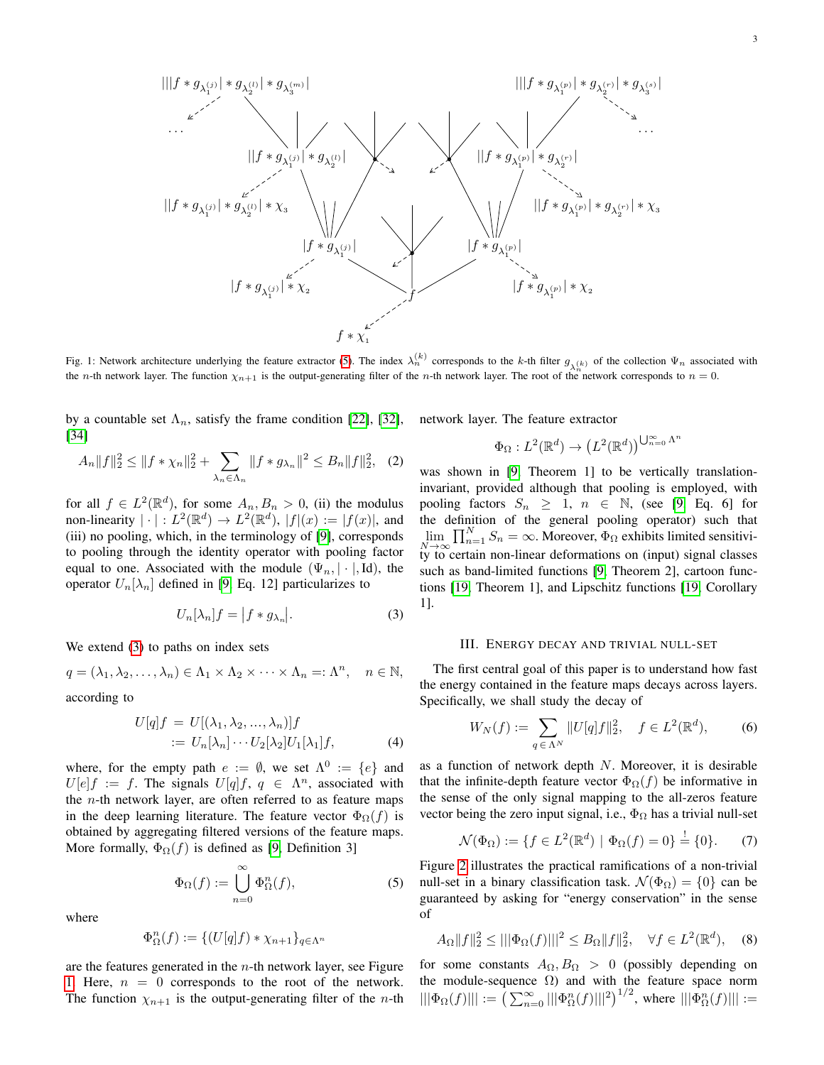Fig. 1: Network architecture underlying the feature extractor (5). The index $\lambda_n^{(k)}$ corresponds to the $k$-th filter $g_{\lambda_n^{(k)}}$ of the collection $\Psi_n$ associated with the $n$-th network layer. The function $\chi_{n+1}$ is the output-generating filter of the $n$-th network layer. The root of the network corresponds to $n = 0$.

by a countable set $\Lambda_n$, satisfy the frame condition [22], [32], [34]

$$A_n\|f\|_2^2 \leq \|f * \chi_n\|_2^2 + \sum_{\lambda_n \in \Lambda_n} \|f * g_{\lambda_n}\|^2 \leq B_n\|f\|_2^2, \quad (2)$$

for all $f \in L^2(\mathbb{R}^d)$, for some $A_n, B_n > 0$, (ii) the modulus non-linearity $|\cdot| : L^2(\mathbb{R}^d) \to L^2(\mathbb{R}^d)$, $|f|(x) := |f(x)|$, and (iii) no pooling, which, in the terminology of [9], corresponds to pooling through the identity operator with pooling factor equal to one. Associated with the module $(\Psi_n, |\cdot|, \mathrm{Id})$, the operator $U_n[\lambda_n]$ defined in [9, Eq. 12] particularizes to

$$U_n[\lambda_n]f = \big|f * g_{\lambda_n}\big|. \quad (3)$$

We extend (3) to paths on index sets

$$q = (\lambda_1, \lambda_2, \dots, \lambda_n) \in \Lambda_1 \times \Lambda_2 \times \dots \times \Lambda_n =: \Lambda^n, \quad n \in \mathbb{N},$$

according to

$$\begin{aligned} U[q]f &= U[(\lambda_1, \lambda_2, ..., \lambda_n)]f \\ &:= U_n[\lambda_n] \cdots U_2[\lambda_2]U_1[\lambda_1]f, \end{aligned} \quad (4)$$

where, for the empty path $e := \emptyset$, we set $\Lambda^0 := \{e\}$ and $U[e]f := f$. The signals $U[q]f$, $q \in \Lambda^n$, associated with the $n$-th network layer, are often referred to as feature maps in the deep learning literature. The feature vector $\Phi_\Omega(f)$ is obtained by aggregating filtered versions of the feature maps. More formally, $\Phi_\Omega(f)$ is defined as [9, Definition 3]

$$\Phi_\Omega(f) := \bigcup_{n=0}^{\infty} \Phi_\Omega^n(f), \quad (5)$$

where

$$\Phi_\Omega^n(f) := \{(U[q]f) * \chi_{n+1}\}_{q \in \Lambda^n}$$

are the features generated in the $n$-th network layer, see Figure 1. Here, $n = 0$ corresponds to the root of the network. The function $\chi_{n+1}$ is the output-generating filter of the $n$-th network layer. The feature extractor

$$\Phi_\Omega : L^2(\mathbb{R}^d) \to \big(L^2(\mathbb{R}^d)\big)^{\bigcup_{n=0}^{\infty} \Lambda^n}$$

was shown in [9, Theorem 1] to be vertically translation-invariant, provided although that pooling is employed, with pooling factors $S_n \geq 1$, $n \in \mathbb{N}$, (see [9, Eq. 6] for the definition of the general pooling operator) such that $\lim_{N\to\infty} \prod_{n=1}^{N} S_n = \infty$. Moreover, $\Phi_\Omega$ exhibits limited sensitivity to certain non-linear deformations on (input) signal classes such as band-limited functions [9, Theorem 2], cartoon functions [19, Theorem 1], and Lipschitz functions [19, Corollary 1].

## III. Energy decay and trivial null-set

The first central goal of this paper is to understand how fast the energy contained in the feature maps decays across layers. Specifically, we shall study the decay of

$$W_N(f) := \sum_{q \in \Lambda^N} \|U[q]f\|_2^2, \quad f \in L^2(\mathbb{R}^d), \quad (6)$$

as a function of network depth $N$. Moreover, it is desirable that the infinite-depth feature vector $\Phi_\Omega(f)$ be informative in the sense of the only signal mapping to the all-zeros feature vector being the zero input signal, i.e., $\Phi_\Omega$ has a trivial null-set

$$\mathcal{N}(\Phi_\Omega) := \{f \in L^2(\mathbb{R}^d) \mid \Phi_\Omega(f) = 0\} \overset{!}{=} \{0\}. \quad (7)$$

Figure 2 illustrates the practical ramifications of a non-trivial null-set in a binary classification task. $\mathcal{N}(\Phi_\Omega) = \{0\}$ can be guaranteed by asking for "energy conservation" in the sense of

$$A_\Omega\|f\|_2^2 \leq |||\Phi_\Omega(f)|||^2 \leq B_\Omega\|f\|_2^2, \quad \forall f \in L^2(\mathbb{R}^d), \quad (8)$$

for some constants $A_\Omega, B_\Omega > 0$ (possibly depending on the module-sequence $\Omega$) and with the feature space norm $|||\Phi_\Omega(f)||| := \big(\sum_{n=0}^{\infty} |||\Phi_\Omega^n(f)|||^2\big)^{1/2}$, where $|||\Phi_\Omega^n(f)||| :=$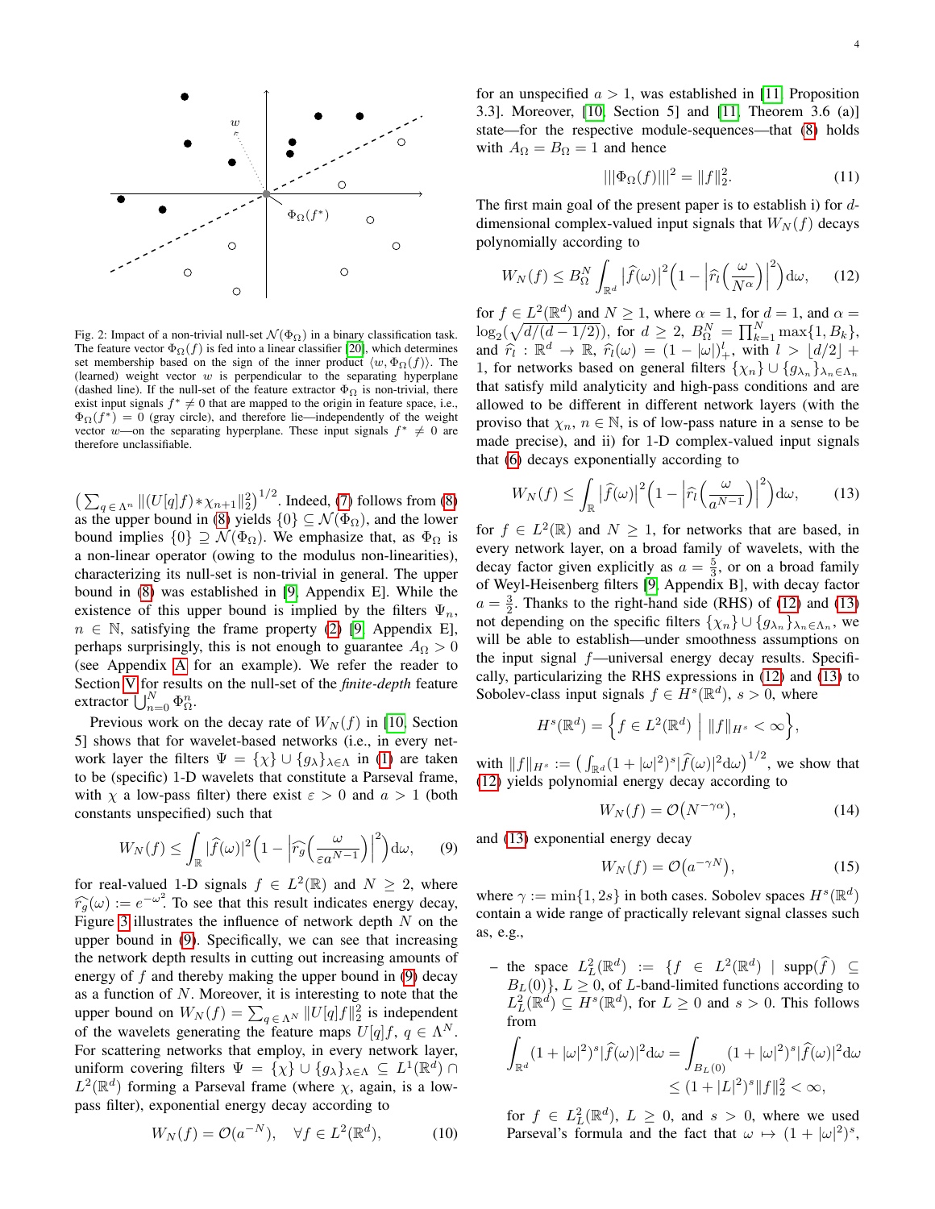Fig. 2: Impact of a non-trivial null-set $\mathcal{N}(\Phi_\Omega)$ in a binary classification task. The feature vector $\Phi_\Omega(f)$ is fed into a linear classifier [20], which determines set membership based on the sign of the inner product $\langle w, \Phi_\Omega(f)\rangle$. The (learned) weight vector $w$ is perpendicular to the separating hyperplane (dashed line). If the null-set of the feature extractor $\Phi_\Omega$ is non-trivial, there exist input signals $f^* \neq 0$ that are mapped to the origin in feature space, i.e., $\Phi_\Omega(f^*) = 0$ (gray circle), and therefore lie—independently of the weight vector $w$—on the separating hyperplane. These input signals $f^* \neq 0$ are therefore unclassifiable.

$\big(\sum_{q\in\Lambda^n} \|(U[q]f)*\chi_{n+1}\|_2^2\big)^{1/2}$. Indeed, (7) follows from (8) as the upper bound in (8) yields $\{0\} \subseteq \mathcal{N}(\Phi_\Omega)$, and the lower bound implies $\{0\} \supseteq \mathcal{N}(\Phi_\Omega)$. We emphasize that, as $\Phi_\Omega$ is a non-linear operator (owing to the modulus non-linearities), characterizing its null-set is non-trivial in general. The upper bound in (8) was established in [9, Appendix E]. While the existence of this upper bound is implied by the filters $\Psi_n$, $n \in \mathbb{N}$, satisfying the frame property (2) [9, Appendix E], perhaps surprisingly, this is not enough to guarantee $A_\Omega > 0$ (see Appendix A for an example). We refer the reader to Section V for results on the null-set of the *finite-depth* feature extractor $\bigcup_{n=0}^{N} \Phi_\Omega^n$.

Previous work on the decay rate of $W_N(f)$ in [10, Section 5] shows that for wavelet-based networks (i.e., in every network layer the filters $\Psi = \{\chi\} \cup \{g_\lambda\}_{\lambda\in\Lambda}$ in (1) are taken to be (specific) 1-D wavelets that constitute a Parseval frame, with $\chi$ a low-pass filter) there exist $\varepsilon > 0$ and $a > 1$ (both constants unspecified) such that

$$W_N(f) \le \int_{\mathbb{R}} |\widehat{f}(\omega)|^2 \Big(1 - \Big|\widehat{r_g}\Big(\frac{\omega}{\varepsilon a^{N-1}}\Big)\Big|^2\Big) \mathrm{d}\omega, \qquad (9)$$

for real-valued 1-D signals $f \in L^2(\mathbb{R})$ and $N \ge 2$, where $\widehat{r_g}(\omega) := e^{-\omega^2}$. To see that this result indicates energy decay, Figure 3 illustrates the influence of network depth $N$ on the upper bound in (9). Specifically, we can see that increasing the network depth results in cutting out increasing amounts of energy of $f$ and thereby making the upper bound in (9) decay as a function of $N$. Moreover, it is interesting to note that the upper bound on $W_N(f) = \sum_{q\in\Lambda^N} \|U[q]f\|_2^2$ is independent of the wavelets generating the feature maps $U[q]f$, $q \in \Lambda^N$. For scattering networks that employ, in every network layer, uniform covering filters $\Psi = \{\chi\} \cup \{g_\lambda\}_{\lambda\in\Lambda} \subseteq L^1(\mathbb{R}^d) \cap L^2(\mathbb{R}^d)$ forming a Parseval frame (where $\chi$, again, is a low-pass filter), exponential energy decay according to

$$W_N(f) = \mathcal{O}(a^{-N}), \quad \forall f \in L^2(\mathbb{R}^d), \qquad (10)$$

for an unspecified $a > 1$, was established in [11, Proposition 3.3]. Moreover, [10, Section 5] and [11, Theorem 3.6 (a)] state—for the respective module-sequences—that (8) holds with $A_\Omega = B_\Omega = 1$ and hence

$$|||\Phi_\Omega(f)|||^2 = \|f\|_2^2. \qquad (11)$$

The first main goal of the present paper is to establish i) for $d$-dimensional complex-valued input signals that $W_N(f)$ decays polynomially according to

$$W_N(f) \le B_\Omega^N \int_{\mathbb{R}^d} \big|\widehat{f}(\omega)\big|^2 \Big(1 - \Big|\widehat{r_l}\Big(\frac{\omega}{N^\alpha}\Big)\Big|^2\Big) \mathrm{d}\omega, \qquad (12)$$

for $f \in L^2(\mathbb{R}^d)$ and $N \ge 1$, where $\alpha = 1$, for $d = 1$, and $\alpha = \log_2\big(\sqrt{d/(d-1/2)}\big)$, for $d \ge 2$, $B_\Omega^N = \prod_{k=1}^N \max\{1, B_k\}$, and $\widehat{r_l} : \mathbb{R}^d \to \mathbb{R}$, $\widehat{r_l}(\omega) = (1 - |\omega|)_+^l$, with $l > \lfloor d/2 \rfloor + 1$, for networks based on general filters $\{\chi_n\} \cup \{g_{\lambda_n}\}_{\lambda_n\in\Lambda_n}$ that satisfy mild analyticity and high-pass conditions and are allowed to be different in different network layers (with the proviso that $\chi_n$, $n \in \mathbb{N}$, is of low-pass nature in a sense to be made precise), and ii) for 1-D complex-valued input signals that (6) decays exponentially according to

$$W_N(f) \le \int_{\mathbb{R}} \big|\widehat{f}(\omega)\big|^2 \Big(1 - \Big|\widehat{r_l}\Big(\frac{\omega}{a^{N-1}}\Big)\Big|^2\Big) \mathrm{d}\omega, \qquad (13)$$

for $f \in L^2(\mathbb{R})$ and $N \ge 1$, for networks that are based, in every network layer, on a broad family of wavelets, with the decay factor given explicitly as $a = \frac{5}{3}$, or on a broad family of Weyl-Heisenberg filters [9, Appendix B], with decay factor $a = \frac{3}{2}$. Thanks to the right-hand side (RHS) of (12) and (13) not depending on the specific filters $\{\chi_n\} \cup \{g_{\lambda_n}\}_{\lambda_n\in\Lambda_n}$, we will be able to establish—under smoothness assumptions on the input signal $f$—universal energy decay results. Specifically, particularizing the RHS expressions in (12) and (13) to Sobolev-class input signals $f \in H^s(\mathbb{R}^d)$, $s > 0$, where

$$H^s(\mathbb{R}^d) = \Big\{ f \in L^2(\mathbb{R}^d) \;\Big|\; \|f\|_{H^s} < \infty \Big\},$$

with $\|f\|_{H^s} := \big(\int_{\mathbb{R}^d} (1 + |\omega|^2)^s |\widehat{f}(\omega)|^2 \mathrm{d}\omega\big)^{1/2}$, we show that (12) yields polynomial energy decay according to

$$W_N(f) = \mathcal{O}\big(N^{-\gamma\alpha}\big), \qquad (14)$$

and (13) exponential energy decay

$$W_N(f) = \mathcal{O}\big(a^{-\gamma N}\big), \qquad (15)$$

where $\gamma := \min\{1, 2s\}$ in both cases. Sobolev spaces $H^s(\mathbb{R}^d)$ contain a wide range of practically relevant signal classes such as, e.g.,

- the space $L_L^2(\mathbb{R}^d) := \{f \in L^2(\mathbb{R}^d) \mid \mathrm{supp}(\widehat{f}) \subseteq B_L(0)\}$, $L \ge 0$, of $L$-band-limited functions according to $L_L^2(\mathbb{R}^d) \subseteq H^s(\mathbb{R}^d)$, for $L \ge 0$ and $s > 0$. This follows from

$$\int_{\mathbb{R}^d} (1 + |\omega|^2)^s |\widehat{f}(\omega)|^2 \mathrm{d}\omega = \int_{B_L(0)} (1 + |\omega|^2)^s |\widehat{f}(\omega)|^2 \mathrm{d}\omega \le (1 + |L|^2)^s \|f\|_2^2 < \infty,$$

  for $f \in L_L^2(\mathbb{R}^d)$, $L \ge 0$, and $s > 0$, where we used Parseval's formula and the fact that $\omega \mapsto (1 + |\omega|^2)^s$,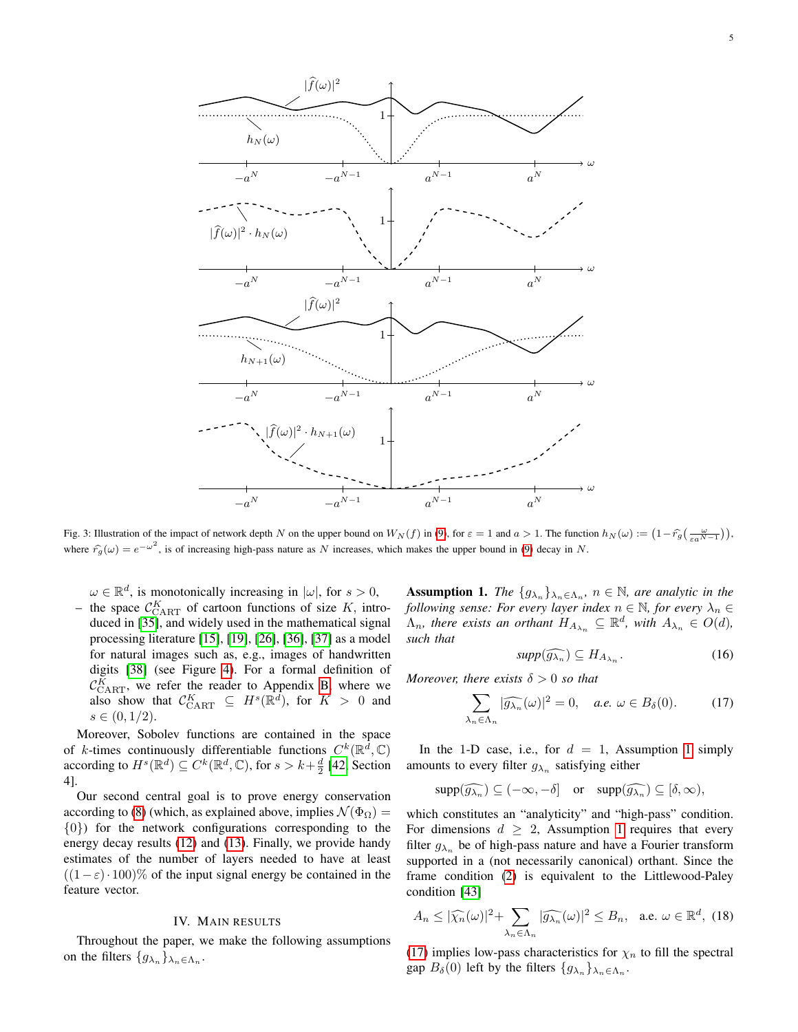Fig. 3: Illustration of the impact of network depth $N$ on the upper bound on $W_N(f)$ in (9), for $\varepsilon = 1$ and $a > 1$. The function $h_N(\omega) := \big(1 - \widehat{r_g}\big(\frac{\omega}{\varepsilon a^{N-1}}\big)\big)$, where $\widehat{r_g}(\omega) = e^{-\omega^2}$, is of increasing high-pass nature as $N$ increases, which makes the upper bound in (9) decay in $N$.

$\omega \in \mathbb{R}^d$, is monotonically increasing in $|\omega|$, for $s > 0$,

– the space $\mathcal{C}^K_{\mathrm{CART}}$ of cartoon functions of size $K$, introduced in [35], and widely used in the mathematical signal processing literature [15], [19], [26], [36], [37] as a model for natural images such as, e.g., images of handwritten digits [38] (see Figure 4). For a formal definition of $\mathcal{C}^K_{\mathrm{CART}}$, we refer the reader to Appendix B, where we also show that $\mathcal{C}^K_{\mathrm{CART}} \subseteq H^s(\mathbb{R}^d)$, for $K > 0$ and $s \in (0, 1/2)$.

Moreover, Sobolev functions are contained in the space of $k$-times continuously differentiable functions $C^k(\mathbb{R}^d, \mathbb{C})$ according to $H^s(\mathbb{R}^d) \subseteq C^k(\mathbb{R}^d, \mathbb{C})$, for $s > k + \frac{d}{2}$ [42, Section 4].

Our second central goal is to prove energy conservation according to (8) (which, as explained above, implies $\mathcal{N}(\Phi_\Omega) = \{0\}$) for the network configurations corresponding to the energy decay results (12) and (13). Finally, we provide handy estimates of the number of layers needed to have at least $((1-\varepsilon)\cdot 100)\%$ of the input signal energy be contained in the feature vector.

## IV. Main results

Throughout the paper, we make the following assumptions on the filters $\{g_{\lambda_n}\}_{\lambda_n \in \Lambda_n}$.

**Assumption 1.** *The $\{g_{\lambda_n}\}_{\lambda_n \in \Lambda_n}$, $n \in \mathbb{N}$, are analytic in the following sense: For every layer index $n \in \mathbb{N}$, for every $\lambda_n \in \Lambda_n$, there exists an orthant $H_{A_{\lambda_n}} \subseteq \mathbb{R}^d$, with $A_{\lambda_n} \in O(d)$, such that*

$$\mathrm{supp}(\widehat{g_{\lambda_n}}) \subseteq H_{A_{\lambda_n}}. \tag{16}$$

*Moreover, there exists $\delta > 0$ so that*

$$\sum_{\lambda_n \in \Lambda_n} |\widehat{g_{\lambda_n}}(\omega)|^2 = 0, \quad \text{a.e. } \omega \in B_\delta(0). \tag{17}$$

In the 1-D case, i.e., for $d = 1$, Assumption 1 simply amounts to every filter $g_{\lambda_n}$ satisfying either

$$\mathrm{supp}(\widehat{g_{\lambda_n}}) \subseteq (-\infty, -\delta] \quad \text{or} \quad \mathrm{supp}(\widehat{g_{\lambda_n}}) \subseteq [\delta, \infty),$$

which constitutes an "analyticity" and "high-pass" condition. For dimensions $d \geq 2$, Assumption 1 requires that every filter $g_{\lambda_n}$ be of high-pass nature and have a Fourier transform supported in a (not necessarily canonical) orthant. Since the frame condition (2) is equivalent to the Littlewood-Paley condition [43]

$$A_n \leq |\widehat{\chi_n}(\omega)|^2 + \sum_{\lambda_n \in \Lambda_n} |\widehat{g_{\lambda_n}}(\omega)|^2 \leq B_n, \quad \text{a.e. } \omega \in \mathbb{R}^d, \tag{18}$$

(17) implies low-pass characteristics for $\chi_n$ to fill the spectral gap $B_\delta(0)$ left by the filters $\{g_{\lambda_n}\}_{\lambda_n \in \Lambda_n}$.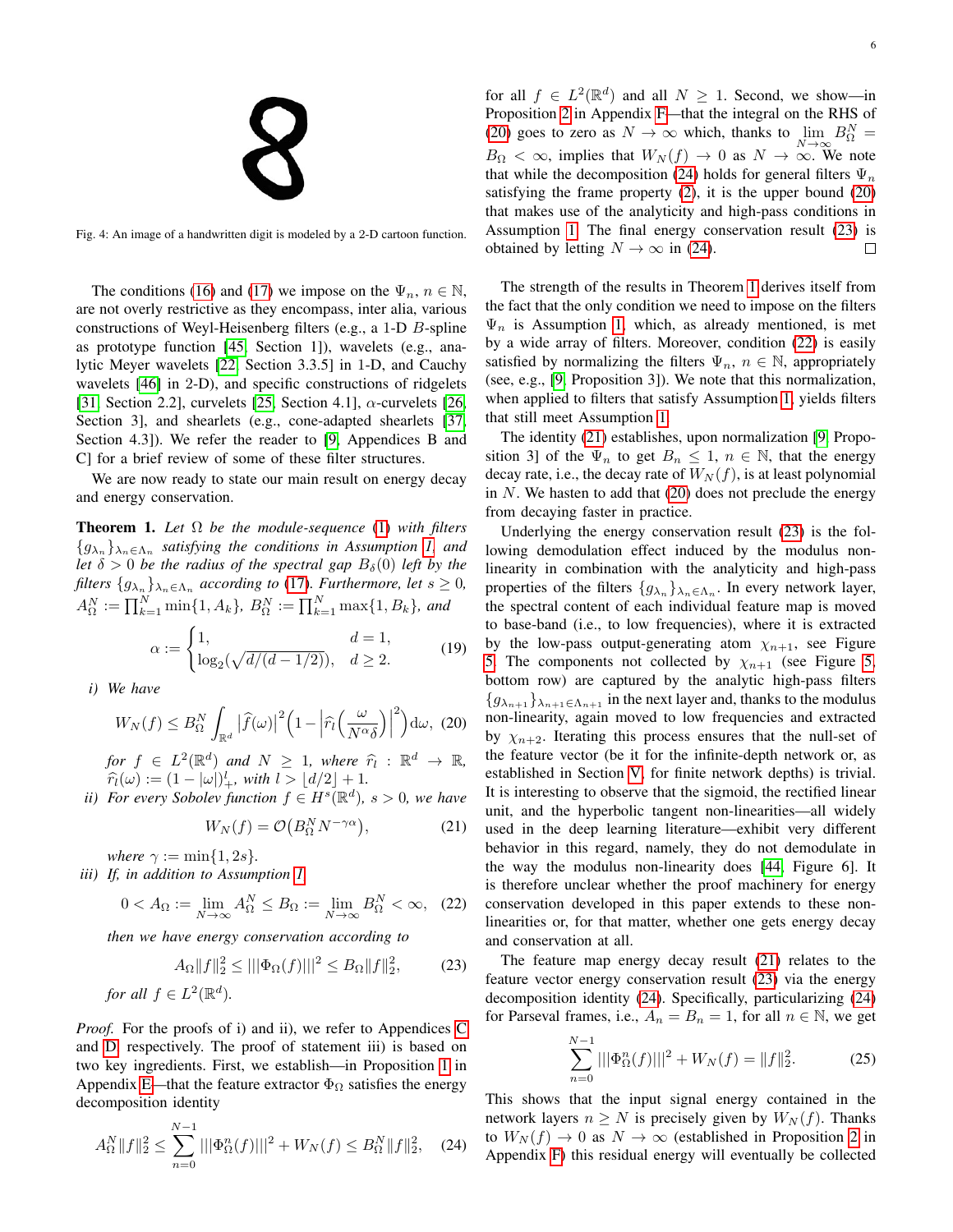Fig. 4: An image of a handwritten digit is modeled by a 2-D cartoon function.

The conditions (16) and (17) we impose on the $\Psi_n$, $n \in \mathbb{N}$, are not overly restrictive as they encompass, inter alia, various constructions of Weyl-Heisenberg filters (e.g., a 1-D $B$-spline as prototype function [45, Section 1]), wavelets (e.g., analytic Meyer wavelets [22, Section 3.3.5] in 1-D, and Cauchy wavelets [46] in 2-D), and specific constructions of ridgelets [31, Section 2.2], curvelets [25, Section 4.1], $\alpha$-curvelets [26, Section 3], and shearlets (e.g., cone-adapted shearlets [37, Section 4.3]). We refer the reader to [9, Appendices B and C] for a brief review of some of these filter structures.

We are now ready to state our main result on energy decay and energy conservation.

**Theorem 1.** *Let $\Omega$ be the module-sequence (1) with filters $\{g_{\lambda_n}\}_{\lambda_n \in \Lambda_n}$ satisfying the conditions in Assumption 1, and let $\delta > 0$ be the radius of the spectral gap $B_\delta(0)$ left by the filters $\{g_{\lambda_n}\}_{\lambda_n \in \Lambda_n}$ according to (17). Furthermore, let $s \geq 0$, $A^N_\Omega := \prod_{k=1}^N \min\{1, A_k\}$, $B^N_\Omega := \prod_{k=1}^N \max\{1, B_k\}$, and*

$$\alpha := \begin{cases} 1, & d = 1, \\ \log_2(\sqrt{d/(d-1/2)}), & d \geq 2. \end{cases} \tag{19}$$

*i) We have*

$$W_N(f) \leq B^N_\Omega \int_{\mathbb{R}^d} |\widehat{f}(\omega)|^2 \Big(1 - \Big|\widehat{r}_l\Big(\frac{\omega}{N^\alpha \delta}\Big)\Big|^2\Big) \mathrm{d}\omega, \tag{20}$$

*for $f \in L^2(\mathbb{R}^d)$ and $N \geq 1$, where $\widehat{r}_l : \mathbb{R}^d \to \mathbb{R}$, $\widehat{r}_l(\omega) := (1 - |\omega|)^l_+$, with $l > \lfloor d/2 \rfloor + 1$.*

*ii) For every Sobolev function $f \in H^s(\mathbb{R}^d)$, $s > 0$, we have*

$$W_N(f) = \mathcal{O}\big(B^N_\Omega N^{-\gamma\alpha}\big), \tag{21}$$

*where $\gamma := \min\{1, 2s\}$.*

*iii) If, in addition to Assumption 1,*

$$0 < A_\Omega := \lim_{N\to\infty} A^N_\Omega \leq B_\Omega := \lim_{N\to\infty} B^N_\Omega < \infty, \tag{22}$$

*then we have energy conservation according to*

$$A_\Omega \|f\|_2^2 \leq |||\Phi_\Omega(f)|||^2 \leq B_\Omega \|f\|_2^2, \tag{23}$$

*for all $f \in L^2(\mathbb{R}^d)$.*

*Proof.* For the proofs of i) and ii), we refer to Appendices C and D, respectively. The proof of statement iii) is based on two key ingredients. First, we establish—in Proposition 1 in Appendix E—that the feature extractor $\Phi_\Omega$ satisfies the energy decomposition identity

$$A^N_\Omega \|f\|_2^2 \leq \sum_{n=0}^{N-1} |||\Phi^n_\Omega(f)|||^2 + W_N(f) \leq B^N_\Omega \|f\|_2^2, \tag{24}$$

for all $f \in L^2(\mathbb{R}^d)$ and all $N \geq 1$. Second, we show—in Proposition 2 in Appendix F—that the integral on the RHS of (20) goes to zero as $N \to \infty$ which, thanks to $\lim_{N\to\infty} B^N_\Omega = B_\Omega < \infty$, implies that $W_N(f) \to 0$ as $N \to \infty$. We note that while the decomposition (24) holds for general filters $\Psi_n$ satisfying the frame property (2), it is the upper bound (20) that makes use of the analyticity and high-pass conditions in Assumption 1. The final energy conservation result (23) is obtained by letting $N \to \infty$ in (24). $\square$

The strength of the results in Theorem 1 derives itself from the fact that the only condition we need to impose on the filters $\Psi_n$ is Assumption 1, which, as already mentioned, is met by a wide array of filters. Moreover, condition (22) is easily satisfied by normalizing the filters $\Psi_n$, $n \in \mathbb{N}$, appropriately (see, e.g., [9, Proposition 3]). We note that this normalization, when applied to filters that satisfy Assumption 1, yields filters that still meet Assumption 1.

The identity (21) establishes, upon normalization [9, Proposition 3] of the $\Psi_n$ to get $B_n \leq 1$, $n \in \mathbb{N}$, that the energy decay rate, i.e., the decay rate of $W_N(f)$, is at least polynomial in $N$. We hasten to add that (20) does not preclude the energy from decaying faster in practice.

Underlying the energy conservation result (23) is the following demodulation effect induced by the modulus non-linearity in combination with the analyticity and high-pass properties of the filters $\{g_{\lambda_n}\}_{\lambda_n \in \Lambda_n}$. In every network layer, the spectral content of each individual feature map is moved to base-band (i.e., to low frequencies), where it is extracted by the low-pass output-generating atom $\chi_{n+1}$, see Figure 5. The components not collected by $\chi_{n+1}$ (see Figure 5, bottom row) are captured by the analytic high-pass filters $\{g_{\lambda_{n+1}}\}_{\lambda_{n+1} \in \Lambda_{n+1}}$ in the next layer and, thanks to the modulus non-linearity, again moved to low frequencies and extracted by $\chi_{n+2}$. Iterating this process ensures that the null-set of the feature vector (be it for the infinite-depth network or, as established in Section V, for finite network depths) is trivial. It is interesting to observe that the sigmoid, the rectified linear unit, and the hyperbolic tangent non-linearities—all widely used in the deep learning literature—exhibit very different behavior in this regard, namely, they do not demodulate in the way the modulus non-linearity does [44, Figure 6]. It is therefore unclear whether the proof machinery for energy conservation developed in this paper extends to these non-linearities or, for that matter, whether one gets energy decay and conservation at all.

The feature map energy decay result (21) relates to the feature vector energy conservation result (23) via the energy decomposition identity (24). Specifically, particularizing (24) for Parseval frames, i.e., $A_n = B_n = 1$, for all $n \in \mathbb{N}$, we get

$$\sum_{n=0}^{N-1} |||\Phi^n_\Omega(f)|||^2 + W_N(f) = \|f\|_2^2. \tag{25}$$

This shows that the input signal energy contained in the network layers $n \geq N$ is precisely given by $W_N(f)$. Thanks to $W_N(f) \to 0$ as $N \to \infty$ (established in Proposition 2 in Appendix F) this residual energy will eventually be collected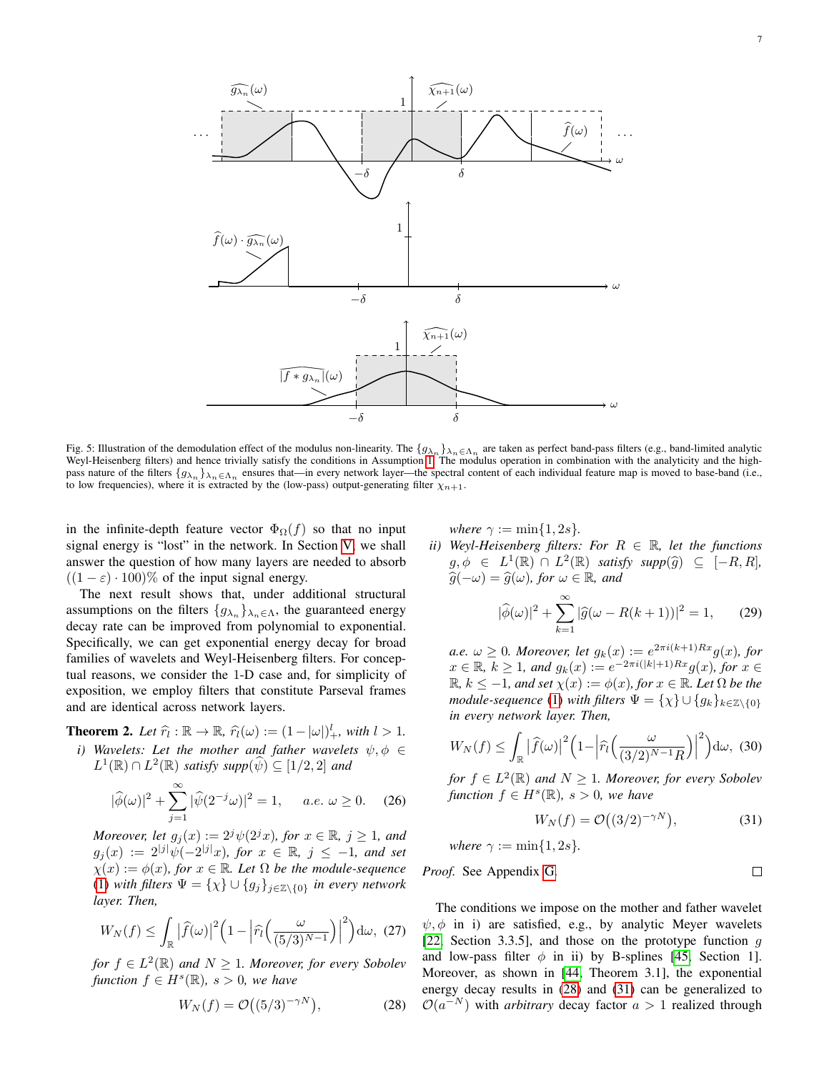Fig. 5: Illustration of the demodulation effect of the modulus non-linearity. The $\{g_{\lambda_n}\}_{\lambda_n\in\Lambda_n}$ are taken as perfect band-pass filters (e.g., band-limited analytic Weyl-Heisenberg filters) and hence trivially satisfy the conditions in Assumption 1. The modulus operation in combination with the analyticity and the high-pass nature of the filters $\{g_{\lambda_n}\}_{\lambda_n\in\Lambda_n}$ ensures that—in every network layer—the spectral content of each individual feature map is moved to base-band (i.e., to low frequencies), where it is extracted by the (low-pass) output-generating filter $\chi_{n+1}$.

in the infinite-depth feature vector $\Phi_\Omega(f)$ so that no input signal energy is "lost" in the network. In Section V, we shall answer the question of how many layers are needed to absorb $((1-\varepsilon)\cdot 100)\%$ of the input signal energy.

The next result shows that, under additional structural assumptions on the filters $\{g_{\lambda_n}\}_{\lambda_n\in\Lambda}$, the guaranteed energy decay rate can be improved from polynomial to exponential. Specifically, we can get exponential energy decay for broad families of wavelets and Weyl-Heisenberg filters. For conceptual reasons, we consider the 1-D case and, for simplicity of exposition, we employ filters that constitute Parseval frames and are identical across network layers.

**Theorem 2.** *Let $\widehat{r}_l:\mathbb{R}\to\mathbb{R}$, $\widehat{r}_l(\omega):=(1-|\omega|)_+^l$, with $l>1$.*

*i) Wavelets: Let the mother and father wavelets $\psi,\phi\in L^1(\mathbb{R})\cap L^2(\mathbb{R})$ satisfy $\mathrm{supp}(\widehat{\psi})\subseteq[1/2,2]$ and*

$$|\widehat{\phi}(\omega)|^2+\sum_{j=1}^{\infty}|\widehat{\psi}(2^{-j}\omega)|^2=1,\qquad a.e.\ \omega\geq 0. \tag{26}$$

*Moreover, let $g_j(x):=2^j\psi(2^jx)$, for $x\in\mathbb{R}$, $j\geq 1$, and $g_j(x):=2^{|j|}\psi(-2^{|j|}x)$, for $x\in\mathbb{R}$, $j\leq -1$, and set $\chi(x):=\phi(x)$, for $x\in\mathbb{R}$. Let $\Omega$ be the module-sequence (1) with filters $\Psi=\{\chi\}\cup\{g_j\}_{j\in\mathbb{Z}\setminus\{0\}}$ in every network layer. Then,*

$$W_N(f)\leq\int_{\mathbb{R}}\big|\widehat{f}(\omega)\big|^2\Big(1-\Big|\widehat{r}_l\Big(\frac{\omega}{(5/3)^{N-1}}\Big)\Big|^2\Big)\mathrm{d}\omega, \tag{27}$$

*for $f\in L^2(\mathbb{R})$ and $N\geq 1$. Moreover, for every Sobolev function $f\in H^s(\mathbb{R})$, $s>0$, we have*

$$W_N(f)=\mathcal{O}\big((5/3)^{-\gamma N}\big), \tag{28}$$

*where $\gamma:=\min\{1,2s\}$.*

*ii) Weyl-Heisenberg filters: For $R\in\mathbb{R}$, let the functions $g,\phi\in L^1(\mathbb{R})\cap L^2(\mathbb{R})$ satisfy $\mathrm{supp}(\widehat{g})\subseteq[-R,R]$, $\widehat{g}(-\omega)=\widehat{g}(\omega)$, for $\omega\in\mathbb{R}$, and*

$$|\widehat{\phi}(\omega)|^2+\sum_{k=1}^{\infty}|\widehat{g}(\omega-R(k+1))|^2=1, \tag{29}$$

*a.e. $\omega\geq 0$. Moreover, let $g_k(x):=e^{2\pi i(k+1)Rx}g(x)$, for $x\in\mathbb{R}$, $k\geq 1$, and $g_k(x):=e^{-2\pi i(|k|+1)Rx}g(x)$, for $x\in\mathbb{R}$, $k\leq -1$, and set $\chi(x):=\phi(x)$, for $x\in\mathbb{R}$. Let $\Omega$ be the module-sequence (1) with filters $\Psi=\{\chi\}\cup\{g_k\}_{k\in\mathbb{Z}\setminus\{0\}}$ in every network layer. Then,*

$$W_N(f)\leq\int_{\mathbb{R}}\big|\widehat{f}(\omega)\big|^2\Big(1-\Big|\widehat{r}_l\Big(\frac{\omega}{(3/2)^{N-1}R}\Big)\Big|^2\Big)\mathrm{d}\omega, \tag{30}$$

*for $f\in L^2(\mathbb{R})$ and $N\geq 1$. Moreover, for every Sobolev function $f\in H^s(\mathbb{R})$, $s>0$, we have*

$$W_N(f)=\mathcal{O}\big((3/2)^{-\gamma N}\big), \tag{31}$$

*where $\gamma:=\min\{1,2s\}$.*

*Proof.* See Appendix G. □

The conditions we impose on the mother and father wavelet $\psi,\phi$ in i) are satisfied, e.g., by analytic Meyer wavelets [22, Section 3.3.5], and those on the prototype function $g$ and low-pass filter $\phi$ in ii) by B-splines [45, Section 1]. Moreover, as shown in [44, Theorem 3.1], the exponential energy decay results in (28) and (31) can be generalized to $\mathcal{O}(a^{-N})$ with *arbitrary* decay factor $a>1$ realized through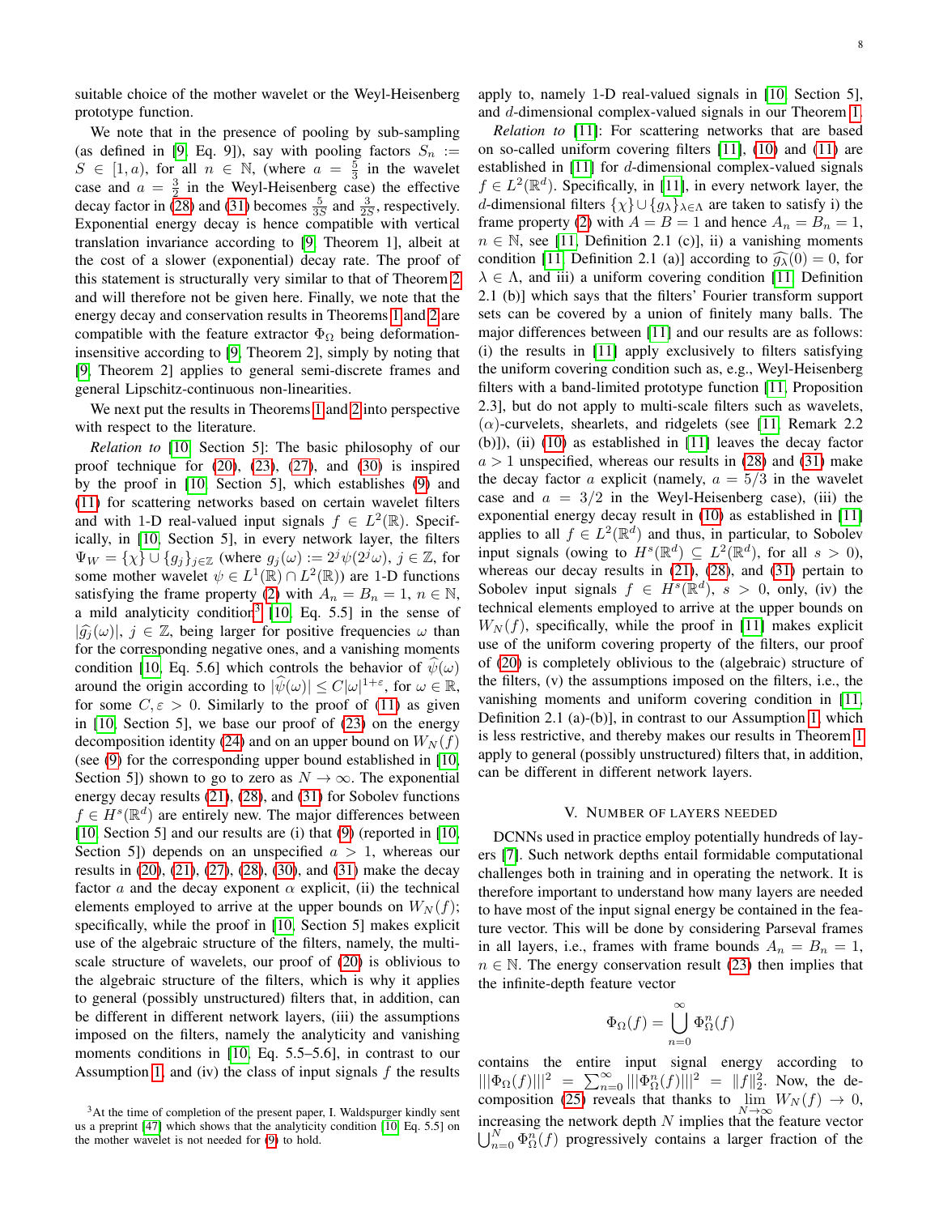suitable choice of the mother wavelet or the Weyl-Heisenberg prototype function.

We note that in the presence of pooling by sub-sampling (as defined in [9, Eq. 9]), say with pooling factors $S_n := S \in [1, a)$, for all $n \in \mathbb{N}$, (where $a = \frac{5}{3}$ in the wavelet case and $a = \frac{3}{2}$ in the Weyl-Heisenberg case) the effective decay factor in (28) and (31) becomes $\frac{5}{3S}$ and $\frac{3}{2S}$, respectively. Exponential energy decay is hence compatible with vertical translation invariance according to [9, Theorem 1], albeit at the cost of a slower (exponential) decay rate. The proof of this statement is structurally very similar to that of Theorem 2 and will therefore not be given here. Finally, we note that the energy decay and conservation results in Theorems 1 and 2 are compatible with the feature extractor $\Phi_\Omega$ being deformation-insensitive according to [9, Theorem 2], simply by noting that [9, Theorem 2] applies to general semi-discrete frames and general Lipschitz-continuous non-linearities.

We next put the results in Theorems 1 and 2 into perspective with respect to the literature.

*Relation to* [10, Section 5]: The basic philosophy of our proof technique for (20), (23), (27), and (30) is inspired by the proof in [10, Section 5], which establishes (9) and (11) for scattering networks based on certain wavelet filters and with 1-D real-valued input signals $f \in L^2(\mathbb{R})$. Specifically, in [10, Section 5], in every network layer, the filters $\Psi_W = \{\chi\} \cup \{g_j\}_{j\in\mathbb{Z}}$ (where $g_j(\omega) := 2^j\psi(2^j\omega)$, $j \in \mathbb{Z}$, for some mother wavelet $\psi \in L^1(\mathbb{R}) \cap L^2(\mathbb{R})$) are 1-D functions satisfying the frame property (2) with $A_n = B_n = 1$, $n \in \mathbb{N}$, a mild analyticity condition[3] [10, Eq. 5.5] in the sense of $|\widehat{g_j}(\omega)|$, $j \in \mathbb{Z}$, being larger for positive frequencies $\omega$ than for the corresponding negative ones, and a vanishing moments condition [10, Eq. 5.6] which controls the behavior of $\widehat{\psi}(\omega)$ around the origin according to $|\widehat{\psi}(\omega)| \leq C|\omega|^{1+\varepsilon}$, for $\omega \in \mathbb{R}$, for some $C, \varepsilon > 0$. Similarly to the proof of (11) as given in [10, Section 5], we base our proof of (23) on the energy decomposition identity (24) and on an upper bound on $W_N(f)$ (see (9) for the corresponding upper bound established in [10, Section 5]) shown to go to zero as $N \to \infty$. The exponential energy decay results (21), (28), and (31) for Sobolev functions $f \in H^s(\mathbb{R}^d)$ are entirely new. The major differences between [10, Section 5] and our results are (i) that (9) (reported in [10, Section 5]) depends on an unspecified $a > 1$, whereas our results in (20), (21), (27), (28), (30), and (31) make the decay factor $a$ and the decay exponent $\alpha$ explicit, (ii) the technical elements employed to arrive at the upper bounds on $W_N(f)$; specifically, while the proof in [10, Section 5] makes explicit use of the algebraic structure of the filters, namely, the multi-scale structure of wavelets, our proof of (20) is oblivious to the algebraic structure of the filters, which is why it applies to general (possibly unstructured) filters that, in addition, can be different in different network layers, (iii) the assumptions imposed on the filters, namely the analyticity and vanishing moments conditions in [10, Eq. 5.5–5.6], in contrast to our Assumption 1, and (iv) the class of input signals $f$ the results apply to, namely 1-D real-valued signals in [10, Section 5], and $d$-dimensional complex-valued signals in our Theorem 1.

*Relation to* [11]: For scattering networks that are based on so-called uniform covering filters [11], (10) and (11) are established in [11] for $d$-dimensional complex-valued signals $f \in L^2(\mathbb{R}^d)$. Specifically, in [11], in every network layer, the $d$-dimensional filters $\{\chi\} \cup \{g_\lambda\}_{\lambda\in\Lambda}$ are taken to satisfy i) the frame property (2) with $A = B = 1$ and hence $A_n = B_n = 1$, $n \in \mathbb{N}$, see [11, Definition 2.1 (c)], ii) a vanishing moments condition [11, Definition 2.1 (a)] according to $\widehat{g_\lambda}(0) = 0$, for $\lambda \in \Lambda$, and iii) a uniform covering condition [11, Definition 2.1 (b)] which says that the filters' Fourier transform support sets can be covered by a union of finitely many balls. The major differences between [11] and our results are as follows: (i) the results in [11] apply exclusively to filters satisfying the uniform covering condition such as, e.g., Weyl-Heisenberg filters with a band-limited prototype function [11, Proposition 2.3], but do not apply to multi-scale filters such as wavelets, ($\alpha$)-curvelets, shearlets, and ridgelets (see [11, Remark 2.2 (b)]), (ii) (10) as established in [11] leaves the decay factor $a > 1$ unspecified, whereas our results in (28) and (31) make the decay factor $a$ explicit (namely, $a = 5/3$ in the wavelet case and $a = 3/2$ in the Weyl-Heisenberg case), (iii) the exponential energy decay result in (10) as established in [11] applies to all $f \in L^2(\mathbb{R}^d)$ and thus, in particular, to Sobolev input signals (owing to $H^s(\mathbb{R}^d) \subseteq L^2(\mathbb{R}^d)$, for all $s > 0$), whereas our decay results in (21), (28), and (31) pertain to Sobolev input signals $f \in H^s(\mathbb{R}^d)$, $s > 0$, only, (iv) the technical elements employed to arrive at the upper bounds on $W_N(f)$, specifically, while the proof in [11] makes explicit use of the uniform covering property of the filters, our proof of (20) is completely oblivious to the (algebraic) structure of the filters, (v) the assumptions imposed on the filters, i.e., the vanishing moments and uniform covering condition in [11, Definition 2.1 (a)-(b)], in contrast to our Assumption 1, which is less restrictive, and thereby makes our results in Theorem 1 apply to general (possibly unstructured) filters that, in addition, can be different in different network layers.

## V. Number of layers needed

DCNNs used in practice employ potentially hundreds of layers [7]. Such network depths entail formidable computational challenges both in training and in operating the network. It is therefore important to understand how many layers are needed to have most of the input signal energy be contained in the feature vector. This will be done by considering Parseval frames in all layers, i.e., frames with frame bounds $A_n = B_n = 1$, $n \in \mathbb{N}$. The energy conservation result (23) then implies that the infinite-depth feature vector

$$\Phi_\Omega(f) = \bigcup_{n=0}^{\infty} \Phi_\Omega^n(f)$$

contains the entire input signal energy according to $|||\Phi_\Omega(f)|||^2 = \sum_{n=0}^{\infty} |||\Phi_\Omega^n(f)|||^2 = \|f\|_2^2$. Now, the decomposition (25) reveals that thanks to $\lim\limits_{N\to\infty} W_N(f) \to 0$, increasing the network depth $N$ implies that the feature vector $\bigcup_{n=0}^{N} \Phi_\Omega^n(f)$ progressively contains a larger fraction of the

[3] At the time of completion of the present paper, I. Waldspurger kindly sent us a preprint [47] which shows that the analyticity condition [10, Eq. 5.5] on the mother wavelet is not needed for (9) to hold.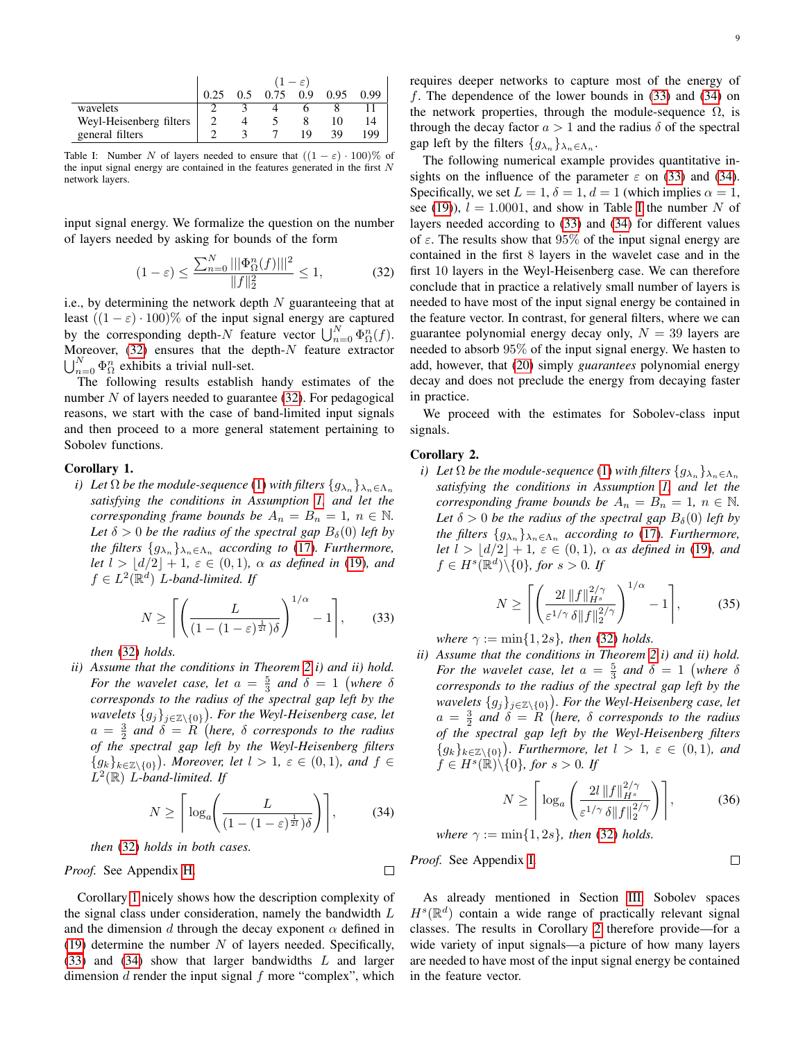| | $(1-\varepsilon)$ | | | | | |
|---|---|---|---|---|---|---|
| | 0.25 | 0.5 | 0.75 | 0.9 | 0.95 | 0.99 |
| wavelets | 2 | 3 | 4 | 6 | 8 | 11 |
| Weyl-Heisenberg filters | 2 | 4 | 5 | 8 | 10 | 14 |
| general filters | 2 | 3 | 7 | 19 | 39 | 199 |

Table I: Number $N$ of layers needed to ensure that $((1-\varepsilon)\cdot 100)\%$ of the input signal energy are contained in the features generated in the first $N$ network layers.

input signal energy. We formalize the question on the number of layers needed by asking for bounds of the form

$$(1-\varepsilon) \le \frac{\sum_{n=0}^{N} |||\Phi_\Omega^n(f)|||^2}{\|f\|_2^2} \le 1, \tag{32}$$

i.e., by determining the network depth $N$ guaranteeing that at least $((1-\varepsilon)\cdot 100)\%$ of the input signal energy are captured by the corresponding depth-$N$ feature vector $\bigcup_{n=0}^{N} \Phi_\Omega^n(f)$. Moreover, (32) ensures that the depth-$N$ feature extractor $\bigcup_{n=0}^{N} \Phi_\Omega^n$ exhibits a trivial null-set.

The following results establish handy estimates of the number $N$ of layers needed to guarantee (32). For pedagogical reasons, we start with the case of band-limited input signals and then proceed to a more general statement pertaining to Sobolev functions.

**Corollary 1.**

*i) Let $\Omega$ be the module-sequence (1) with filters $\{g_{\lambda_n}\}_{\lambda_n\in\Lambda_n}$ satisfying the conditions in Assumption 1, and let the corresponding frame bounds be $A_n = B_n = 1$, $n \in \mathbb{N}$. Let $\delta > 0$ be the radius of the spectral gap $B_\delta(0)$ left by the filters $\{g_{\lambda_n}\}_{\lambda_n\in\Lambda_n}$ according to (17). Furthermore, let $l > \lfloor d/2 \rfloor + 1$, $\varepsilon \in (0,1)$, $\alpha$ as defined in (19), and $f \in L^2(\mathbb{R}^d)$ $L$-band-limited. If*

$$N \ge \left\lceil \left( \frac{L}{(1-(1-\varepsilon)^{\frac{1}{2l}})\delta} \right)^{1/\alpha} - 1 \right\rceil, \tag{33}$$

*then (32) holds.*

*ii) Assume that the conditions in Theorem 2 i) and ii) hold. For the wavelet case, let $a = \frac{5}{3}$ and $\delta = 1$ (where $\delta$ corresponds to the radius of the spectral gap left by the wavelets $\{g_j\}_{j\in\mathbb{Z}\backslash\{0\}}$). For the Weyl-Heisenberg case, let $a = \frac{3}{2}$ and $\delta = R$ (here, $\delta$ corresponds to the radius of the spectral gap left by the Weyl-Heisenberg filters $\{g_k\}_{k\in\mathbb{Z}\backslash\{0\}}$). Moreover, let $l > 1$, $\varepsilon \in (0,1)$, and $f \in L^2(\mathbb{R})$ $L$-band-limited. If*

$$N \ge \left\lceil \log_a \left( \frac{L}{(1-(1-\varepsilon)^{\frac{1}{2l}})\delta} \right) \right\rceil, \tag{34}$$

*then (32) holds in both cases.*

*Proof.* See Appendix H. □

Corollary 1 nicely shows how the description complexity of the signal class under consideration, namely the bandwidth $L$ and the dimension $d$ through the decay exponent $\alpha$ defined in (19) determine the number $N$ of layers needed. Specifically, (33) and (34) show that larger bandwidths $L$ and larger dimension $d$ render the input signal $f$ more "complex", which requires deeper networks to capture most of the energy of $f$. The dependence of the lower bounds in (33) and (34) on the network properties, through the module-sequence $\Omega$, is through the decay factor $a > 1$ and the radius $\delta$ of the spectral gap left by the filters $\{g_{\lambda_n}\}_{\lambda_n\in\Lambda_n}$.

The following numerical example provides quantitative insights on the influence of the parameter $\varepsilon$ on (33) and (34). Specifically, we set $L = 1$, $\delta = 1$, $d = 1$ (which implies $\alpha = 1$, see (19)), $l = 1.0001$, and show in Table I the number $N$ of layers needed according to (33) and (34) for different values of $\varepsilon$. The results show that 95% of the input signal energy are contained in the first 8 layers in the wavelet case and in the first 10 layers in the Weyl-Heisenberg case. We can therefore conclude that in practice a relatively small number of layers is needed to have most of the input signal energy be contained in the feature vector. In contrast, for general filters, where we can guarantee polynomial energy decay only, $N = 39$ layers are needed to absorb 95% of the input signal energy. We hasten to add, however, that (20) simply *guarantees* polynomial energy decay and does not preclude the energy from decaying faster in practice.

We proceed with the estimates for Sobolev-class input signals.

**Corollary 2.**

*i) Let $\Omega$ be the module-sequence (1) with filters $\{g_{\lambda_n}\}_{\lambda_n\in\Lambda_n}$ satisfying the conditions in Assumption 1, and let the corresponding frame bounds be $A_n = B_n = 1$, $n \in \mathbb{N}$. Let $\delta > 0$ be the radius of the spectral gap $B_\delta(0)$ left by the filters $\{g_{\lambda_n}\}_{\lambda_n\in\Lambda_n}$ according to (17). Furthermore, let $l > \lfloor d/2 \rfloor + 1$, $\varepsilon \in (0,1)$, $\alpha$ as defined in (19), and $f \in H^s(\mathbb{R}^d)\backslash\{0\}$, for $s > 0$. If*

$$N \ge \left\lceil \left( \frac{2l\,\|f\|_{H^s}^{2/\gamma}}{\varepsilon^{1/\gamma}\,\delta \|f\|_2^{2/\gamma}} \right)^{1/\alpha} - 1 \right\rceil, \tag{35}$$

*where $\gamma := \min\{1, 2s\}$, then (32) holds.*

*ii) Assume that the conditions in Theorem 2 i) and ii) hold. For the wavelet case, let $a = \frac{5}{3}$ and $\delta = 1$ (where $\delta$ corresponds to the radius of the spectral gap left by the wavelets $\{g_j\}_{j\in\mathbb{Z}\backslash\{0\}}$). For the Weyl-Heisenberg case, let $a = \frac{3}{2}$ and $\delta = R$ (here, $\delta$ corresponds to the radius of the spectral gap left by the Weyl-Heisenberg filters $\{g_k\}_{k\in\mathbb{Z}\backslash\{0\}}$). Furthermore, let $l > 1$, $\varepsilon \in (0,1)$, and $f \in H^s(\mathbb{R})\backslash\{0\}$, for $s > 0$. If*

$$N \ge \left\lceil \log_a \left( \frac{2l\,\|f\|_{H^s}^{2/\gamma}}{\varepsilon^{1/\gamma}\,\delta \|f\|_2^{2/\gamma}} \right) \right\rceil, \tag{36}$$

*where $\gamma := \min\{1, 2s\}$, then (32) holds.*

*Proof.* See Appendix I. □

As already mentioned in Section III, Sobolev spaces $H^s(\mathbb{R}^d)$ contain a wide range of practically relevant signal classes. The results in Corollary 2 therefore provide—for a wide variety of input signals—a picture of how many layers are needed to have most of the input signal energy be contained in the feature vector.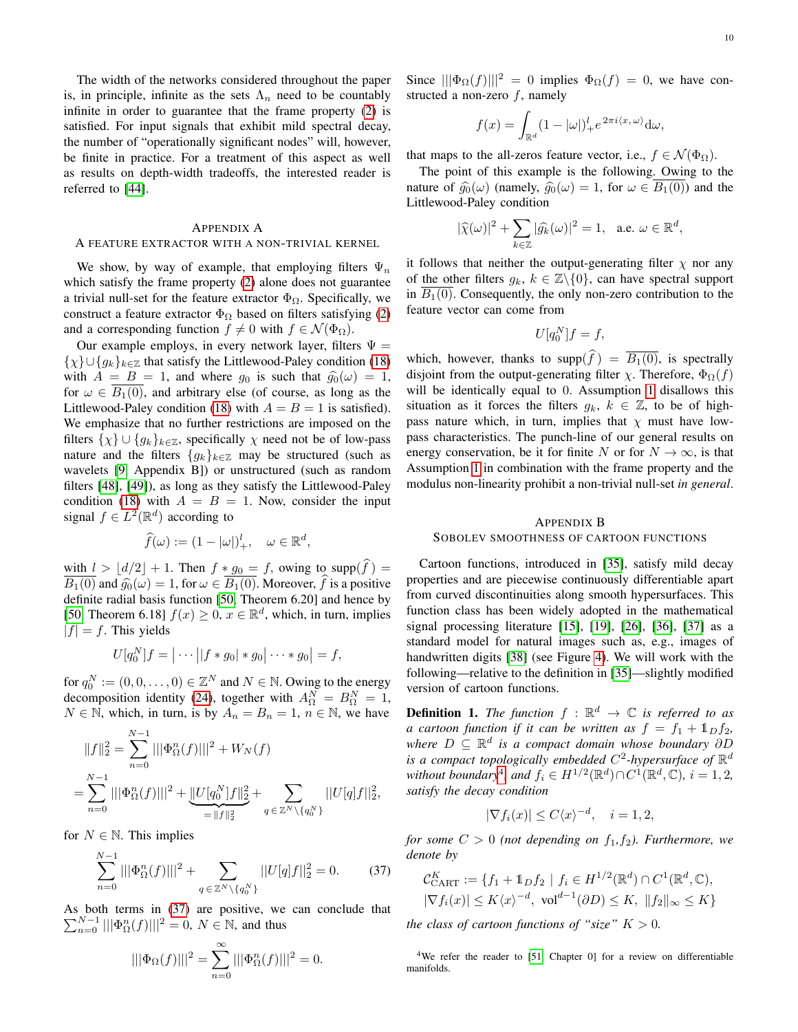The width of the networks considered throughout the paper is, in principle, infinite as the sets $\Lambda_n$ need to be countably infinite in order to guarantee that the frame property (2) is satisfied. For input signals that exhibit mild spectral decay, the number of "operationally significant nodes" will, however, be finite in practice. For a treatment of this aspect as well as results on depth-width tradeoffs, the interested reader is referred to [44].

## Appendix A
## A feature extractor with a non-trivial kernel

We show, by way of example, that employing filters $\Psi_n$ which satisfy the frame property (2) alone does not guarantee a trivial null-set for the feature extractor $\Phi_\Omega$. Specifically, we construct a feature extractor $\Phi_\Omega$ based on filters satisfying (2) and a corresponding function $f \neq 0$ with $f \in \mathcal{N}(\Phi_\Omega)$.

Our example employs, in every network layer, filters $\Psi = \{\chi\} \cup \{g_k\}_{k\in\mathbb{Z}}$ that satisfy the Littlewood-Paley condition (18) with $A = B = 1$, and where $g_0$ is such that $\widehat{g_0}(\omega) = 1$, for $\omega \in \overline{B_1(0)}$, and arbitrary else (of course, as long as the Littlewood-Paley condition (18) with $A = B = 1$ is satisfied). We emphasize that no further restrictions are imposed on the filters $\{\chi\} \cup \{g_k\}_{k\in\mathbb{Z}}$, specifically $\chi$ need not be of low-pass nature and the filters $\{g_k\}_{k\in\mathbb{Z}}$ may be structured (such as wavelets [9, Appendix B]) or unstructured (such as random filters [48], [49]), as long as they satisfy the Littlewood-Paley condition (18) with $A = B = 1$. Now, consider the input signal $f \in L^2(\mathbb{R}^d)$ according to

$$\widehat{f}(\omega) := (1 - |\omega|)_+^l, \quad \omega \in \mathbb{R}^d,$$

with $l > \lfloor d/2 \rfloor + 1$. Then $f * g_0 = f$, owing to $\text{supp}(\widehat{f}) = \overline{B_1(0)}$ and $\widehat{g_0}(\omega) = 1$, for $\omega \in \overline{B_1(0)}$. Moreover, $\widehat{f}$ is a positive definite radial basis function [50, Theorem 6.20] and hence by [50, Theorem 6.18] $f(x) \geq 0$, $x \in \mathbb{R}^d$, which, in turn, implies $|f| = f$. This yields

$$U[q_0^N]f = \big| \cdots \big| |f * g_0| * g_0 \big| \cdots * g_0 \big| = f,$$

for $q_0^N := (0, 0, \dots, 0) \in \mathbb{Z}^N$ and $N \in \mathbb{N}$. Owing to the energy decomposition identity (24), together with $A_\Omega^N = B_\Omega^N = 1$, $N \in \mathbb{N}$, which, in turn, is by $A_n = B_n = 1$, $n \in \mathbb{N}$, we have

$$\begin{aligned}
\|f\|_2^2 &= \sum_{n=0}^{N-1} |||\Phi_\Omega^n(f)|||^2 + W_N(f) \\
&= \sum_{n=0}^{N-1} |||\Phi_\Omega^n(f)|||^2 + \underbrace{\|U[q_0^N]f\|_2^2}_{=\|f\|_2^2} + \sum_{q\,\in\,\mathbb{Z}^N\backslash\{q_0^N\}} \|U[q]f\|_2^2,
\end{aligned}$$

for $N \in \mathbb{N}$. This implies

$$\sum_{n=0}^{N-1} |||\Phi_\Omega^n(f)|||^2 + \sum_{q\,\in\,\mathbb{Z}^N\backslash\{q_0^N\}} \|U[q]f\|_2^2 = 0. \tag{37}$$

As both terms in (37) are positive, we can conclude that $\sum_{n=0}^{N-1} |||\Phi_\Omega^n(f)|||^2 = 0$, $N \in \mathbb{N}$, and thus

$$|||\Phi_\Omega(f)|||^2 = \sum_{n=0}^{\infty} |||\Phi_\Omega^n(f)|||^2 = 0.$$

Since $|||\Phi_\Omega(f)|||^2 = 0$ implies $\Phi_\Omega(f) = 0$, we have constructed a non-zero $f$, namely

$$f(x) = \int_{\mathbb{R}^d} (1 - |\omega|)_+^l e^{2\pi i \langle x, \omega \rangle} \mathrm{d}\omega,$$

that maps to the all-zeros feature vector, i.e., $f \in \mathcal{N}(\Phi_\Omega)$.

The point of this example is the following. Owing to the nature of $\widehat{g_0}(\omega)$ (namely, $\widehat{g_0}(\omega) = 1$, for $\omega \in \overline{B_1(0)}$) and the Littlewood-Paley condition

$$|\widehat{\chi}(\omega)|^2 + \sum_{k\in\mathbb{Z}} |\widehat{g_k}(\omega)|^2 = 1, \quad \text{a.e. } \omega \in \mathbb{R}^d,$$

it follows that neither the output-generating filter $\chi$ nor any of the other filters $g_k$, $k \in \mathbb{Z}\backslash\{0\}$, can have spectral support in $\overline{B_1(0)}$. Consequently, the only non-zero contribution to the feature vector can come from

$$U[q_0^N]f = f,$$

which, however, thanks to $\text{supp}(\widehat{f}) = \overline{B_1(0)}$, is spectrally disjoint from the output-generating filter $\chi$. Therefore, $\Phi_\Omega(f)$ will be identically equal to 0. Assumption 1 disallows this situation as it forces the filters $g_k$, $k \in \mathbb{Z}$, to be of high-pass nature which, in turn, implies that $\chi$ must have low-pass characteristics. The punch-line of our general results on energy conservation, be it for finite $N$ or for $N \to \infty$, is that Assumption 1 in combination with the frame property and the modulus non-linearity prohibit a non-trivial null-set *in general*.

## Appendix B
## Sobolev smoothness of cartoon functions

Cartoon functions, introduced in [35], satisfy mild decay properties and are piecewise continuously differentiable apart from curved discontinuities along smooth hypersurfaces. This function class has been widely adopted in the mathematical signal processing literature [15], [19], [26], [36], [37] as a standard model for natural images such as, e.g., images of handwritten digits [38] (see Figure 4). We will work with the following—relative to the definition in [35]—slightly modified version of cartoon functions.

**Definition 1.** *The function $f : \mathbb{R}^d \to \mathbb{C}$ is referred to as a cartoon function if it can be written as $f = f_1 + \mathbb{1}_D f_2$, where $D \subseteq \mathbb{R}^d$ is a compact domain whose boundary $\partial D$ is a compact topologically embedded $C^2$-hypersurface of $\mathbb{R}^d$ without boundary[4] and $f_i \in H^{1/2}(\mathbb{R}^d) \cap C^1(\mathbb{R}^d, \mathbb{C})$, $i = 1, 2$, satisfy the decay condition*

$$|\nabla f_i(x)| \leq C \langle x \rangle^{-d}, \quad i = 1, 2,$$

*for some $C > 0$ (not depending on $f_1, f_2$). Furthermore, we denote by*

$$\begin{aligned}
\mathcal{C}_{\text{CART}}^K := \{&f_1 + \mathbb{1}_D f_2 \mid f_i \in H^{1/2}(\mathbb{R}^d) \cap C^1(\mathbb{R}^d, \mathbb{C}), \\
&|\nabla f_i(x)| \leq K \langle x \rangle^{-d},\ \text{vol}^{d-1}(\partial D) \leq K,\ \|f_2\|_\infty \leq K\}
\end{aligned}$$

*the class of cartoon functions of "size" $K > 0$.*

[4] We refer the reader to [51, Chapter 0] for a review on differentiable manifolds.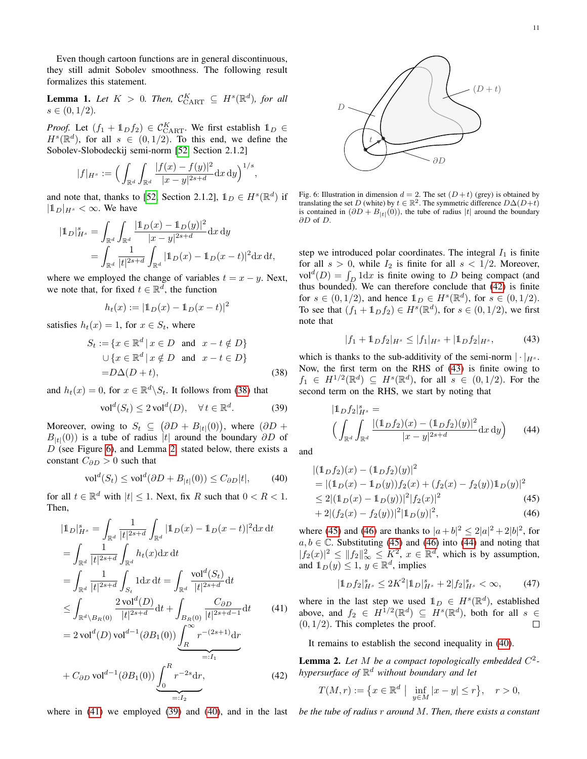Even though cartoon functions are in general discontinuous, they still admit Sobolev smoothness. The following result formalizes this statement.

**Lemma 1.** *Let $K > 0$. Then, $\mathcal{C}^K_{\mathrm{CART}} \subseteq H^s(\mathbb{R}^d)$, for all $s \in (0, 1/2)$.*

*Proof.* Let $(f_1 + \mathbb{1}_D f_2) \in \mathcal{C}^K_{\mathrm{CART}}$. We first establish $\mathbb{1}_D \in H^s(\mathbb{R}^d)$, for all $s \in (0, 1/2)$. To this end, we define the Sobolev-Slobodeckij semi-norm [52, Section 2.1.2]

$$|f|_{H^s} := \Big( \int_{\mathbb{R}^d} \int_{\mathbb{R}^d} \frac{|f(x) - f(y)|^2}{|x-y|^{2s+d}} \mathrm{d}x \, \mathrm{d}y \Big)^{1/s},$$

and note that, thanks to [52, Section 2.1.2], $\mathbb{1}_D \in H^s(\mathbb{R}^d)$ if $|\mathbb{1}_D|_{H^s} < \infty$. We have

$$\begin{aligned}
|\mathbb{1}_D|^s_{H^s} &= \int_{\mathbb{R}^d} \int_{\mathbb{R}^d} \frac{|\mathbb{1}_D(x) - \mathbb{1}_D(y)|^2}{|x-y|^{2s+d}} \mathrm{d}x \, \mathrm{d}y \\
&= \int_{\mathbb{R}^d} \frac{1}{|t|^{2s+d}} \int_{\mathbb{R}^d} |\mathbb{1}_D(x) - \mathbb{1}_D(x-t)|^2 \mathrm{d}x \, \mathrm{d}t,
\end{aligned}$$

where we employed the change of variables $t = x - y$. Next, we note that, for fixed $t \in \mathbb{R}^d$, the function

$$h_t(x) := |\mathbb{1}_D(x) - \mathbb{1}_D(x-t)|^2$$

satisfies $h_t(x) = 1$, for $x \in S_t$, where

$$\begin{aligned}
S_t :=& \{x \in \mathbb{R}^d \,|\, x \in D \;\text{ and }\; x - t \notin D\} \\
&\cup \{x \in \mathbb{R}^d \,|\, x \notin D \;\text{ and }\; x - t \in D\} \\
=& D \Delta (D + t),
\end{aligned} \tag{38}$$

and $h_t(x) = 0$, for $x \in \mathbb{R}^d \backslash S_t$. It follows from (38) that

$$\mathrm{vol}^d(S_t) \leq 2 \, \mathrm{vol}^d(D), \quad \forall t \in \mathbb{R}^d. \tag{39}$$

Moreover, owing to $S_t \subseteq \big(\partial D + B_{|t|}(0)\big)$, where $(\partial D + B_{|t|}(0))$ is a tube of radius $|t|$ around the boundary $\partial D$ of $D$ (see Figure 6), and Lemma 2 stated below, there exists a constant $C_{\partial D} > 0$ such that

$$\mathrm{vol}^d(S_t) \leq \mathrm{vol}^d(\partial D + B_{|t|}(0)) \leq C_{\partial D} |t|, \tag{40}$$

for all $t \in \mathbb{R}^d$ with $|t| \leq 1$. Next, fix $R$ such that $0 < R < 1$. Then,

$$\begin{aligned}
|\mathbb{1}_D|^s_{H^s} &= \int_{\mathbb{R}^d} \frac{1}{|t|^{2s+d}} \int_{\mathbb{R}^d} |\mathbb{1}_D(x) - \mathbb{1}_D(x-t)|^2 \mathrm{d}x \, \mathrm{d}t \\
&= \int_{\mathbb{R}^d} \frac{1}{|t|^{2s+d}} \int_{\mathbb{R}^d} h_t(x) \mathrm{d}x \, \mathrm{d}t \\
&= \int_{\mathbb{R}^d} \frac{1}{|t|^{2s+d}} \int_{S_t} 1 \mathrm{d}x \, \mathrm{d}t = \int_{\mathbb{R}^d} \frac{\mathrm{vol}^d(S_t)}{|t|^{2s+d}} \mathrm{d}t \\
&\leq \int_{\mathbb{R}^d \backslash B_R(0)} \frac{2 \, \mathrm{vol}^d(D)}{|t|^{2s+d}} \mathrm{d}t + \int_{B_R(0)} \frac{C_{\partial D}}{|t|^{2s+d-1}} \mathrm{d}t \qquad (41) \\
&= 2 \, \mathrm{vol}^d(D) \, \mathrm{vol}^{d-1}(\partial B_1(0)) \underbrace{\int_R^\infty r^{-(2s+1)} \mathrm{d}r}_{=: I_1} \\
&\quad + C_{\partial D} \, \mathrm{vol}^{d-1}(\partial B_1(0)) \underbrace{\int_0^R r^{-2s} \mathrm{d}r}_{=: I_2}, \qquad (42)
\end{aligned}$$

where in (41) we employed (39) and (40), and in the last step we introduced polar coordinates. The integral $I_1$ is finite for all $s > 0$, while $I_2$ is finite for all $s < 1/2$. Moreover, $\mathrm{vol}^d(D) = \int_D 1 \mathrm{d}x$ is finite owing to $D$ being compact (and thus bounded). We can therefore conclude that (42) is finite for $s \in (0, 1/2)$, and hence $\mathbb{1}_D \in H^s(\mathbb{R}^d)$, for $s \in (0, 1/2)$. To see that $(f_1 + \mathbb{1}_D f_2) \in H^s(\mathbb{R}^d)$, for $s \in (0, 1/2)$, we first note that

$$|f_1 + \mathbb{1}_D f_2|_{H^s} \leq |f_1|_{H^s} + |\mathbb{1}_D f_2|_{H^s}, \tag{43}$$

which is thanks to the sub-additivity of the semi-norm $|\cdot|_{H^s}$. Now, the first term on the RHS of (43) is finite owing to $f_1 \in H^{1/2}(\mathbb{R}^d) \subseteq H^s(\mathbb{R}^d)$, for all $s \in (0, 1/2)$. For the second term on the RHS, we start by noting that

$$|\mathbb{1}_D f_2|^s_{H^s} = \Big( \int_{\mathbb{R}^d} \int_{\mathbb{R}^d} \frac{|(\mathbb{1}_D f_2)(x) - (\mathbb{1}_D f_2)(y)|^2}{|x-y|^{2s+d}} \mathrm{d}x \, \mathrm{d}y \Big) \tag{44}$$

and

$$\begin{aligned}
&|(\mathbb{1}_D f_2)(x) - (\mathbb{1}_D f_2)(y)|^2 \\
&= |(\mathbb{1}_D(x) - \mathbb{1}_D(y)) f_2(x) + (f_2(x) - f_2(y)) \mathbb{1}_D(y)|^2 \\
&\leq 2 |(\mathbb{1}_D(x) - \mathbb{1}_D(y))|^2 |f_2(x)|^2 \qquad (45) \\
&\quad + 2 |(f_2(x) - f_2(y))|^2 |\mathbb{1}_D(y)|^2, \qquad (46)
\end{aligned}$$

where (45) and (46) are thanks to $|a+b|^2 \leq 2|a|^2 + 2|b|^2$, for $a, b \in \mathbb{C}$. Substituting (45) and (46) into (44) and noting that $|f_2(x)|^2 \leq \|f_2\|^2_\infty \leq K^2$, $x \in \mathbb{R}^d$, which is by assumption, and $\mathbb{1}_D(y) \leq 1$, $y \in \mathbb{R}^d$, implies

$$|\mathbb{1}_D f_2|^s_{H^s} \leq 2K^2 |\mathbb{1}_D|^s_{H^s} + 2 |f_2|^s_{H^s} < \infty, \tag{47}$$

where in the last step we used $\mathbb{1}_D \in H^s(\mathbb{R}^d)$, established above, and $f_2 \in H^{1/2}(\mathbb{R}^d) \subseteq H^s(\mathbb{R}^d)$, both for all $s \in (0, 1/2)$. This completes the proof. $\square$

Fig. 6: Illustration in dimension $d = 2$. The set $(D + t)$ (grey) is obtained by translating the set $D$ (white) by $t \in \mathbb{R}^2$. The symmetric difference $D\Delta(D+t)$ is contained in $(\partial D + B_{|t|}(0))$, the tube of radius $|t|$ around the boundary $\partial D$ of $D$.

It remains to establish the second inequality in (40).

**Lemma 2.** *Let $M$ be a compact topologically embedded $C^2$-hypersurface of $\mathbb{R}^d$ without boundary and let*

$$T(M, r) := \big\{ x \in \mathbb{R}^d \,\big|\, \inf_{y \in M} |x - y| \leq r \big\}, \quad r > 0,$$

*be the tube of radius $r$ around $M$. Then, there exists a constant*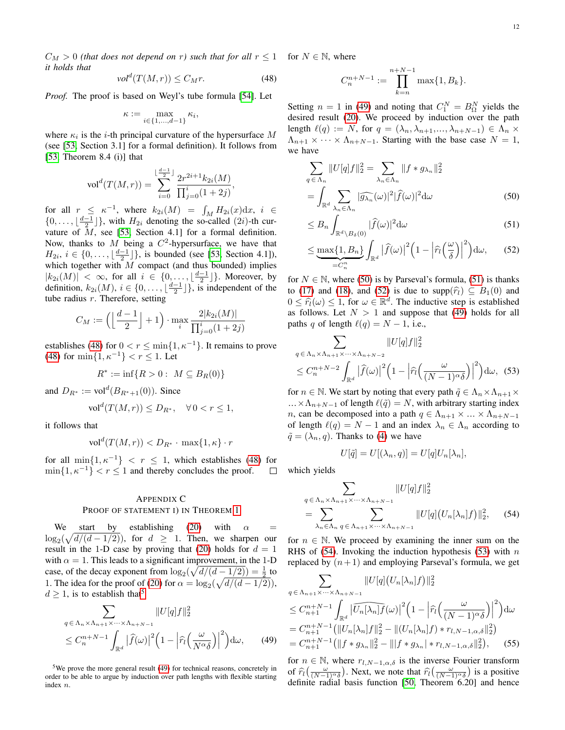$C_M > 0$ *(that does not depend on $r$) such that for all $r \leq 1$ it holds that*

$$vol^d(T(M,r)) \leq C_M r. \tag{48}$$

*Proof.* The proof is based on Weyl's tube formula [54]. Let

$$\kappa := \max_{i \in \{1,\dots,d-1\}} \kappa_i,$$

where $\kappa_i$ is the $i$-th principal curvature of the hypersurface $M$ (see [53, Section 3.1] for a formal definition). It follows from [53, Theorem 8.4 (i)] that

$$\text{vol}^d(T(M,r)) = \sum_{i=0}^{\lfloor \frac{d-1}{2} \rfloor} \frac{2r^{2i+1} k_{2i}(M)}{\prod_{j=0}^{i}(1+2j)},$$

for all $r \leq \kappa^{-1}$, where $k_{2i}(M) = \int_M H_{2i}(x)\mathrm{d}x$, $i \in \{0,\dots,\lfloor \frac{d-1}{2} \rfloor\}$, with $H_{2i}$ denoting the so-called $(2i)$-th curvature of $M$, see [53, Section 4.1] for a formal definition. Now, thanks to $M$ being a $C^2$-hypersurface, we have that $H_{2i}$, $i \in \{0,\dots,\lfloor \frac{d-1}{2} \rfloor\}$, is bounded (see [53, Section 4.1]), which together with $M$ compact (and thus bounded) implies $|k_{2i}(M)| < \infty$, for all $i \in \{0,\dots,\lfloor \frac{d-1}{2} \rfloor\}$. Moreover, by definition, $k_{2i}(M)$, $i \in \{0,\dots,\lfloor \frac{d-1}{2} \rfloor\}$, is independent of the tube radius $r$. Therefore, setting

$$C_M := \Big(\Big\lfloor \frac{d-1}{2} \Big\rfloor + 1\Big) \cdot \max_i \frac{2|k_{2i}(M)|}{\prod_{j=0}^{i}(1+2j)}$$

establishes (48) for $0 < r \leq \min\{1, \kappa^{-1}\}$. It remains to prove (48) for $\min\{1,\kappa^{-1}\} < r \leq 1$. Let

$$R^* := \inf\{R > 0 : \; M \subseteq B_R(0)\}$$

and $D_{R^*} := \text{vol}^d(B_{R^*+1}(0))$. Since

$$\text{vol}^d(T(M,r)) \leq D_{R^*}, \quad \forall \, 0 < r \leq 1,$$

it follows that

$$\text{vol}^d(T(M,r)) < D_{R^*} \cdot \max\{1,\kappa\} \cdot r$$

for all $\min\{1,\kappa^{-1}\} < r \leq 1$, which establishes (48) for $\min\{1,\kappa^{-1}\} < r \leq 1$ and thereby concludes the proof. $\square$

## Appendix C
## Proof of Statement i) in Theorem 1

We start by establishing (20) with $\alpha = \log_2(\sqrt{d/(d-1/2)})$, for $d \geq 1$. Then, we sharpen our result in the 1-D case by proving that (20) holds for $d = 1$ with $\alpha = 1$. This leads to a significant improvement, in the 1-D case, of the decay exponent from $\log_2(\sqrt{d/(d-1/2)}) = \frac{1}{2}$ to 1. The idea for the proof of (20) for $\alpha = \log_2(\sqrt{d/(d-1/2)})$, $d \geq 1$, is to establish that[5]

$$\sum_{q \in \Lambda_n \times \Lambda_{n+1} \times \dots \times \Lambda_{n+N-1}} \|U[q]f\|_2^2 \leq C_n^{n+N-1} \int_{\mathbb{R}^d} \big|\widehat{f}(\omega)\big|^2 \Big(1 - \Big|\widehat{r_l}\Big(\frac{\omega}{N^\alpha \delta}\Big)\Big|^2\Big)\mathrm{d}\omega, \tag{49}$$

for $N \in \mathbb{N}$, where

$$C_n^{n+N-1} := \prod_{k=n}^{n+N-1} \max\{1, B_k\}.$$

Setting $n = 1$ in (49) and noting that $C_1^N = B_\Omega^N$ yields the desired result (20). We proceed by induction over the path length $\ell(q) := N$, for $q = (\lambda_n, \lambda_{n+1},\dots,\lambda_{n+N-1}) \in \Lambda_n \times \Lambda_{n+1} \times \dots \times \Lambda_{n+N-1}$. Starting with the base case $N = 1$, we have

$$\begin{aligned}
\sum_{q \in \Lambda_n} \|U[q]f\|_2^2 &= \sum_{\lambda_n \in \Lambda_n} \|f * g_{\lambda_n}\|_2^2 \\
&= \int_{\mathbb{R}^d} \sum_{\lambda_n \in \Lambda_n} |\widehat{g_{\lambda_n}}(\omega)|^2 |\widehat{f}(\omega)|^2 \mathrm{d}\omega \qquad (50)\\
&\leq B_n \int_{\mathbb{R}^d \setminus B_\delta(0)} |\widehat{f}(\omega)|^2 \mathrm{d}\omega \qquad (51)\\
&\leq \underbrace{\max\{1, B_n\}}_{=C_n^n} \int_{\mathbb{R}^d} \big|\widehat{f}(\omega)\big|^2 \Big(1 - \Big|\widehat{r_l}\Big(\frac{\omega}{\delta}\Big)\Big|^2\Big)\mathrm{d}\omega, \qquad (52)
\end{aligned}$$

for $N \in \mathbb{N}$, where (50) is by Parseval's formula, (51) is thanks to (17) and (18), and (52) is due to $\text{supp}(\widehat{r_l}) \subseteq B_1(0)$ and $0 \leq \widehat{r_l}(\omega) \leq 1$, for $\omega \in \mathbb{R}^d$. The inductive step is established as follows. Let $N > 1$ and suppose that (49) holds for all paths $q$ of length $\ell(q) = N-1$, i.e.,

$$\sum_{q \in \Lambda_n \times \Lambda_{n+1} \times \dots \times \Lambda_{n+N-2}} \|U[q]f\|_2^2 \leq C_n^{n+N-2} \int_{\mathbb{R}^d} \big|\widehat{f}(\omega)\big|^2 \Big(1 - \Big|\widehat{r_l}\Big(\frac{\omega}{(N-1)^\alpha \delta}\Big)\Big|^2\Big)\mathrm{d}\omega, \tag{53}$$

for $n \in \mathbb{N}$. We start by noting that every path $\tilde{q} \in \Lambda_n \times \Lambda_{n+1} \times \dots \times \Lambda_{n+N-1}$ of length $\ell(\tilde{q}) = N$, with arbitrary starting index $n$, can be decomposed into a path $q \in \Lambda_{n+1} \times \dots \times \Lambda_{n+N-1}$ of length $\ell(q) = N-1$ and an index $\lambda_n \in \Lambda_n$ according to $\tilde{q} = (\lambda_n, q)$. Thanks to (4) we have

$$U[\tilde{q}] = U[(\lambda_n, q)] = U[q]U_n[\lambda_n],$$

which yields

$$\sum_{q \in \Lambda_n \times \Lambda_{n+1} \times \dots \times \Lambda_{n+N-1}} \|U[q]f\|_2^2 = \sum_{\lambda_n \in \Lambda_n} \sum_{q \in \Lambda_{n+1} \times \dots \times \Lambda_{n+N-1}} \|U[q]\big(U_n[\lambda_n]f\big)\|_2^2, \tag{54}$$

for $n \in \mathbb{N}$. We proceed by examining the inner sum on the RHS of (54). Invoking the induction hypothesis (53) with $n$ replaced by $(n+1)$ and employing Parseval's formula, we get

$$\begin{aligned}
&\sum_{q \in \Lambda_{n+1} \times \dots \times \Lambda_{n+N-1}} \|U[q]\big(U_n[\lambda_n]f\big)\|_2^2 \\
&\leq C_{n+1}^{n+N-1} \int_{\mathbb{R}^d} \big|\widehat{U_n[\lambda_n]f}(\omega)\big|^2 \Big(1 - \Big|\widehat{r_l}\Big(\frac{\omega}{(N-1)^\alpha \delta}\Big)\Big|^2\Big)\mathrm{d}\omega \\
&= C_{n+1}^{n+N-1} \big(\|U_n[\lambda_n]f\|_2^2 - \|(U_n[\lambda_n]f) * r_{l,N-1,\alpha,\delta}\|_2^2\big) \\
&= C_{n+1}^{n+N-1} \big(\|f * g_{\lambda_n}\|_2^2 - \||f * g_{\lambda_n}| * r_{l,N-1,\alpha,\delta}\|_2^2\big), \qquad (55)
\end{aligned}$$

for $n \in \mathbb{N}$, where $r_{l,N-1,\alpha,\delta}$ is the inverse Fourier transform of $\widehat{r_l}\big(\frac{\omega}{(N-1)^\alpha \delta}\big)$. Next, we note that $\widehat{r_l}\big(\frac{\omega}{(N-1)^\alpha \delta}\big)$ is a positive definite radial basis function [50, Theorem 6.20] and hence

[5] We prove the more general result (49) for technical reasons, concretely in order to be able to argue by induction over path lengths with flexible starting index $n$.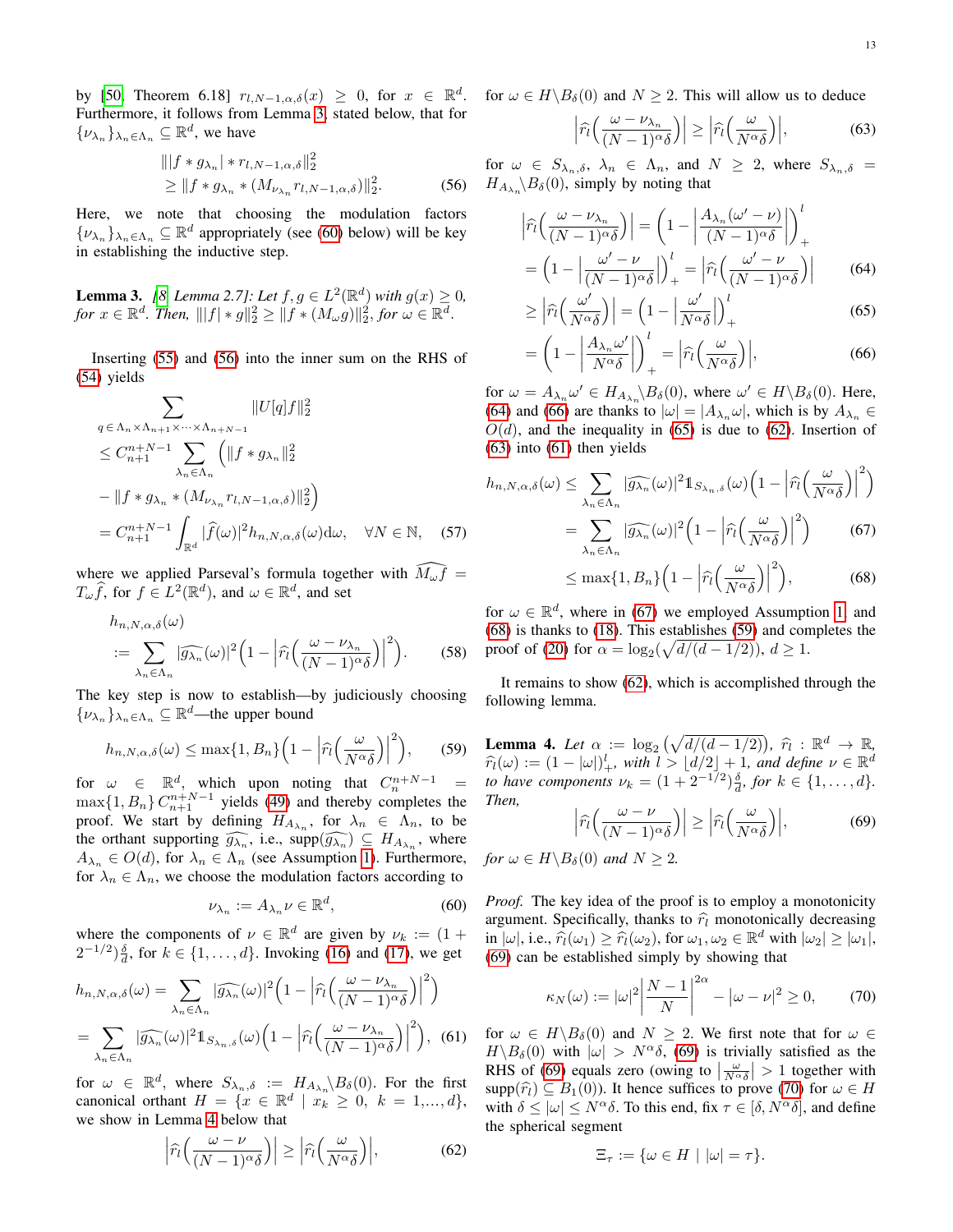by [50, Theorem 6.18] $r_{l,N-1,\alpha,\delta}(x) \geq 0$, for $x \in \mathbb{R}^d$. Furthermore, it follows from Lemma 3, stated below, that for $\{\nu_{\lambda_n}\}_{\lambda_n \in \Lambda_n} \subseteq \mathbb{R}^d$, we have

$$\begin{aligned} &\| |f * g_{\lambda_n}| * r_{l,N-1,\alpha,\delta}\|_2^2 \\ &\geq \|f * g_{\lambda_n} * (M_{\nu_{\lambda_n}} r_{l,N-1,\alpha,\delta})\|_2^2. \end{aligned} \tag{56}$$

Here, we note that choosing the modulation factors $\{\nu_{\lambda_n}\}_{\lambda_n \in \Lambda_n} \subseteq \mathbb{R}^d$ appropriately (see (60) below) will be key in establishing the inductive step.

**Lemma 3.** *[8, Lemma 2.7]: Let $f, g \in L^2(\mathbb{R}^d)$ with $g(x) \geq 0$, for $x \in \mathbb{R}^d$. Then, $\||f| * g\|_2^2 \geq \|f * (M_\omega g)\|_2^2$, for $\omega \in \mathbb{R}^d$.*

Inserting (55) and (56) into the inner sum on the RHS of (54) yields

$$\begin{aligned} &\sum_{q \in \Lambda_n \times \Lambda_{n+1} \times \dots \times \Lambda_{n+N-1}} \|U[q]f\|_2^2 \\ &\leq C_{n+1}^{n+N-1} \sum_{\lambda_n \in \Lambda_n} \Big( \|f * g_{\lambda_n}\|_2^2 \\ &\quad - \|f * g_{\lambda_n} * (M_{\nu_{\lambda_n}} r_{l,N-1,\alpha,\delta})\|_2^2 \Big) \\ &= C_{n+1}^{n+N-1} \int_{\mathbb{R}^d} |\widehat{f}(\omega)|^2 h_{n,N,\alpha,\delta}(\omega) \mathrm{d}\omega, \quad \forall N \in \mathbb{N}, \end{aligned} \tag{57}$$

where we applied Parseval's formula together with $\widehat{M_\omega f} = T_\omega \widehat{f}$, for $f \in L^2(\mathbb{R}^d)$, and $\omega \in \mathbb{R}^d$, and set

$$\begin{aligned} &h_{n,N,\alpha,\delta}(\omega) \\ &:= \sum_{\lambda_n \in \Lambda_n} |\widehat{g_{\lambda_n}}(\omega)|^2 \Big( 1 - \Big| \widehat{r_l}\Big( \frac{\omega - \nu_{\lambda_n}}{(N-1)^\alpha \delta} \Big) \Big|^2 \Big). \end{aligned} \tag{58}$$

The key step is now to establish—by judiciously choosing $\{\nu_{\lambda_n}\}_{\lambda_n \in \Lambda_n} \subseteq \mathbb{R}^d$—the upper bound

$$h_{n,N,\alpha,\delta}(\omega) \leq \max\{1, B_n\} \Big( 1 - \Big| \widehat{r_l}\Big( \frac{\omega}{N^\alpha \delta} \Big) \Big|^2 \Big), \tag{59}$$

for $\omega \in \mathbb{R}^d$, which upon noting that $C_n^{n+N-1} = \max\{1, B_n\} C_{n+1}^{n+N-1}$ yields (49) and thereby completes the proof. We start by defining $H_{A_{\lambda_n}}$, for $\lambda_n \in \Lambda_n$, to be the orthant supporting $\widehat{g_{\lambda_n}}$, i.e., $\mathrm{supp}(\widehat{g_{\lambda_n}}) \subseteq H_{A_{\lambda_n}}$, where $A_{\lambda_n} \in O(d)$, for $\lambda_n \in \Lambda_n$ (see Assumption 1). Furthermore, for $\lambda_n \in \Lambda_n$, we choose the modulation factors according to

$$\nu_{\lambda_n} := A_{\lambda_n} \nu \in \mathbb{R}^d, \tag{60}$$

where the components of $\nu \in \mathbb{R}^d$ are given by $\nu_k := (1 + 2^{-1/2}) \frac{\delta}{d}$, for $k \in \{1, \dots, d\}$. Invoking (16) and (17), we get

$$\begin{aligned} h_{n,N,\alpha,\delta}(\omega) &= \sum_{\lambda_n \in \Lambda_n} |\widehat{g_{\lambda_n}}(\omega)|^2 \Big( 1 - \Big| \widehat{r_l}\Big( \frac{\omega - \nu_{\lambda_n}}{(N-1)^\alpha \delta} \Big) \Big|^2 \Big) \\ &= \sum_{\lambda_n \in \Lambda_n} |\widehat{g_{\lambda_n}}(\omega)|^2 \mathbb{1}_{S_{\lambda_n,\delta}}(\omega) \Big( 1 - \Big| \widehat{r_l}\Big( \frac{\omega - \nu_{\lambda_n}}{(N-1)^\alpha \delta} \Big) \Big|^2 \Big), \end{aligned} \tag{61}$$

for $\omega \in \mathbb{R}^d$, where $S_{\lambda_n,\delta} := H_{A_{\lambda_n}} \backslash B_\delta(0)$. For the first canonical orthant $H = \{x \in \mathbb{R}^d \mid x_k \geq 0,\ k = 1, \dots, d\}$, we show in Lemma 4 below that

$$\Big| \widehat{r_l}\Big( \frac{\omega - \nu}{(N-1)^\alpha \delta} \Big) \Big| \geq \Big| \widehat{r_l}\Big( \frac{\omega}{N^\alpha \delta} \Big) \Big|, \tag{62}$$

for $\omega \in H \backslash B_\delta(0)$ and $N \geq 2$. This will allow us to deduce

$$\Big| \widehat{r_l}\Big( \frac{\omega - \nu_{\lambda_n}}{(N-1)^\alpha \delta} \Big) \Big| \geq \Big| \widehat{r_l}\Big( \frac{\omega}{N^\alpha \delta} \Big) \Big|, \tag{63}$$

for $\omega \in S_{\lambda_n,\delta}$, $\lambda_n \in \Lambda_n$, and $N \geq 2$, where $S_{\lambda_n,\delta} = H_{A_{\lambda_n}} \backslash B_\delta(0)$, simply by noting that

$$\begin{aligned} &\Big| \widehat{r_l}\Big( \frac{\omega - \nu_{\lambda_n}}{(N-1)^\alpha \delta} \Big) \Big| = \Big( 1 - \Big| \frac{A_{\lambda_n}(\omega' - \nu)}{(N-1)^\alpha \delta} \Big| \Big)_+^l \\ &= \Big( 1 - \Big| \frac{\omega' - \nu}{(N-1)^\alpha \delta} \Big| \Big)_+^l = \Big| \widehat{r_l}\Big( \frac{\omega' - \nu}{(N-1)^\alpha \delta} \Big) \Big| \end{aligned} \tag{64}$$

$$\geq \Big| \widehat{r_l}\Big( \frac{\omega'}{N^\alpha \delta} \Big) \Big| = \Big( 1 - \Big| \frac{\omega'}{N^\alpha \delta} \Big| \Big)_+^l \tag{65}$$

$$= \Big( 1 - \Big| \frac{A_{\lambda_n} \omega'}{N^\alpha \delta} \Big| \Big)_+^l = \Big| \widehat{r_l}\Big( \frac{\omega}{N^\alpha \delta} \Big) \Big|, \tag{66}$$

for $\omega = A_{\lambda_n} \omega' \in H_{A_{\lambda_n}} \backslash B_\delta(0)$, where $\omega' \in H \backslash B_\delta(0)$. Here, (64) and (66) are thanks to $|\omega| = |A_{\lambda_n} \omega|$, which is by $A_{\lambda_n} \in O(d)$, and the inequality in (65) is due to (62). Insertion of (63) into (61) then yields

$$\begin{aligned} h_{n,N,\alpha,\delta}(\omega) &\leq \sum_{\lambda_n \in \Lambda_n} |\widehat{g_{\lambda_n}}(\omega)|^2 \mathbb{1}_{S_{\lambda_n,\delta}}(\omega) \Big( 1 - \Big| \widehat{r_l}\Big( \frac{\omega}{N^\alpha \delta} \Big) \Big|^2 \Big) \\ &= \sum_{\lambda_n \in \Lambda_n} |\widehat{g_{\lambda_n}}(\omega)|^2 \Big( 1 - \Big| \widehat{r_l}\Big( \frac{\omega}{N^\alpha \delta} \Big) \Big|^2 \Big) \end{aligned} \tag{67}$$

$$\leq \max\{1, B_n\} \Big( 1 - \Big| \widehat{r_l}\Big( \frac{\omega}{N^\alpha \delta} \Big) \Big|^2 \Big), \tag{68}$$

for $\omega \in \mathbb{R}^d$, where in (67) we employed Assumption 1, and (68) is thanks to (18). This establishes (59) and completes the proof of (20) for $\alpha = \log_2(\sqrt{d/(d-1/2)})$, $d \geq 1$.

It remains to show (62), which is accomplished through the following lemma.

**Lemma 4.** *Let $\alpha := \log_2\big(\sqrt{d/(d-1/2)}\big)$, $\widehat{r_l} : \mathbb{R}^d \to \mathbb{R}$, $\widehat{r_l}(\omega) := (1 - |\omega|)_+^l$, with $l > \lfloor d/2 \rfloor + 1$, and define $\nu \in \mathbb{R}^d$ to have components $\nu_k = (1 + 2^{-1/2}) \frac{\delta}{d}$, for $k \in \{1, \dots, d\}$. Then,*

$$\Big| \widehat{r_l}\Big( \frac{\omega - \nu}{(N-1)^\alpha \delta} \Big) \Big| \geq \Big| \widehat{r_l}\Big( \frac{\omega}{N^\alpha \delta} \Big) \Big|, \tag{69}$$

*for $\omega \in H \backslash B_\delta(0)$ and $N \geq 2$.*

*Proof.* The key idea of the proof is to employ a monotonicity argument. Specifically, thanks to $\widehat{r_l}$ monotonically decreasing in $|\omega|$, i.e., $\widehat{r_l}(\omega_1) \geq \widehat{r_l}(\omega_2)$, for $\omega_1, \omega_2 \in \mathbb{R}^d$ with $|\omega_2| \geq |\omega_1|$, (69) can be established simply by showing that

$$\kappa_N(\omega) := |\omega|^2 \Big| \frac{N-1}{N} \Big|^{2\alpha} - |\omega - \nu|^2 \geq 0, \tag{70}$$

for $\omega \in H \backslash B_\delta(0)$ and $N \geq 2$. We first note that for $\omega \in H \backslash B_\delta(0)$ with $|\omega| > N^\alpha \delta$, (69) is trivially satisfied as the RHS of (69) equals zero (owing to $\big| \frac{\omega}{N^\alpha \delta} \big| > 1$ together with $\mathrm{supp}(\widehat{r_l}) \subseteq B_1(0)$). It hence suffices to prove (70) for $\omega \in H$ with $\delta \leq |\omega| \leq N^\alpha \delta$. To this end, fix $\tau \in [\delta, N^\alpha \delta]$, and define the spherical segment

$$\Xi_\tau := \{\omega \in H \mid |\omega| = \tau\}.$$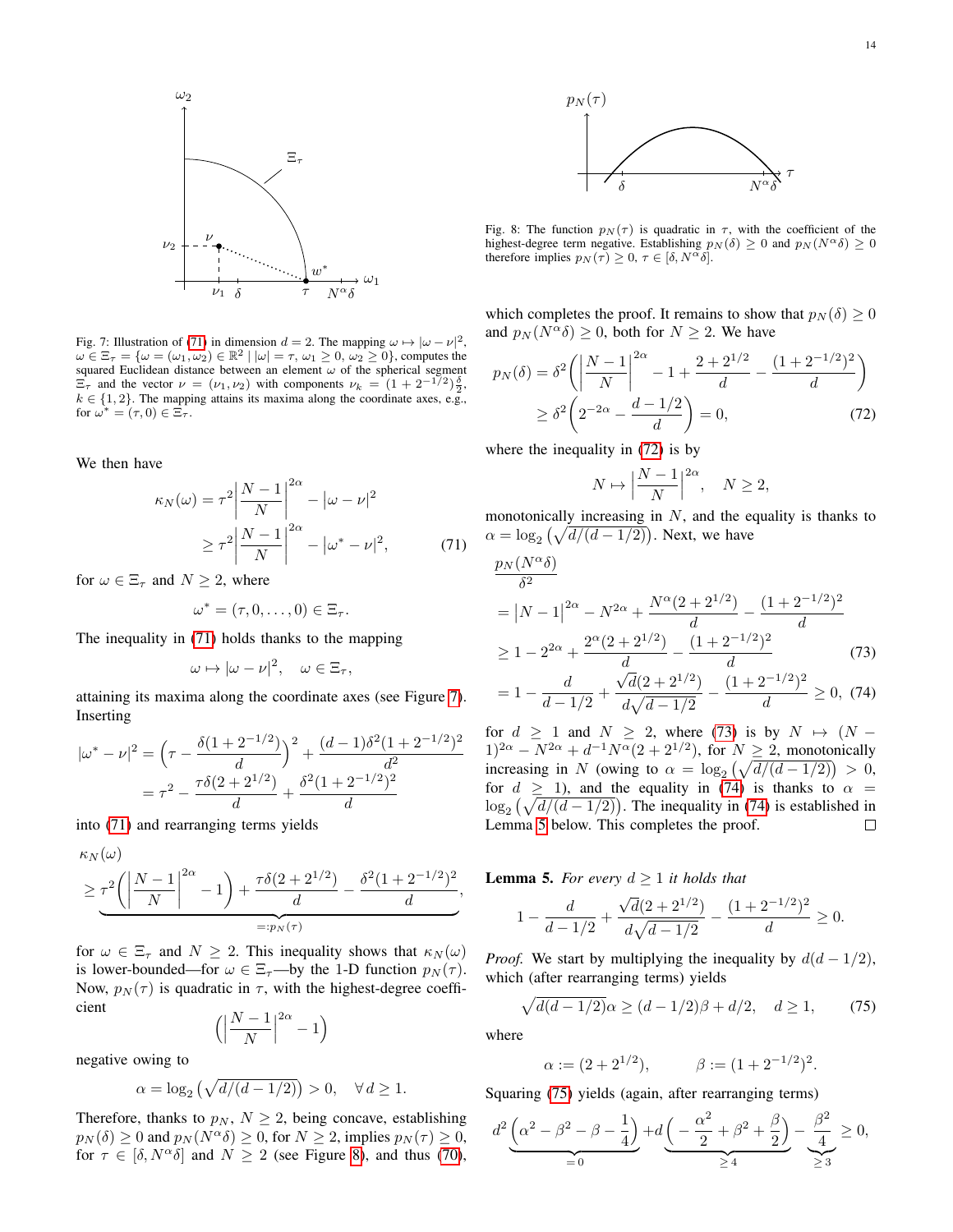Fig. 7: Illustration of (71) in dimension $d = 2$. The mapping $\omega \mapsto |\omega - \nu|^2$, $\omega \in \Xi_\tau = \{\omega = (\omega_1, \omega_2) \in \mathbb{R}^2 \mid |\omega| = \tau, \omega_1 \geq 0, \omega_2 \geq 0\}$, computes the squared Euclidean distance between an element $\omega$ of the spherical segment $\Xi_\tau$ and the vector $\nu = (\nu_1, \nu_2)$ with components $\nu_k = (1 + 2^{-1/2})\frac{\delta}{2}$, $k \in \{1, 2\}$. The mapping attains its maxima along the coordinate axes, e.g., for $\omega^* = (\tau, 0) \in \Xi_\tau$.

We then have

$$\kappa_N(\omega) = \tau^2 \left|\frac{N-1}{N}\right|^{2\alpha} - |\omega - \nu|^2$$
$$\geq \tau^2 \left|\frac{N-1}{N}\right|^{2\alpha} - |\omega^* - \nu|^2, \tag{71}$$

for $\omega \in \Xi_\tau$ and $N \geq 2$, where

$$\omega^* = (\tau, 0, \ldots, 0) \in \Xi_\tau.$$

The inequality in (71) holds thanks to the mapping

$$\omega \mapsto |\omega - \nu|^2, \quad \omega \in \Xi_\tau,$$

attaining its maxima along the coordinate axes (see Figure 7). Inserting

$$|\omega^* - \nu|^2 = \left(\tau - \frac{\delta(1 + 2^{-1/2})}{d}\right)^2 + \frac{(d-1)\delta^2(1 + 2^{-1/2})^2}{d^2}$$
$$= \tau^2 - \frac{\tau\delta(2 + 2^{1/2})}{d} + \frac{\delta^2(1 + 2^{-1/2})^2}{d}$$

into (71) and rearranging terms yields

$$\kappa_N(\omega) \geq \underbrace{\tau^2\left(\left|\frac{N-1}{N}\right|^{2\alpha} - 1\right) + \frac{\tau\delta(2 + 2^{1/2})}{d} - \frac{\delta^2(1 + 2^{-1/2})^2}{d}}_{=: p_N(\tau)},$$

for $\omega \in \Xi_\tau$ and $N \geq 2$. This inequality shows that $\kappa_N(\omega)$ is lower-bounded—for $\omega \in \Xi_\tau$—by the 1-D function $p_N(\tau)$. Now, $p_N(\tau)$ is quadratic in $\tau$, with the highest-degree coefficient

$$\left(\left|\frac{N-1}{N}\right|^{2\alpha} - 1\right)$$

negative owing to

$$\alpha = \log_2\left(\sqrt{d/(d - 1/2)}\right) > 0, \quad \forall\, d \geq 1.$$

Therefore, thanks to $p_N$, $N \geq 2$, being concave, establishing $p_N(\delta) \geq 0$ and $p_N(N^\alpha\delta) \geq 0$, for $N \geq 2$, implies $p_N(\tau) \geq 0$, for $\tau \in [\delta, N^\alpha\delta]$ and $N \geq 2$ (see Figure 8), and thus (70),

Fig. 8: The function $p_N(\tau)$ is quadratic in $\tau$, with the coefficient of the highest-degree term negative. Establishing $p_N(\delta) \geq 0$ and $p_N(N^\alpha\delta) \geq 0$ therefore implies $p_N(\tau) \geq 0$, $\tau \in [\delta, N^\alpha\delta]$.

which completes the proof. It remains to show that $p_N(\delta) \geq 0$ and $p_N(N^\alpha\delta) \geq 0$, both for $N \geq 2$. We have

$$p_N(\delta) = \delta^2\left(\left|\frac{N-1}{N}\right|^{2\alpha} - 1 + \frac{2 + 2^{1/2}}{d} - \frac{(1 + 2^{-1/2})^2}{d}\right)$$
$$\geq \delta^2\left(2^{-2\alpha} - \frac{d - 1/2}{d}\right) = 0, \tag{72}$$

where the inequality in (72) is by

$$N \mapsto \left|\frac{N-1}{N}\right|^{2\alpha}, \quad N \geq 2,$$

monotonically increasing in $N$, and the equality is thanks to $\alpha = \log_2\left(\sqrt{d/(d - 1/2)}\right)$. Next, we have

$$\frac{p_N(N^\alpha\delta)}{\delta^2}$$
$$= |N-1|^{2\alpha} - N^{2\alpha} + \frac{N^\alpha(2 + 2^{1/2})}{d} - \frac{(1 + 2^{-1/2})^2}{d}$$
$$\geq 1 - 2^{2\alpha} + \frac{2^\alpha(2 + 2^{1/2})}{d} - \frac{(1 + 2^{-1/2})^2}{d} \tag{73}$$
$$= 1 - \frac{d}{d - 1/2} + \frac{\sqrt{d}(2 + 2^{1/2})}{d\sqrt{d - 1/2}} - \frac{(1 + 2^{-1/2})^2}{d} \geq 0, \tag{74}$$

for $d \geq 1$ and $N \geq 2$, where (73) is by $N \mapsto (N - 1)^{2\alpha} - N^{2\alpha} + d^{-1}N^\alpha(2 + 2^{1/2})$, for $N \geq 2$, monotonically increasing in $N$ (owing to $\alpha = \log_2\left(\sqrt{d/(d - 1/2)}\right) > 0$, for $d \geq 1$), and the equality in (74) is thanks to $\alpha = \log_2\left(\sqrt{d/(d - 1/2)}\right)$. The inequality in (74) is established in Lemma 5 below. This completes the proof. $\square$

**Lemma 5.** *For every $d \geq 1$ it holds that*

$$1 - \frac{d}{d - 1/2} + \frac{\sqrt{d}(2 + 2^{1/2})}{d\sqrt{d - 1/2}} - \frac{(1 + 2^{-1/2})^2}{d} \geq 0.$$

*Proof.* We start by multiplying the inequality by $d(d - 1/2)$, which (after rearranging terms) yields

$$\sqrt{d(d - 1/2)}\alpha \geq (d - 1/2)\beta + d/2, \quad d \geq 1, \tag{75}$$

where

$$\alpha := (2 + 2^{1/2}), \qquad \beta := (1 + 2^{-1/2})^2.$$

Squaring (75) yields (again, after rearranging terms)

$$d^2\underbrace{\left(\alpha^2 - \beta^2 - \beta - \frac{1}{4}\right)}_{=0} + d\underbrace{\left(-\frac{\alpha^2}{2} + \beta^2 + \frac{\beta}{2}\right)}_{\geq 4} - \underbrace{\frac{\beta^2}{4}}_{\geq 3} \geq 0,$$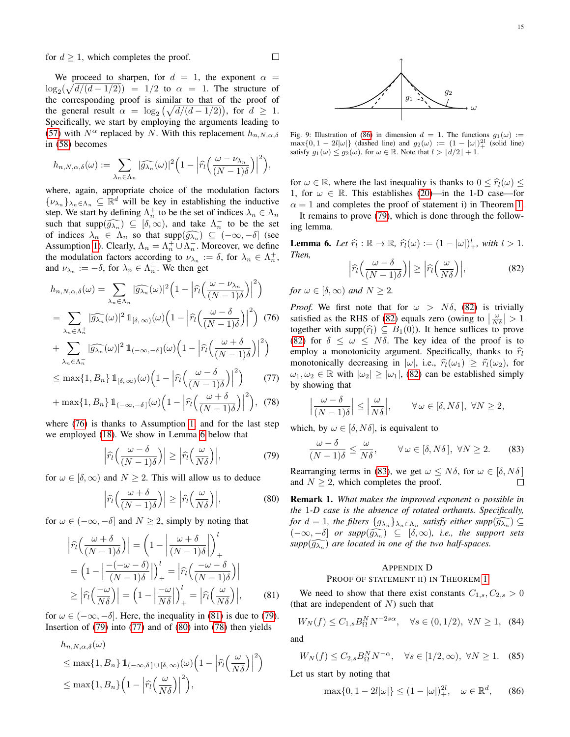for $d \geq 1$, which completes the proof. $\square$

We proceed to sharpen, for $d = 1$, the exponent $\alpha = \log_2(\sqrt{d/(d-1/2)}) = 1/2$ to $\alpha = 1$. The structure of the corresponding proof is similar to that of the proof of the general result $\alpha = \log_2\left(\sqrt{d/(d-1/2)}\right)$, for $d \geq 1$. Specifically, we start by employing the arguments leading to (57) with $N^\alpha$ replaced by $N$. With this replacement $h_{n,N,\alpha,\delta}$ in (58) becomes

$$h_{n,N,\alpha,\delta}(\omega) := \sum_{\lambda_n \in \Lambda_n} |\widehat{g_{\lambda_n}}(\omega)|^2 \Big(1 - \Big|\widehat{r_l}\Big(\frac{\omega - \nu_{\lambda_n}}{(N-1)\delta}\Big)\Big|^2\Big),$$

where, again, appropriate choice of the modulation factors $\{\nu_{\lambda_n}\}_{\lambda_n \in \Lambda_n} \subseteq \mathbb{R}^d$ will be key in establishing the inductive step. We start by defining $\Lambda_n^+$ to be the set of indices $\lambda_n \in \Lambda_n$ such that $\text{supp}(\widehat{g_{\lambda_n}}) \subseteq [\delta, \infty)$, and take $\Lambda_n^-$ to be the set of indices $\lambda_n \in \Lambda_n$ so that $\text{supp}(\widehat{g_{\lambda_n}}) \subseteq (-\infty, -\delta]$ (see Assumption 1). Clearly, $\Lambda_n = \Lambda_n^+ \cup \Lambda_n^-$. Moreover, we define the modulation factors according to $\nu_{\lambda_n} := \delta$, for $\lambda_n \in \Lambda_n^+$, and $\nu_{\lambda_n} := -\delta$, for $\lambda_n \in \Lambda_n^-$. We then get

$$h_{n,N,\alpha,\delta}(\omega) = \sum_{\lambda_n \in \Lambda_n} |\widehat{g_{\lambda_n}}(\omega)|^2 \Big(1 - \Big|\widehat{r_l}\Big(\frac{\omega - \nu_{\lambda_n}}{(N-1)\delta}\Big)\Big|^2\Big)$$

$$= \sum_{\lambda_n \in \Lambda_n^+} |\widehat{g_{\lambda_n}}(\omega)|^2 \, \mathbb{1}_{[\delta,\infty)}(\omega) \Big(1 - \Big|\widehat{r_l}\Big(\frac{\omega - \delta}{(N-1)\delta}\Big)\Big|^2\Big) \quad (76)$$

$$+ \sum_{\lambda_n \in \Lambda_n^-} |\widehat{g_{\lambda_n}}(\omega)|^2 \, \mathbb{1}_{(-\infty,-\delta]}(\omega) \Big(1 - \Big|\widehat{r_l}\Big(\frac{\omega + \delta}{(N-1)\delta}\Big)\Big|^2\Big)$$

$$\leq \max\{1, B_n\} \, \mathbb{1}_{[\delta,\infty)}(\omega) \Big(1 - \Big|\widehat{r_l}\Big(\frac{\omega - \delta}{(N-1)\delta}\Big)\Big|^2\Big) \quad (77)$$

$$+ \max\{1, B_n\} \, \mathbb{1}_{(-\infty,-\delta]}(\omega) \Big(1 - \Big|\widehat{r_l}\Big(\frac{\omega + \delta}{(N-1)\delta}\Big)\Big|^2\Big), \quad (78)$$

where (76) is thanks to Assumption 1, and for the last step we employed (18). We show in Lemma 6 below that

$$\Big|\widehat{r_l}\Big(\frac{\omega - \delta}{(N-1)\delta}\Big)\Big| \geq \Big|\widehat{r_l}\Big(\frac{\omega}{N\delta}\Big)\Big|, \quad (79)$$

for $\omega \in [\delta, \infty)$ and $N \geq 2$. This will allow us to deduce

$$\Big|\widehat{r_l}\Big(\frac{\omega + \delta}{(N-1)\delta}\Big)\Big| \geq \Big|\widehat{r_l}\Big(\frac{\omega}{N\delta}\Big)\Big|, \quad (80)$$

for $\omega \in (-\infty, -\delta]$ and $N \geq 2$, simply by noting that

$$\Big|\widehat{r_l}\Big(\frac{\omega + \delta}{(N-1)\delta}\Big)\Big| = \Big(1 - \Big|\frac{\omega + \delta}{(N-1)\delta}\Big|\Big)_+^l$$

$$= \Big(1 - \Big|\frac{-(-\omega - \delta)}{(N-1)\delta}\Big|\Big)_+^l = \Big|\widehat{r_l}\Big(\frac{-\omega - \delta}{(N-1)\delta}\Big)\Big|$$

$$\geq \Big|\widehat{r_l}\Big(\frac{-\omega}{N\delta}\Big)\Big| = \Big(1 - \Big|\frac{-\omega}{N\delta}\Big|\Big)_+^l = \Big|\widehat{r_l}\Big(\frac{\omega}{N\delta}\Big)\Big|, \quad (81)$$

for $\omega \in (-\infty, -\delta]$. Here, the inequality in (81) is due to (79). Insertion of (79) into (77) and of (80) into (78) then yields

$$h_{n,N,\alpha,\delta}(\omega)$$

$$\leq \max\{1, B_n\} \, \mathbb{1}_{(-\infty,\delta] \cup [\delta,\infty)}(\omega) \Big(1 - \Big|\widehat{r_l}\Big(\frac{\omega}{N\delta}\Big)\Big|^2\Big)$$

$$\leq \max\{1, B_n\} \Big(1 - \Big|\widehat{r_l}\Big(\frac{\omega}{N\delta}\Big)\Big|^2\Big),$$

Fig. 9: Illustration of (86) in dimension $d = 1$. The functions $g_1(\omega) := \max\{0, 1 - 2l|\omega|\}$ (dashed line) and $g_2(\omega) := (1 - |\omega|)_+^{2l}$ (solid line) satisfy $g_1(\omega) \leq g_2(\omega)$, for $\omega \in \mathbb{R}$. Note that $l > \lfloor d/2 \rfloor + 1$.

for $\omega \in \mathbb{R}$, where the last inequality is thanks to $0 \leq \widehat{r_l}(\omega) \leq 1$, for $\omega \in \mathbb{R}$. This establishes (20)—in the 1-D case—for $\alpha = 1$ and completes the proof of statement i) in Theorem 1.

It remains to prove (79), which is done through the following lemma.

**Lemma 6.** *Let $\widehat{r_l} : \mathbb{R} \to \mathbb{R}$, $\widehat{r_l}(\omega) := (1 - |\omega|)_+^l$, with $l > 1$. Then,*

$$\Big|\widehat{r_l}\Big(\frac{\omega - \delta}{(N-1)\delta}\Big)\Big| \geq \Big|\widehat{r_l}\Big(\frac{\omega}{N\delta}\Big)\Big|, \quad (82)$$

*for $\omega \in [\delta, \infty)$ and $N \geq 2$.*

*Proof.* We first note that for $\omega > N\delta$, (82) is trivially satisfied as the RHS of (82) equals zero (owing to $\left|\frac{\omega}{N\delta}\right| > 1$ together with $\text{supp}(\widehat{r_l}) \subseteq B_1(0)$). It hence suffices to prove (82) for $\delta \leq \omega \leq N\delta$. The key idea of the proof is to employ a monotonicity argument. Specifically, thanks to $\widehat{r_l}$ monotonically decreasing in $|\omega|$, i.e., $\widehat{r_l}(\omega_1) \geq \widehat{r_l}(\omega_2)$, for $\omega_1, \omega_2 \in \mathbb{R}$ with $|\omega_2| \geq |\omega_1|$, (82) can be established simply by showing that

$$\Big|\frac{\omega - \delta}{(N-1)\delta}\Big| \leq \Big|\frac{\omega}{N\delta}\Big|, \qquad \forall\, \omega \in [\delta, N\delta], \ \forall N \geq 2,$$

which, by $\omega \in [\delta, N\delta]$, is equivalent to

$$\frac{\omega - \delta}{(N-1)\delta} \leq \frac{\omega}{N\delta}, \qquad \forall\, \omega \in [\delta, N\delta], \ \forall N \geq 2. \quad (83)$$

Rearranging terms in (83), we get $\omega \leq N\delta$, for $\omega \in [\delta, N\delta]$ and $N \geq 2$, which completes the proof. $\square$

**Remark 1.** *What makes the improved exponent $\alpha$ possible in the 1-D case is the absence of rotated orthants. Specifically, for $d = 1$, the filters $\{g_{\lambda_n}\}_{\lambda_n \in \Lambda_n}$ satisfy either $\text{supp}(\widehat{g_{\lambda_n}}) \subseteq (-\infty, -\delta]$ or $\text{supp}(\widehat{g_{\lambda_n}}) \subseteq [\delta, \infty)$, i.e., the support sets $\text{supp}(\widehat{g_{\lambda_n}})$ are located in one of the two half-spaces.*

## Appendix D
## Proof of Statement ii) in Theorem 1

We need to show that there exist constants $C_{1,s}, C_{2,s} > 0$ (that are independent of $N$) such that

$$W_N(f) \leq C_{1,s} B_\Omega^N N^{-2s\alpha}, \quad \forall s \in (0, 1/2), \ \forall N \geq 1, \quad (84)$$

and

$$W_N(f) \leq C_{2,s} B_\Omega^N N^{-\alpha}, \quad \forall s \in [1/2, \infty), \ \forall N \geq 1. \quad (85)$$

Let us start by noting that

$$\max\{0, 1 - 2l|\omega|\} \leq (1 - |\omega|)_+^{2l}, \quad \omega \in \mathbb{R}^d, \quad (86)$$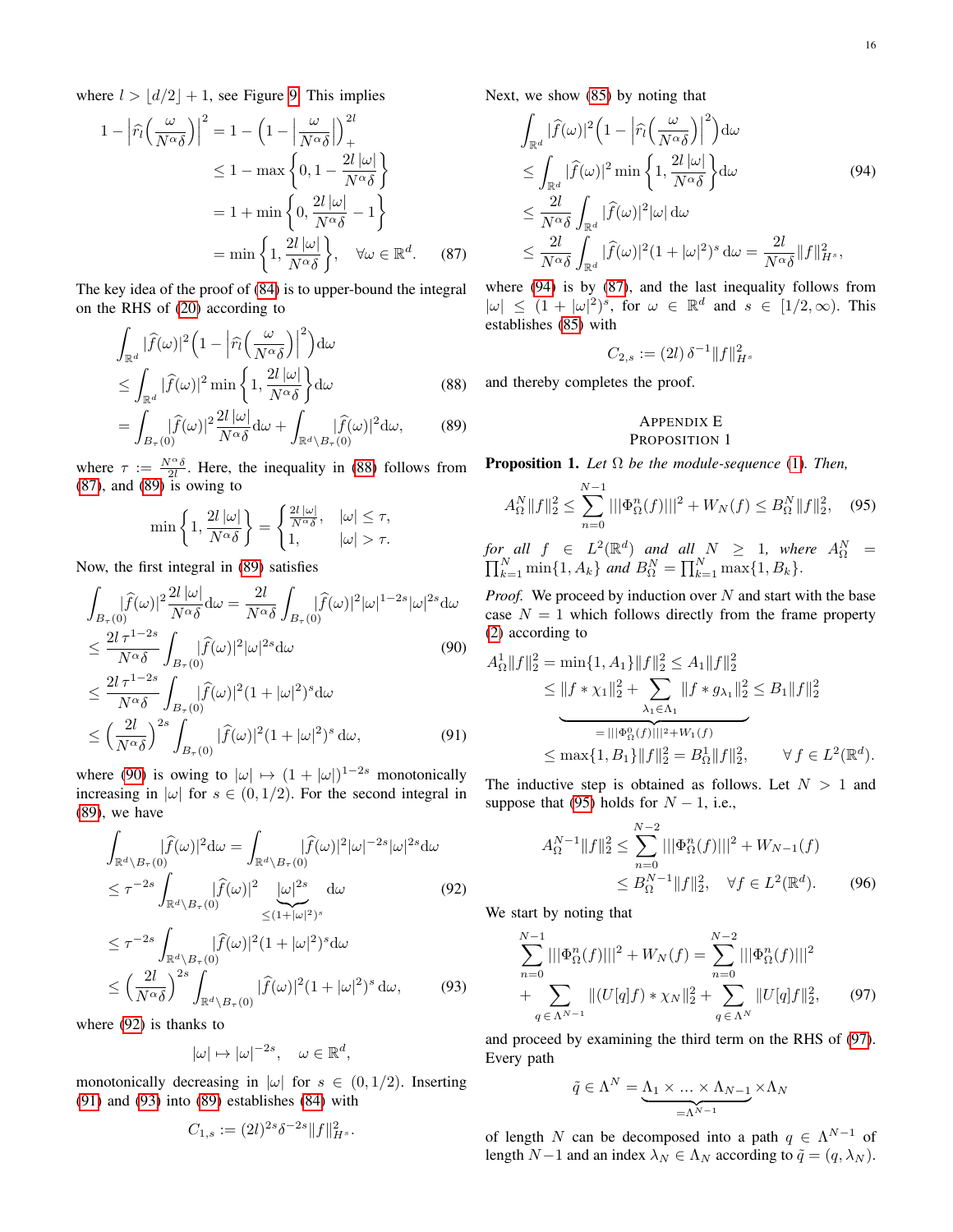where $l > \lfloor d/2 \rfloor + 1$, see Figure 9. This implies

$$1 - \left|\widehat{r_l}\Big(\frac{\omega}{N^\alpha \delta}\Big)\right|^2 = 1 - \Big(1 - \Big|\frac{\omega}{N^\alpha\delta}\Big|\Big)_+^{2l}$$
$$\leq 1 - \max\left\{0, 1 - \frac{2l\,|\omega|}{N^\alpha \delta}\right\}$$
$$= 1 + \min\left\{0, \frac{2l\,|\omega|}{N^\alpha \delta} - 1\right\}$$
$$= \min\left\{1, \frac{2l\,|\omega|}{N^\alpha\delta}\right\}, \quad \forall \omega \in \mathbb{R}^d. \tag{87}$$

The key idea of the proof of (84) is to upper-bound the integral on the RHS of (20) according to

$$\int_{\mathbb{R}^d} |\widehat{f}(\omega)|^2 \Big(1 - \Big|\widehat{r_l}\Big(\frac{\omega}{N^\alpha\delta}\Big)\Big|^2\Big)\mathrm{d}\omega$$
$$\leq \int_{\mathbb{R}^d} |\widehat{f}(\omega)|^2 \min\left\{1, \frac{2l\,|\omega|}{N^\alpha\delta}\right\}\mathrm{d}\omega \tag{88}$$
$$= \int_{B_\tau(0)} |\widehat{f}(\omega)|^2 \frac{2l\,|\omega|}{N^\alpha\delta}\mathrm{d}\omega + \int_{\mathbb{R}^d\setminus B_\tau(0)} |\widehat{f}(\omega)|^2\mathrm{d}\omega, \tag{89}$$

where $\tau := \frac{N^\alpha\delta}{2l}$. Here, the inequality in (88) follows from (87), and (89) is owing to

$$\min\left\{1, \frac{2l\,|\omega|}{N^\alpha\delta}\right\} = \begin{cases} \frac{2l\,|\omega|}{N^\alpha\delta}, & |\omega| \leq \tau, \\ 1, & |\omega| > \tau. \end{cases}$$

Now, the first integral in (89) satisfies

$$\int_{B_\tau(0)} |\widehat{f}(\omega)|^2 \frac{2l\,|\omega|}{N^\alpha\delta}\mathrm{d}\omega = \frac{2l}{N^\alpha\delta}\int_{B_\tau(0)} |\widehat{f}(\omega)|^2 |\omega|^{1-2s}|\omega|^{2s}\mathrm{d}\omega$$
$$\leq \frac{2l\,\tau^{1-2s}}{N^\alpha\delta}\int_{B_\tau(0)} |\widehat{f}(\omega)|^2 |\omega|^{2s}\mathrm{d}\omega \tag{90}$$
$$\leq \frac{2l\,\tau^{1-2s}}{N^\alpha\delta}\int_{B_\tau(0)} |\widehat{f}(\omega)|^2 (1+|\omega|^2)^{s}\mathrm{d}\omega$$
$$\leq \Big(\frac{2l}{N^\alpha\delta}\Big)^{2s}\int_{B_\tau(0)} |\widehat{f}(\omega)|^2 (1+|\omega|^2)^{s}\,\mathrm{d}\omega, \tag{91}$$

where (90) is owing to $|\omega| \mapsto (1+|\omega|)^{1-2s}$ monotonically increasing in $|\omega|$ for $s \in (0, 1/2)$. For the second integral in (89), we have

$$\int_{\mathbb{R}^d\setminus B_\tau(0)} |\widehat{f}(\omega)|^2\mathrm{d}\omega = \int_{\mathbb{R}^d\setminus B_\tau(0)} |\widehat{f}(\omega)|^2|\omega|^{-2s}|\omega|^{2s}\mathrm{d}\omega$$
$$\leq \tau^{-2s}\int_{\mathbb{R}^d\setminus B_\tau(0)} |\widehat{f}(\omega)|^2 \underbrace{|\omega|^{2s}}_{\leq (1+|\omega|^2)^s}\,\mathrm{d}\omega \tag{92}$$
$$\leq \tau^{-2s}\int_{\mathbb{R}^d\setminus B_\tau(0)} |\widehat{f}(\omega)|^2 (1+|\omega|^2)^s\mathrm{d}\omega$$
$$\leq \Big(\frac{2l}{N^\alpha\delta}\Big)^{2s}\int_{\mathbb{R}^d\setminus B_\tau(0)} |\widehat{f}(\omega)|^2 (1+|\omega|^2)^s\,\mathrm{d}\omega, \tag{93}$$

where (92) is thanks to

$$|\omega| \mapsto |\omega|^{-2s}, \quad \omega \in \mathbb{R}^d,$$

monotonically decreasing in $|\omega|$ for $s \in (0, 1/2)$. Inserting (91) and (93) into (89) establishes (84) with

$$C_{1,s} := (2l)^{2s}\delta^{-2s}\|f\|^2_{H^s}.$$

Next, we show (85) by noting that

$$\int_{\mathbb{R}^d} |\widehat{f}(\omega)|^2\Big(1 - \Big|\widehat{r_l}\Big(\frac{\omega}{N^\alpha\delta}\Big)\Big|^2\Big)\mathrm{d}\omega$$
$$\leq \int_{\mathbb{R}^d} |\widehat{f}(\omega)|^2 \min\left\{1, \frac{2l\,|\omega|}{N^\alpha\delta}\right\}\mathrm{d}\omega \tag{94}$$
$$\leq \frac{2l}{N^\alpha\delta}\int_{\mathbb{R}^d} |\widehat{f}(\omega)|^2|\omega|\,\mathrm{d}\omega$$
$$\leq \frac{2l}{N^\alpha\delta}\int_{\mathbb{R}^d} |\widehat{f}(\omega)|^2(1+|\omega|^2)^s\,\mathrm{d}\omega = \frac{2l}{N^\alpha\delta}\|f\|^2_{H^s},$$

where (94) is by (87), and the last inequality follows from $|\omega| \leq (1+|\omega|^2)^s$, for $\omega \in \mathbb{R}^d$ and $s \in [1/2, \infty)$. This establishes (85) with

$$C_{2,s} := (2l)\,\delta^{-1}\|f\|^2_{H^s}$$

and thereby completes the proof.

## Appendix E
## Proposition 1

**Proposition 1.** *Let $\Omega$ be the module-sequence (1). Then,*

$$A^N_\Omega\|f\|_2^2 \leq \sum_{n=0}^{N-1} |||\Phi^n_\Omega(f)|||^2 + W_N(f) \leq B^N_\Omega\|f\|_2^2, \tag{95}$$

*for all $f \in L^2(\mathbb{R}^d)$ and all $N \geq 1$, where $A^N_\Omega = \prod_{k=1}^N \min\{1, A_k\}$ and $B^N_\Omega = \prod_{k=1}^N \max\{1, B_k\}$.*

*Proof.* We proceed by induction over $N$ and start with the base case $N = 1$ which follows directly from the frame property (2) according to

$$A^1_\Omega\|f\|_2^2 = \min\{1, A_1\}\|f\|_2^2 \leq A_1\|f\|_2^2$$
$$\leq \underbrace{\|f * \chi_1\|_2^2 + \sum_{\lambda_1\in\Lambda_1}\|f * g_{\lambda_1}\|_2^2}_{= |||\Phi^0_\Omega(f)|||^2 + W_1(f)} \leq B_1\|f\|_2^2$$
$$\leq \max\{1, B_1\}\|f\|_2^2 = B^1_\Omega\|f\|_2^2, \qquad \forall f \in L^2(\mathbb{R}^d).$$

The inductive step is obtained as follows. Let $N > 1$ and suppose that (95) holds for $N-1$, i.e.,

$$A^{N-1}_\Omega\|f\|_2^2 \leq \sum_{n=0}^{N-2} |||\Phi^n_\Omega(f)|||^2 + W_{N-1}(f)$$
$$\leq B^{N-1}_\Omega\|f\|_2^2, \quad \forall f \in L^2(\mathbb{R}^d). \tag{96}$$

We start by noting that

$$\sum_{n=0}^{N-1} |||\Phi^n_\Omega(f)|||^2 + W_N(f) = \sum_{n=0}^{N-2} |||\Phi^n_\Omega(f)|||^2$$
$$+ \sum_{q\in\Lambda^{N-1}} \|(U[q]f) * \chi_N\|_2^2 + \sum_{q\in\Lambda^N} \|U[q]f\|_2^2, \tag{97}$$

and proceed by examining the third term on the RHS of (97). Every path

$$\tilde{q} \in \Lambda^N = \underbrace{\Lambda_1 \times \ldots \times \Lambda_{N-1}}_{=\Lambda^{N-1}} \times \Lambda_N$$

of length $N$ can be decomposed into a path $q \in \Lambda^{N-1}$ of length $N-1$ and an index $\lambda_N \in \Lambda_N$ according to $\tilde{q} = (q, \lambda_N)$.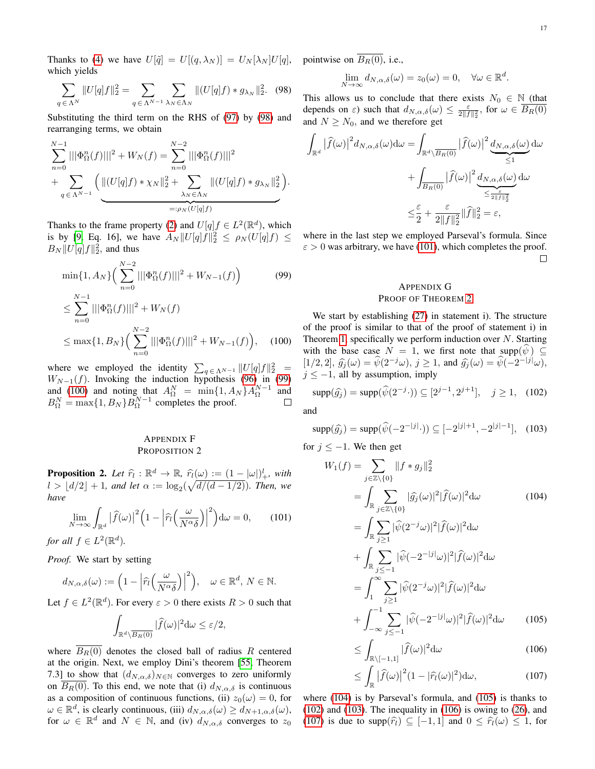Thanks to (4) we have $U[\tilde{q}] = U[(q, \lambda_N)] = U_N[\lambda_N]U[q]$, which yields

$$\sum_{q \in \Lambda^N} \|U[q]f\|_2^2 = \sum_{q \in \Lambda^{N-1}} \sum_{\lambda_N \in \Lambda_N} \|(U[q]f) * g_{\lambda_N}\|_2^2. \quad (98)$$

Substituting the third term on the RHS of (97) by (98) and rearranging terms, we obtain

$$\sum_{n=0}^{N-1} |||\Phi_\Omega^n(f)|||^2 + W_N(f) = \sum_{n=0}^{N-2} |||\Phi_\Omega^n(f)|||^2 + \sum_{q \in \Lambda^{N-1}} \underbrace{\Big( \|(U[q]f) * \chi_N\|_2^2 + \sum_{\lambda_N \in \Lambda_N} \|(U[q]f) * g_{\lambda_N}\|_2^2 \Big)}_{=:\rho_N(U[q]f)}.$$

Thanks to the frame property (2) and $U[q]f \in L^2(\mathbb{R}^d)$, which is by [9, Eq. 16], we have $A_N\|U[q]f\|_2^2 \leq \rho_N(U[q]f) \leq B_N\|U[q]f\|_2^2$, and thus

$$\min\{1, A_N\}\Big( \sum_{n=0}^{N-2} |||\Phi_\Omega^n(f)|||^2 + W_{N-1}(f) \Big) \quad (99)$$

$$\leq \sum_{n=0}^{N-1} |||\Phi_\Omega^n(f)|||^2 + W_N(f)$$

$$\leq \max\{1, B_N\}\Big( \sum_{n=0}^{N-2} |||\Phi_\Omega^n(f)|||^2 + W_{N-1}(f) \Big), \quad (100)$$

where we employed the identity $\sum_{q \in \Lambda^{N-1}} \|U[q]f\|_2^2 = W_{N-1}(f)$. Invoking the induction hypothesis (96) in (99) and (100) and noting that $A_\Omega^N = \min\{1, A_N\}A_\Omega^{N-1}$ and $B_\Omega^N = \max\{1, B_N\}B_\Omega^{N-1}$ completes the proof. □

## Appendix F
## Proposition 2

**Proposition 2.** *Let $\widehat{r_l} : \mathbb{R}^d \to \mathbb{R}$, $\widehat{r_l}(\omega) := (1 - |\omega|)_+^l$, with $l > \lfloor d/2 \rfloor + 1$, and let $\alpha := \log_2(\sqrt{d/(d-1/2)})$. Then, we have*

$$\lim_{N \to \infty} \int_{\mathbb{R}^d} \big|\widehat{f}(\omega)\big|^2 \Big(1 - \Big|\widehat{r_l}\Big(\frac{\omega}{N^\alpha \delta}\Big)\Big|^2\Big) \mathrm{d}\omega = 0, \quad (101)$$

*for all $f \in L^2(\mathbb{R}^d)$.*

*Proof.* We start by setting

$$d_{N,\alpha,\delta}(\omega) := \Big(1 - \Big|\widehat{r_l}\Big(\frac{\omega}{N^\alpha \delta}\Big)\Big|^2\Big), \quad \omega \in \mathbb{R}^d, \, N \in \mathbb{N}.$$

Let $f \in L^2(\mathbb{R}^d)$. For every $\varepsilon > 0$ there exists $R > 0$ such that

$$\int_{\mathbb{R}^d \setminus \overline{B_R(0)}} |\widehat{f}(\omega)|^2 \mathrm{d}\omega \leq \varepsilon/2,$$

where $\overline{B_R(0)}$ denotes the closed ball of radius $R$ centered at the origin. Next, we employ Dini's theorem [55, Theorem 7.3] to show that $(d_{N,\alpha,\delta})_{N \in \mathbb{N}}$ converges to zero uniformly on $\overline{B_R(0)}$. To this end, we note that (i) $d_{N,\alpha,\delta}$ is continuous as a composition of continuous functions, (ii) $z_0(\omega) = 0$, for $\omega \in \mathbb{R}^d$, is clearly continuous, (iii) $d_{N,\alpha,\delta}(\omega) \geq d_{N+1,\alpha,\delta}(\omega)$, for $\omega \in \mathbb{R}^d$ and $N \in \mathbb{N}$, and (iv) $d_{N,\alpha,\delta}$ converges to $z_0$ pointwise on $\overline{B_R(0)}$, i.e.,

$$\lim_{N \to \infty} d_{N,\alpha,\delta}(\omega) = z_0(\omega) = 0, \quad \forall \omega \in \mathbb{R}^d.$$

This allows us to conclude that there exists $N_0 \in \mathbb{N}$ (that depends on $\varepsilon$) such that $d_{N,\alpha,\delta}(\omega) \leq \frac{\varepsilon}{2\|f\|_2^2}$, for $\omega \in \overline{B_R(0)}$ and $N \geq N_0$, and we therefore get

$$\int_{\mathbb{R}^d} \big|\widehat{f}(\omega)\big|^2 d_{N,\alpha,\delta}(\omega) \mathrm{d}\omega = \int_{\mathbb{R}^d \setminus \overline{B_R(0)}} \big|\widehat{f}(\omega)\big|^2 \underbrace{d_{N,\alpha,\delta}(\omega)}_{\leq 1} \mathrm{d}\omega + \int_{\overline{B_R(0)}} \big|\widehat{f}(\omega)\big|^2 \underbrace{d_{N,\alpha,\delta}(\omega)}_{\leq \frac{\varepsilon}{2\|f\|_2^2}} \mathrm{d}\omega$$

$$\leq \frac{\varepsilon}{2} + \frac{\varepsilon}{2\|f\|_2^2}\|\widehat{f}\|_2^2 = \varepsilon,$$

where in the last step we employed Parseval's formula. Since $\varepsilon > 0$ was arbitrary, we have (101), which completes the proof. □

## Appendix G
## Proof of Theorem 2

We start by establishing (27) in statement i). The structure of the proof is similar to that of the proof of statement i) in Theorem 1, specifically we perform induction over $N$. Starting with the base case $N = 1$, we first note that $\mathrm{supp}(\widehat{\psi}) \subseteq [1/2, 2]$, $\widehat{g_j}(\omega) = \widehat{\psi}(2^{-j}\omega)$, $j \geq 1$, and $\widehat{g_j}(\omega) = \widehat{\psi}(-2^{-|j|}\omega)$, $j \leq -1$, all by assumption, imply

$$\mathrm{supp}(\widehat{g_j}) = \mathrm{supp}(\widehat{\psi}(2^{-j}\cdot)) \subseteq [2^{j-1}, 2^{j+1}], \quad j \geq 1, \quad (102)$$

and

$$\mathrm{supp}(\widehat{g_j}) = \mathrm{supp}(\widehat{\psi}(-2^{-|j|}\cdot)) \subseteq [-2^{|j|+1}, -2^{|j|-1}], \quad (103)$$

for $j \leq -1$. We then get

$$\begin{aligned}
W_1(f) &= \sum_{j \in \mathbb{Z}\setminus\{0\}} \|f * g_j\|_2^2 \\
&= \int_{\mathbb{R}} \sum_{j \in \mathbb{Z}\setminus\{0\}} |\widehat{g_j}(\omega)|^2 |\widehat{f}(\omega)|^2 \mathrm{d}\omega \quad (104) \\
&= \int_{\mathbb{R}} \sum_{j \geq 1} |\widehat{\psi}(2^{-j}\omega)|^2 |\widehat{f}(\omega)|^2 \mathrm{d}\omega \\
&\quad + \int_{\mathbb{R}} \sum_{j \leq -1} |\widehat{\psi}(-2^{-|j|}\omega)|^2 |\widehat{f}(\omega)|^2 \mathrm{d}\omega \\
&= \int_1^\infty \sum_{j \geq 1} |\widehat{\psi}(2^{-j}\omega)|^2 |\widehat{f}(\omega)|^2 \mathrm{d}\omega \\
&\quad + \int_{-\infty}^{-1} \sum_{j \leq -1} |\widehat{\psi}(-2^{-|j|}\omega)|^2 |\widehat{f}(\omega)|^2 \mathrm{d}\omega \quad (105) \\
&\leq \int_{\mathbb{R}\setminus[-1,1]} |\widehat{f}(\omega)|^2 \mathrm{d}\omega \quad (106) \\
&\leq \int_{\mathbb{R}} \big|\widehat{f}(\omega)\big|^2 (1 - |\widehat{r_l}(\omega)|^2) \mathrm{d}\omega, \quad (107)
\end{aligned}$$

where (104) is by Parseval's formula, and (105) is thanks to (102) and (103). The inequality in (106) is owing to (26), and (107) is due to $\mathrm{supp}(\widehat{r_l}) \subseteq [-1, 1]$ and $0 \leq \widehat{r_l}(\omega) \leq 1$, for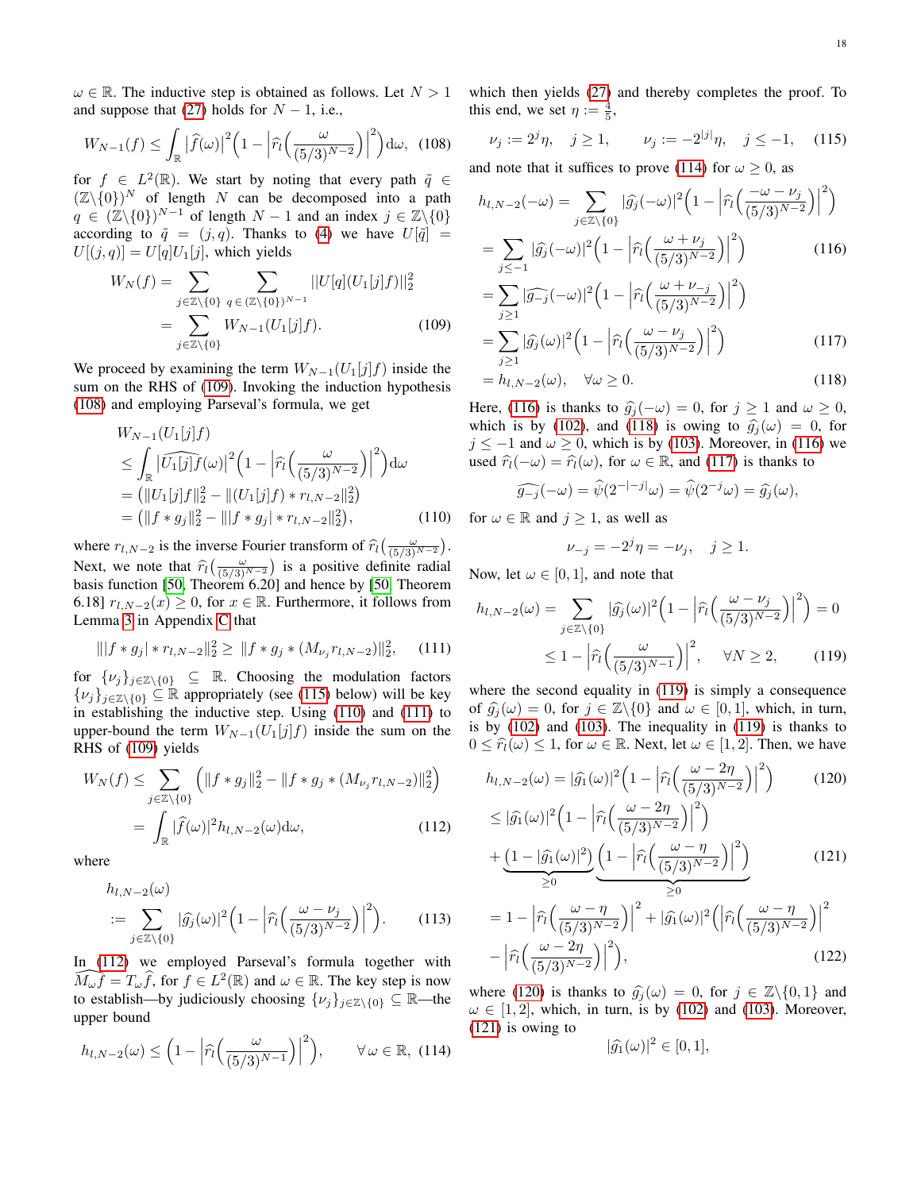$\omega \in \mathbb{R}$. The inductive step is obtained as follows. Let $N > 1$ and suppose that (27) holds for $N-1$, i.e.,

$$W_{N-1}(f) \leq \int_{\mathbb{R}} \big|\widehat{f}(\omega)\big|^2 \Big(1 - \Big|\widehat{r_l}\Big(\frac{\omega}{(5/3)^{N-2}}\Big)\Big|^2\Big) \mathrm{d}\omega, \quad (108)$$

for $f \in L^2(\mathbb{R})$. We start by noting that every path $\tilde{q} \in (\mathbb{Z}\backslash\{0\})^N$ of length $N$ can be decomposed into a path $q \in (\mathbb{Z}\backslash\{0\})^{N-1}$ of length $N-1$ and an index $j \in \mathbb{Z}\backslash\{0\}$ according to $\tilde{q} = (j, q)$. Thanks to (4) we have $U[\tilde{q}] = U[(j,q)] = U[q]U_1[j]$, which yields

$$\begin{aligned} W_N(f) &= \sum_{j \in \mathbb{Z}\backslash\{0\}} \sum_{q \in (\mathbb{Z}\backslash\{0\})^{N-1}} \|U[q](U_1[j]f)\|_2^2 \\ &= \sum_{j \in \mathbb{Z}\backslash\{0\}} W_{N-1}(U_1[j]f). \end{aligned} \quad (109)$$

We proceed by examining the term $W_{N-1}(U_1[j]f)$ inside the sum on the RHS of (109). Invoking the induction hypothesis (108) and employing Parseval's formula, we get

$$\begin{aligned} &W_{N-1}(U_1[j]f) \\ &\leq \int_{\mathbb{R}} \big|\widehat{U_1[j]f}(\omega)\big|^2 \Big(1 - \Big|\widehat{r_l}\Big(\frac{\omega}{(5/3)^{N-2}}\Big)\Big|^2\Big) \mathrm{d}\omega \\ &= \big(\|U_1[j]f\|_2^2 - \|(U_1[j]f) * r_{l,N-2}\|_2^2\big) \\ &= \big(\|f * g_j\|_2^2 - \||f * g_j| * r_{l,N-2}\|_2^2\big), \end{aligned} \quad (110)$$

where $r_{l,N-2}$ is the inverse Fourier transform of $\widehat{r_l}\big(\frac{\omega}{(5/3)^{N-2}}\big)$. Next, we note that $\widehat{r_l}\big(\frac{\omega}{(5/3)^{N-2}}\big)$ is a positive definite radial basis function [50, Theorem 6.20] and hence by [50, Theorem 6.18] $r_{l,N-2}(x) \geq 0$, for $x \in \mathbb{R}$. Furthermore, it follows from Lemma 3 in Appendix C that

$$\||f * g_j| * r_{l,N-2}\|_2^2 \geq \|f * g_j * (M_{\nu_j} r_{l,N-2})\|_2^2, \quad (111)$$

for $\{\nu_j\}_{j \in \mathbb{Z}\backslash\{0\}} \subseteq \mathbb{R}$. Choosing the modulation factors $\{\nu_j\}_{j \in \mathbb{Z}\backslash\{0\}} \subseteq \mathbb{R}$ appropriately (see (115) below) will be key in establishing the inductive step. Using (110) and (111) to upper-bound the term $W_{N-1}(U_1[j]f)$ inside the sum on the RHS of (109) yields

$$\begin{aligned} W_N(f) &\leq \sum_{j \in \mathbb{Z}\backslash\{0\}} \Big(\|f * g_j\|_2^2 - \|f * g_j * (M_{\nu_j} r_{l,N-2})\|_2^2\Big) \\ &= \int_{\mathbb{R}} |\widehat{f}(\omega)|^2 h_{l,N-2}(\omega) \mathrm{d}\omega, \end{aligned} \quad (112)$$

where

$$\begin{aligned} &h_{l,N-2}(\omega) \\ &:= \sum_{j \in \mathbb{Z}\backslash\{0\}} |\widehat{g_j}(\omega)|^2 \Big(1 - \Big|\widehat{r_l}\Big(\frac{\omega - \nu_j}{(5/3)^{N-2}}\Big)\Big|^2\Big). \end{aligned} \quad (113)$$

In (112) we employed Parseval's formula together with $\widehat{M_\omega f} = T_\omega \widehat{f}$, for $f \in L^2(\mathbb{R})$ and $\omega \in \mathbb{R}$. The key step is now to establish—by judiciously choosing $\{\nu_j\}_{j \in \mathbb{Z}\backslash\{0\}} \subseteq \mathbb{R}$—the upper bound

$$h_{l,N-2}(\omega) \leq \Big(1 - \Big|\widehat{r_l}\Big(\frac{\omega}{(5/3)^{N-1}}\Big)\Big|^2\Big), \qquad \forall\, \omega \in \mathbb{R}, \quad (114)$$

which then yields (27) and thereby completes the proof. To this end, we set $\eta := \frac{4}{5}$,

$$\nu_j := 2^j \eta, \quad j \geq 1, \qquad \nu_j := -2^{|j|}\eta, \quad j \leq -1, \quad (115)$$

and note that it suffices to prove (114) for $\omega \geq 0$, as

$$\begin{aligned} h_{l,N-2}(-\omega) &= \sum_{j \in \mathbb{Z}\backslash\{0\}} |\widehat{g_j}(-\omega)|^2 \Big(1 - \Big|\widehat{r_l}\Big(\frac{-\omega - \nu_j}{(5/3)^{N-2}}\Big)\Big|^2\Big) \\ &= \sum_{j \leq -1} |\widehat{g_j}(-\omega)|^2 \Big(1 - \Big|\widehat{r_l}\Big(\frac{\omega + \nu_j}{(5/3)^{N-2}}\Big)\Big|^2\Big) \quad (116) \\ &= \sum_{j \geq 1} |\widehat{g_{-j}}(-\omega)|^2 \Big(1 - \Big|\widehat{r_l}\Big(\frac{\omega + \nu_{-j}}{(5/3)^{N-2}}\Big)\Big|^2\Big) \\ &= \sum_{j \geq 1} |\widehat{g_j}(\omega)|^2 \Big(1 - \Big|\widehat{r_l}\Big(\frac{\omega - \nu_j}{(5/3)^{N-2}}\Big)\Big|^2\Big) \quad (117) \\ &= h_{l,N-2}(\omega), \quad \forall \omega \geq 0. \quad (118) \end{aligned}$$

Here, (116) is thanks to $\widehat{g_j}(-\omega) = 0$, for $j \geq 1$ and $\omega \geq 0$, which is by (102), and (118) is owing to $\widehat{g_j}(\omega) = 0$, for $j \leq -1$ and $\omega \geq 0$, which is by (103). Moreover, in (116) we used $\widehat{r_l}(-\omega) = \widehat{r_l}(\omega)$, for $\omega \in \mathbb{R}$, and (117) is thanks to

$$\widehat{g_{-j}}(-\omega) = \widehat{\psi}(2^{-|-j|}\omega) = \widehat{\psi}(2^{-j}\omega) = \widehat{g_j}(\omega),$$

for $\omega \in \mathbb{R}$ and $j \geq 1$, as well as

$$\nu_{-j} = -2^j \eta = -\nu_j, \quad j \geq 1.$$

Now, let $\omega \in [0,1]$, and note that

$$\begin{aligned} h_{l,N-2}(\omega) &= \sum_{j \in \mathbb{Z}\backslash\{0\}} |\widehat{g_j}(\omega)|^2 \Big(1 - \Big|\widehat{r_l}\Big(\frac{\omega - \nu_j}{(5/3)^{N-2}}\Big)\Big|^2\Big) = 0 \\ &\leq 1 - \Big|\widehat{r_l}\Big(\frac{\omega}{(5/3)^{N-1}}\Big)\Big|^2, \quad \forall N \geq 2, \end{aligned} \quad (119)$$

where the second equality in (119) is simply a consequence of $\widehat{g_j}(\omega) = 0$, for $j \in \mathbb{Z}\backslash\{0\}$ and $\omega \in [0,1]$, which, in turn, is by (102) and (103). The inequality in (119) is thanks to $0 \leq \widehat{r_l}(\omega) \leq 1$, for $\omega \in \mathbb{R}$. Next, let $\omega \in [1,2]$. Then, we have

$$\begin{aligned} h_{l,N-2}(\omega) &= |\widehat{g_1}(\omega)|^2 \Big(1 - \Big|\widehat{r_l}\Big(\frac{\omega - 2\eta}{(5/3)^{N-2}}\Big)\Big|^2\Big) \quad (120) \\ &\leq |\widehat{g_1}(\omega)|^2 \Big(1 - \Big|\widehat{r_l}\Big(\frac{\omega - 2\eta}{(5/3)^{N-2}}\Big)\Big|^2\Big) \\ &\quad + \underbrace{\big(1 - |\widehat{g_1}(\omega)|^2\big)}_{\geq 0} \underbrace{\Big(1 - \Big|\widehat{r_l}\Big(\frac{\omega - \eta}{(5/3)^{N-2}}\Big)\Big|^2\Big)}_{\geq 0} \quad (121) \\ &= 1 - \Big|\widehat{r_l}\Big(\frac{\omega - \eta}{(5/3)^{N-2}}\Big)\Big|^2 + |\widehat{g_1}(\omega)|^2 \Big(\Big|\widehat{r_l}\Big(\frac{\omega - \eta}{(5/3)^{N-2}}\Big)\Big|^2 \\ &\quad - \Big|\widehat{r_l}\Big(\frac{\omega - 2\eta}{(5/3)^{N-2}}\Big)\Big|^2\Big), \quad (122) \end{aligned}$$

where (120) is thanks to $\widehat{g_j}(\omega) = 0$, for $j \in \mathbb{Z}\backslash\{0,1\}$ and $\omega \in [1,2]$, which, in turn, is by (102) and (103). Moreover, (121) is owing to

$$|\widehat{g_1}(\omega)|^2 \in [0,1],$$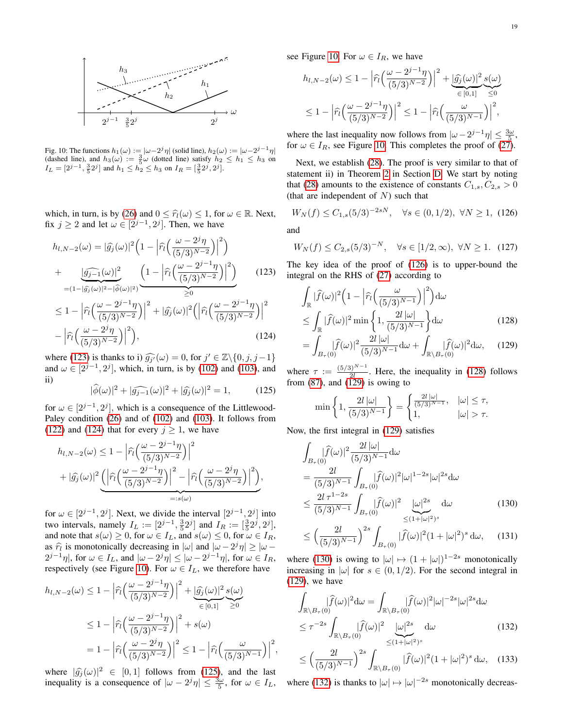Fig. 10: The functions $h_1(\omega) := |\omega - 2^j\eta|$ (solid line), $h_2(\omega) := |\omega - 2^{j-1}\eta|$ (dashed line), and $h_3(\omega) := \frac{3}{5}\omega$ (dotted line) satisfy $h_2 \leq h_1 \leq h_3$ on $I_L = [2^{j-1}, \frac{3}{5}2^j]$ and $h_1 \leq h_2 \leq h_3$ on $I_R = [\frac{3}{5}2^j, 2^j]$.

which, in turn, is by (26) and $0 \leq \widehat{r}_l(\omega) \leq 1$, for $\omega \in \mathbb{R}$. Next, fix $j \geq 2$ and let $\omega \in [2^{j-1}, 2^j]$. Then, we have

$$
\begin{aligned}
h_{l,N-2}(\omega) &= |\widehat{g}_j(\omega)|^2\Big(1 - \Big|\widehat{r}_l\Big(\frac{\omega - 2^j\eta}{(5/3)^{N-2}}\Big)\Big|^2\Big) \\
&+ \underbrace{|\widehat{g_{j-1}}(\omega)|^2}_{=(1-|\widehat{g}_j(\omega)|^2-|\widehat{\phi}(\omega)|^2)} \underbrace{\Big(1 - \Big|\widehat{r}_l\Big(\frac{\omega - 2^{j-1}\eta}{(5/3)^{N-2}}\Big)\Big|^2\Big)}_{\geq 0} \qquad (123) \\
&\leq 1 - \Big|\widehat{r}_l\Big(\frac{\omega - 2^{j-1}\eta}{(5/3)^{N-2}}\Big)\Big|^2 + |\widehat{g}_j(\omega)|^2\Big(\Big|\widehat{r}_l\Big(\frac{\omega - 2^{j-1}\eta}{(5/3)^{N-2}}\Big)\Big|^2 \\
&\quad - \Big|\widehat{r}_l\Big(\frac{\omega - 2^j\eta}{(5/3)^{N-2}}\Big)\Big|^2\Big), \qquad (124)
\end{aligned}
$$

where (123) is thanks to i) $\widehat{g_{j'}}(\omega) = 0$, for $j' \in \mathbb{Z}\backslash\{0, j, j-1\}$ and $\omega \in [2^{j-1}, 2^j]$, which, in turn, is by (102) and (103), and ii)

$$
|\widehat{\phi}(\omega)|^2 + |\widehat{g_{j-1}}(\omega)|^2 + |\widehat{g}_j(\omega)|^2 = 1, \qquad (125)
$$

for $\omega \in [2^{j-1}, 2^j]$, which is a consequence of the Littlewood-Paley condition (26) and of (102) and (103). It follows from (122) and (124) that for every $j \geq 1$, we have

$$
\begin{aligned}
h_{l,N-2}(\omega) &\leq 1 - \Big|\widehat{r}_l\Big(\frac{\omega - 2^{j-1}\eta}{(5/3)^{N-2}}\Big)\Big|^2 \\
&+ |\widehat{g}_j(\omega)|^2 \underbrace{\Big(\Big|\widehat{r}_l\Big(\frac{\omega - 2^{j-1}\eta}{(5/3)^{N-2}}\Big)\Big|^2 - \Big|\widehat{r}_l\Big(\frac{\omega - 2^j\eta}{(5/3)^{N-2}}\Big)\Big|^2\Big)}_{=:s(\omega)},
\end{aligned}
$$

for $\omega \in [2^{j-1}, 2^j]$. Next, we divide the interval $[2^{j-1}, 2^j]$ into two intervals, namely $I_L := [2^{j-1}, \frac{3}{5}2^j]$ and $I_R := [\frac{3}{5}2^j, 2^j]$, and note that $s(\omega) \geq 0$, for $\omega \in I_L$, and $s(\omega) \leq 0$, for $\omega \in I_R$, as $\widehat{r}_l$ is monotonically decreasing in $|\omega|$ and $|\omega - 2^j\eta| \geq |\omega - 2^{j-1}\eta|$, for $\omega \in I_L$, and $|\omega - 2^j\eta| \leq |\omega - 2^{j-1}\eta|$, for $\omega \in I_R$, respectively (see Figure 10). For $\omega \in I_L$, we therefore have

$$
\begin{aligned}
h_{l,N-2}(\omega) &\leq 1 - \Big|\widehat{r}_l\Big(\frac{\omega - 2^{j-1}\eta}{(5/3)^{N-2}}\Big)\Big|^2 + \underbrace{|\widehat{g}_j(\omega)|^2}_{\in[0,1]} \underbrace{s(\omega)}_{\geq 0} \\
&\leq 1 - \Big|\widehat{r}_l\Big(\frac{\omega - 2^{j-1}\eta}{(5/3)^{N-2}}\Big)\Big|^2 + s(\omega) \\
&= 1 - \Big|\widehat{r}_l\Big(\frac{\omega - 2^j\eta}{(5/3)^{N-2}}\Big)\Big|^2 \leq 1 - \Big|\widehat{r}_l\Big(\frac{\omega}{(5/3)^{N-1}}\Big)\Big|^2,
\end{aligned}
$$

where $|\widehat{g}_j(\omega)|^2 \in [0,1]$ follows from (125), and the last inequality is a consequence of $|\omega - 2^j\eta| \leq \frac{3\omega}{5}$, for $\omega \in I_L$, see Figure 10. For $\omega \in I_R$, we have

$$
\begin{aligned}
h_{l,N-2}(\omega) &\leq 1 - \Big|\widehat{r}_l\Big(\frac{\omega - 2^{j-1}\eta}{(5/3)^{N-2}}\Big)\Big|^2 + \underbrace{|\widehat{g}_j(\omega)|^2}_{\in[0,1]} \underbrace{s(\omega)}_{\leq 0} \\
&\leq 1 - \Big|\widehat{r}_l\Big(\frac{\omega - 2^{j-1}\eta}{(5/3)^{N-2}}\Big)\Big|^2 \leq 1 - \Big|\widehat{r}_l\Big(\frac{\omega}{(5/3)^{N-1}}\Big)\Big|^2,
\end{aligned}
$$

where the last inequality now follows from $|\omega - 2^{j-1}\eta| \leq \frac{3\omega}{5}$, for $\omega \in I_R$, see Figure 10. This completes the proof of (27).

Next, we establish (28). The proof is very similar to that of statement ii) in Theorem 2 in Section D. We start by noting that (28) amounts to the existence of constants $C_{1,s}, C_{2,s} > 0$ (that are independent of $N$) such that

$$
W_N(f) \leq C_{1,s}(5/3)^{-2sN}, \quad \forall s \in (0, 1/2), \ \forall N \geq 1, \qquad (126)
$$

and

$$
W_N(f) \leq C_{2,s}(5/3)^{-N}, \quad \forall s \in [1/2, \infty), \ \forall N \geq 1. \qquad (127)
$$

The key idea of the proof of (126) is to upper-bound the integral on the RHS of (27) according to

$$
\begin{aligned}
&\int_{\mathbb{R}} |\widehat{f}(\omega)|^2\Big(1 - \Big|\widehat{r}_l\Big(\frac{\omega}{(5/3)^{N-1}}\Big)\Big|^2\Big)\mathrm{d}\omega \\
&\leq \int_{\mathbb{R}} |\widehat{f}(\omega)|^2 \min\Big\{1, \frac{2l\,|\omega|}{(5/3)^{N-1}}\Big\}\mathrm{d}\omega \qquad (128) \\
&= \int_{B_\tau(0)} |\widehat{f}(\omega)|^2 \frac{2l\,|\omega|}{(5/3)^{N-1}}\mathrm{d}\omega + \int_{\mathbb{R}\backslash B_\tau(0)} |\widehat{f}(\omega)|^2\mathrm{d}\omega, \qquad (129)
\end{aligned}
$$

where $\tau := \frac{(5/3)^{N-1}}{2l}$. Here, the inequality in (128) follows from (87), and (129) is owing to

$$
\min\Big\{1, \frac{2l\,|\omega|}{(5/3)^{N-1}}\Big\} = \begin{cases} \frac{2l\,|\omega|}{(5/3)^{N-1}}, & |\omega| \leq \tau, \\ 1, & |\omega| > \tau. \end{cases}
$$

Now, the first integral in (129) satisfies

$$
\begin{aligned}
&\int_{B_\tau(0)} |\widehat{f}(\omega)|^2 \frac{2l\,|\omega|}{(5/3)^{N-1}}\mathrm{d}\omega \\
&= \frac{2l}{(5/3)^{N-1}} \int_{B_\tau(0)} |\widehat{f}(\omega)|^2|\omega|^{1-2s}|\omega|^{2s}\mathrm{d}\omega \\
&\leq \frac{2l\,\tau^{1-2s}}{(5/3)^{N-1}} \int_{B_\tau(0)} |\widehat{f}(\omega)|^2 \underbrace{|\omega|^{2s}}_{\leq(1+|\omega|^2)^s}\mathrm{d}\omega \qquad (130) \\
&\leq \Big(\frac{2l}{(5/3)^{N-1}}\Big)^{2s} \int_{B_\tau(0)} |\widehat{f}(\omega)|^2(1+|\omega|^2)^s\,\mathrm{d}\omega, \qquad (131)
\end{aligned}
$$

where (130) is owing to $|\omega| \mapsto (1+|\omega|)^{1-2s}$ monotonically increasing in $|\omega|$ for $s \in (0, 1/2)$. For the second integral in (129), we have

$$
\begin{aligned}
&\int_{\mathbb{R}\backslash B_\tau(0)} |\widehat{f}(\omega)|^2\mathrm{d}\omega = \int_{\mathbb{R}\backslash B_\tau(0)} |\widehat{f}(\omega)|^2|\omega|^{-2s}|\omega|^{2s}\mathrm{d}\omega \\
&\leq \tau^{-2s} \int_{\mathbb{R}\backslash B_\tau(0)} |\widehat{f}(\omega)|^2 \underbrace{|\omega|^{2s}}_{\leq(1+|\omega|^2)^s}\mathrm{d}\omega \qquad (132) \\
&\leq \Big(\frac{2l}{(5/3)^{N-1}}\Big)^{2s} \int_{\mathbb{R}\backslash B_\tau(0)} |\widehat{f}(\omega)|^2(1+|\omega|^2)^s\,\mathrm{d}\omega, \qquad (133)
\end{aligned}
$$

where (132) is thanks to $|\omega| \mapsto |\omega|^{-2s}$ monotonically decreas-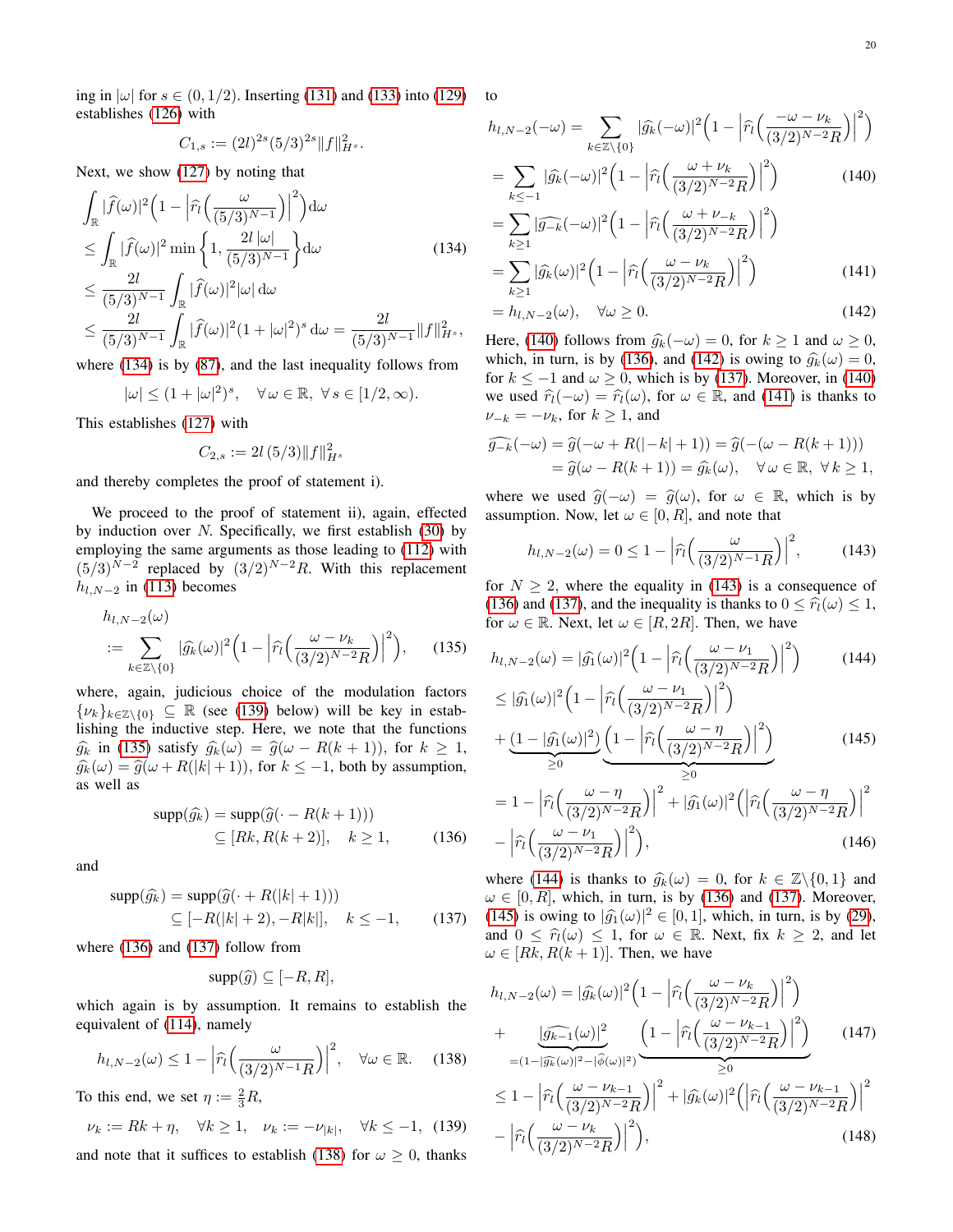ing in $|\omega|$ for $s \in (0, 1/2)$. Inserting (131) and (133) into (129) establishes (126) with

$$C_{1,s} := (2l)^{2s}(5/3)^{2s}\|f\|^2_{H^s}.$$

Next, we show (127) by noting that

$$\begin{aligned}
&\int_{\mathbb{R}} |\widehat{f}(\omega)|^2 \Big(1 - \Big|\widehat{r}_l\Big(\frac{\omega}{(5/3)^{N-1}}\Big)\Big|^2\Big) \mathrm{d}\omega \\
&\leq \int_{\mathbb{R}} |\widehat{f}(\omega)|^2 \min\Big\{1, \frac{2l\,|\omega|}{(5/3)^{N-1}}\Big\} \mathrm{d}\omega \qquad (134)\\
&\leq \frac{2l}{(5/3)^{N-1}} \int_{\mathbb{R}} |\widehat{f}(\omega)|^2 |\omega| \,\mathrm{d}\omega \\
&\leq \frac{2l}{(5/3)^{N-1}} \int_{\mathbb{R}} |\widehat{f}(\omega)|^2 (1+|\omega|^2)^s \,\mathrm{d}\omega = \frac{2l}{(5/3)^{N-1}} \|f\|^2_{H^s},
\end{aligned}$$

where (134) is by (87), and the last inequality follows from

$$|\omega| \leq (1+|\omega|^2)^s, \quad \forall\, \omega \in \mathbb{R},\ \forall\, s \in [1/2, \infty).$$

This establishes (127) with

$$C_{2,s} := 2l\,(5/3)\|f\|^2_{H^s}$$

and thereby completes the proof of statement i).

We proceed to the proof of statement ii), again, effected by induction over $N$. Specifically, we first establish (30) by employing the same arguments as those leading to (112) with $(5/3)^{N-2}$ replaced by $(3/2)^{N-2}R$. With this replacement $h_{l,N-2}$ in (113) becomes

$$\begin{aligned}
&h_{l,N-2}(\omega) \\
&:= \sum_{k \in \mathbb{Z}\backslash\{0\}} |\widehat{g_k}(\omega)|^2 \Big(1 - \Big|\widehat{r}_l\Big(\frac{\omega - \nu_k}{(3/2)^{N-2}R}\Big)\Big|^2\Big), \qquad (135)
\end{aligned}$$

where, again, judicious choice of the modulation factors $\{\nu_k\}_{k\in\mathbb{Z}\backslash\{0\}} \subseteq \mathbb{R}$ (see (139) below) will be key in establishing the inductive step. Here, we note that the functions $\widehat{g_k}$ in (135) satisfy $\widehat{g_k}(\omega) = \widehat{g}(\omega - R(k+1))$, for $k \geq 1$, $\widehat{g_k}(\omega) = \widehat{g}(\omega + R(|k|+1))$, for $k \leq -1$, both by assumption, as well as

$$\begin{aligned}
\mathrm{supp}(\widehat{g_k}) &= \mathrm{supp}(\widehat{g}(\cdot - R(k+1))) \\
&\subseteq [Rk, R(k+2)], \quad k \geq 1, \qquad (136)
\end{aligned}$$

and

$$\begin{aligned}
\mathrm{supp}(\widehat{g_k}) &= \mathrm{supp}(\widehat{g}(\cdot + R(|k|+1))) \\
&\subseteq [-R(|k|+2), -R|k|], \quad k \leq -1, \qquad (137)
\end{aligned}$$

where (136) and (137) follow from

$$\mathrm{supp}(\widehat{g}) \subseteq [-R, R],$$

which again is by assumption. It remains to establish the equivalent of (114), namely

$$h_{l,N-2}(\omega) \leq 1 - \Big|\widehat{r}_l\Big(\frac{\omega}{(3/2)^{N-1}R}\Big)\Big|^2, \quad \forall \omega \in \mathbb{R}. \qquad (138)$$

To this end, we set $\eta := \frac{2}{3}R$,

$$\nu_k := Rk + \eta, \quad \forall k \geq 1, \quad \nu_k := -\nu_{|k|}, \quad \forall k \leq -1, \qquad (139)$$

and note that it suffices to establish (138) for $\omega \geq 0$, thanks to

$$\begin{aligned}
h_{l,N-2}(-\omega) &= \sum_{k\in\mathbb{Z}\backslash\{0\}} |\widehat{g_k}(-\omega)|^2 \Big(1 - \Big|\widehat{r}_l\Big(\frac{-\omega - \nu_k}{(3/2)^{N-2}R}\Big)\Big|^2\Big) \\
&= \sum_{k\leq -1} |\widehat{g_k}(-\omega)|^2 \Big(1 - \Big|\widehat{r}_l\Big(\frac{\omega + \nu_k}{(3/2)^{N-2}R}\Big)\Big|^2\Big) \qquad (140)\\
&= \sum_{k\geq 1} |\widehat{g_{-k}}(-\omega)|^2 \Big(1 - \Big|\widehat{r}_l\Big(\frac{\omega + \nu_{-k}}{(3/2)^{N-2}R}\Big)\Big|^2\Big) \\
&= \sum_{k\geq 1} |\widehat{g_k}(\omega)|^2 \Big(1 - \Big|\widehat{r}_l\Big(\frac{\omega - \nu_k}{(3/2)^{N-2}R}\Big)\Big|^2\Big) \qquad (141)\\
&= h_{l,N-2}(\omega), \quad \forall \omega \geq 0. \qquad (142)
\end{aligned}$$

Here, (140) follows from $\widehat{g_k}(-\omega) = 0$, for $k \geq 1$ and $\omega \geq 0$, which, in turn, is by (136), and (142) is owing to $\widehat{g_k}(\omega) = 0$, for $k \leq -1$ and $\omega \geq 0$, which is by (137). Moreover, in (140) we used $\widehat{r}_l(-\omega) = \widehat{r}_l(\omega)$, for $\omega \in \mathbb{R}$, and (141) is thanks to $\nu_{-k} = -\nu_k$, for $k \geq 1$, and

$$\begin{aligned}
\widehat{g_{-k}}(-\omega) &= \widehat{g}(-\omega + R(|-k|+1)) = \widehat{g}(-(\omega - R(k+1))) \\
&= \widehat{g}(\omega - R(k+1)) = \widehat{g_k}(\omega), \quad \forall \omega \in \mathbb{R},\ \forall\, k \geq 1,
\end{aligned}$$

where we used $\widehat{g}(-\omega) = \widehat{g}(\omega)$, for $\omega \in \mathbb{R}$, which is by assumption. Now, let $\omega \in [0, R]$, and note that

$$h_{l,N-2}(\omega) = 0 \leq 1 - \Big|\widehat{r}_l\Big(\frac{\omega}{(3/2)^{N-1}R}\Big)\Big|^2, \qquad (143)$$

for $N \geq 2$, where the equality in (143) is a consequence of (136) and (137), and the inequality is thanks to $0 \leq \widehat{r}_l(\omega) \leq 1$, for $\omega \in \mathbb{R}$. Next, let $\omega \in [R, 2R]$. Then, we have

$$\begin{aligned}
h_{l,N-2}(\omega) &= |\widehat{g_1}(\omega)|^2 \Big(1 - \Big|\widehat{r}_l\Big(\frac{\omega - \nu_1}{(3/2)^{N-2}R}\Big)\Big|^2\Big) \qquad (144)\\
&\leq |\widehat{g_1}(\omega)|^2 \Big(1 - \Big|\widehat{r}_l\Big(\frac{\omega - \nu_1}{(3/2)^{N-2}R}\Big)\Big|^2\Big) \\
&+ \underbrace{(1 - |\widehat{g_1}(\omega)|^2)}_{\geq 0} \underbrace{\Big(1 - \Big|\widehat{r}_l\Big(\frac{\omega - \eta}{(3/2)^{N-2}R}\Big)\Big|^2\Big)}_{\geq 0} \qquad (145)\\
&= 1 - \Big|\widehat{r}_l\Big(\frac{\omega - \eta}{(3/2)^{N-2}R}\Big)\Big|^2 + |\widehat{g_1}(\omega)|^2 \Big(\Big|\widehat{r}_l\Big(\frac{\omega - \eta}{(3/2)^{N-2}R}\Big)\Big|^2 \\
&- \Big|\widehat{r}_l\Big(\frac{\omega - \nu_1}{(3/2)^{N-2}R}\Big)\Big|^2\Big), \qquad (146)
\end{aligned}$$

where (144) is thanks to $\widehat{g_k}(\omega) = 0$, for $k \in \mathbb{Z}\backslash\{0, 1\}$ and $\omega \in [0, R]$, which, in turn, is by (136) and (137). Moreover, (145) is owing to $|\widehat{g_1}(\omega)|^2 \in [0, 1]$, which, in turn, is by (29), and $0 \leq \widehat{r}_l(\omega) \leq 1$, for $\omega \in \mathbb{R}$. Next, fix $k \geq 2$, and let $\omega \in [Rk, R(k+1)]$. Then, we have

$$\begin{aligned}
h_{l,N-2}(\omega) &= |\widehat{g_k}(\omega)|^2 \Big(1 - \Big|\widehat{r}_l\Big(\frac{\omega - \nu_k}{(3/2)^{N-2}R}\Big)\Big|^2\Big) \\
&+ \underbrace{|\widehat{g_{k-1}}(\omega)|^2}_{=(1-|\widehat{g_k}(\omega)|^2 - |\widehat{\phi}(\omega)|^2)} \underbrace{\Big(1 - \Big|\widehat{r}_l\Big(\frac{\omega - \nu_{k-1}}{(3/2)^{N-2}R}\Big)\Big|^2\Big)}_{\geq 0} \qquad (147)\\
&\leq 1 - \Big|\widehat{r}_l\Big(\frac{\omega - \nu_{k-1}}{(3/2)^{N-2}R}\Big)\Big|^2 + |\widehat{g_k}(\omega)|^2 \Big(\Big|\widehat{r}_l\Big(\frac{\omega - \nu_{k-1}}{(3/2)^{N-2}R}\Big)\Big|^2 \\
&- \Big|\widehat{r}_l\Big(\frac{\omega - \nu_k}{(3/2)^{N-2}R}\Big)\Big|^2\Big), \qquad (148)
\end{aligned}$$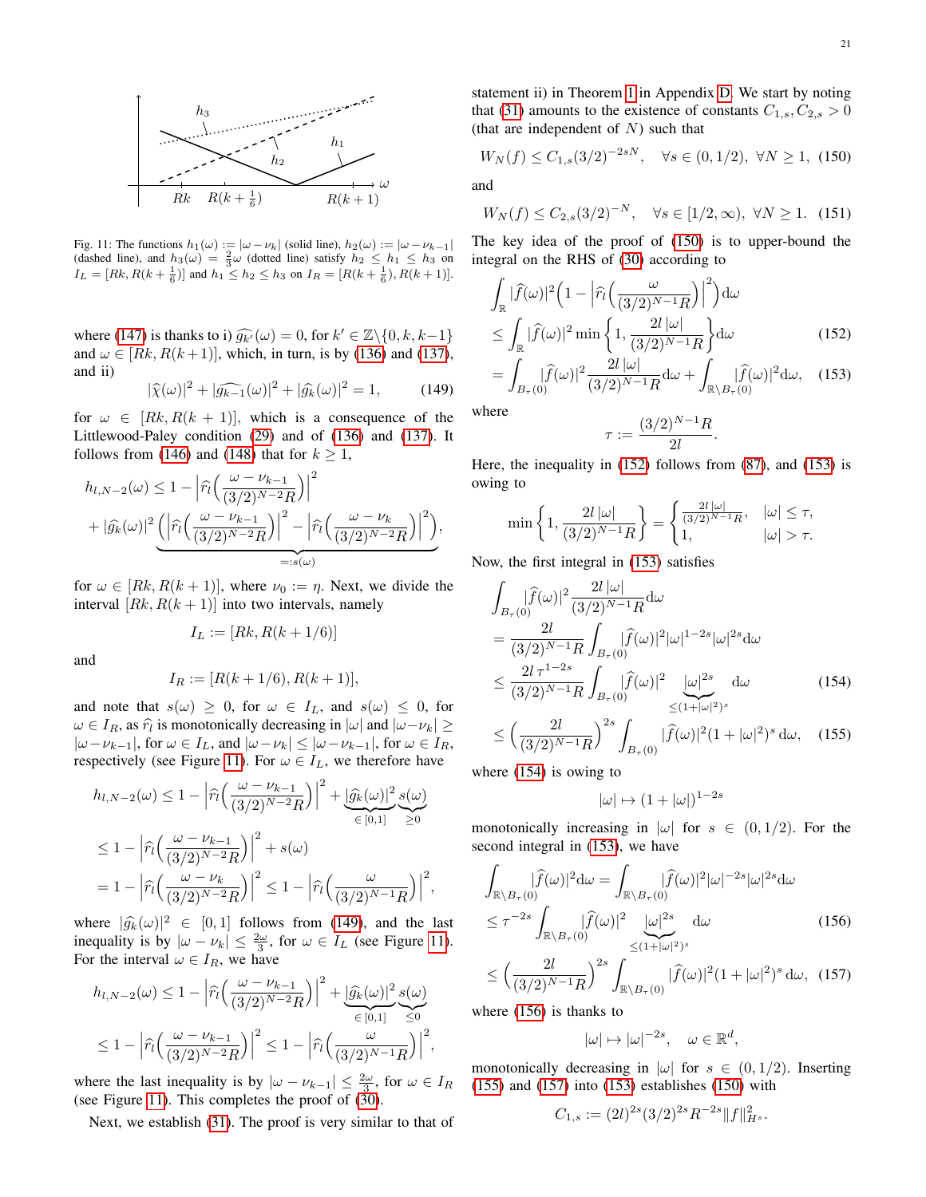Fig. 11: The functions $h_1(\omega) := |\omega - \nu_k|$ (solid line), $h_2(\omega) := |\omega - \nu_{k-1}|$ (dashed line), and $h_3(\omega) = \frac{2}{3}\omega$ (dotted line) satisfy $h_2 \leq h_1 \leq h_3$ on $I_L = [Rk, R(k+\frac{1}{6})]$ and $h_1 \leq h_2 \leq h_3$ on $I_R = [R(k+\frac{1}{6}), R(k+1)]$.

where (147) is thanks to i) $\widehat{g_{k'}}(\omega) = 0$, for $k' \in \mathbb{Z}\backslash\{0, k, k-1\}$ and $\omega \in [Rk, R(k+1)]$, which, in turn, is by (136) and (137), and ii)

$$|\widehat{\chi}(\omega)|^2 + |\widehat{g_{k-1}}(\omega)|^2 + |\widehat{g_k}(\omega)|^2 = 1, \tag{149}$$

for $\omega \in [Rk, R(k+1)]$, which is a consequence of the Littlewood-Paley condition (29) and of (136) and (137). It follows from (146) and (148) that for $k \geq 1$,

$$h_{l,N-2}(\omega) \leq 1 - \left|\widehat{r_l}\Big(\frac{\omega - \nu_{k-1}}{(3/2)^{N-2}R}\Big)\right|^2 + |\widehat{g_k}(\omega)|^2 \underbrace{\left(\left|\widehat{r_l}\Big(\frac{\omega - \nu_{k-1}}{(3/2)^{N-2}R}\Big)\right|^2 - \left|\widehat{r_l}\Big(\frac{\omega - \nu_k}{(3/2)^{N-2}R}\Big)\right|^2\right)}_{=:s(\omega)},$$

for $\omega \in [Rk, R(k+1)]$, where $\nu_0 := \eta$. Next, we divide the interval $[Rk, R(k+1)]$ into two intervals, namely

$$I_L := [Rk, R(k+1/6)]$$

and

$$I_R := [R(k+1/6), R(k+1)],$$

and note that $s(\omega) \geq 0$, for $\omega \in I_L$, and $s(\omega) \leq 0$, for $\omega \in I_R$, as $\widehat{r_l}$ is monotonically decreasing in $|\omega|$ and $|\omega - \nu_k| \geq |\omega - \nu_{k-1}|$, for $\omega \in I_L$, and $|\omega - \nu_k| \leq |\omega - \nu_{k-1}|$, for $\omega \in I_R$, respectively (see Figure 11). For $\omega \in I_L$, we therefore have

$$\begin{aligned}
h_{l,N-2}(\omega) &\leq 1 - \left|\widehat{r_l}\Big(\frac{\omega - \nu_{k-1}}{(3/2)^{N-2}R}\Big)\right|^2 + \underbrace{|\widehat{g_k}(\omega)|^2}_{\in [0,1]} \underbrace{s(\omega)}_{\geq 0} \\
&\leq 1 - \left|\widehat{r_l}\Big(\frac{\omega - \nu_{k-1}}{(3/2)^{N-2}R}\Big)\right|^2 + s(\omega) \\
&= 1 - \left|\widehat{r_l}\Big(\frac{\omega - \nu_k}{(3/2)^{N-2}R}\Big)\right|^2 \leq 1 - \left|\widehat{r_l}\Big(\frac{\omega}{(3/2)^{N-1}R}\Big)\right|^2,
\end{aligned}$$

where $|\widehat{g_k}(\omega)|^2 \in [0,1]$ follows from (149), and the last inequality is by $|\omega - \nu_k| \leq \frac{2\omega}{3}$, for $\omega \in I_L$ (see Figure 11). For the interval $\omega \in I_R$, we have

$$\begin{aligned}
h_{l,N-2}(\omega) &\leq 1 - \left|\widehat{r_l}\Big(\frac{\omega - \nu_{k-1}}{(3/2)^{N-2}R}\Big)\right|^2 + \underbrace{|\widehat{g_k}(\omega)|^2}_{\in [0,1]} \underbrace{s(\omega)}_{\leq 0} \\
&\leq 1 - \left|\widehat{r_l}\Big(\frac{\omega - \nu_{k-1}}{(3/2)^{N-2}R}\Big)\right|^2 \leq 1 - \left|\widehat{r_l}\Big(\frac{\omega}{(3/2)^{N-1}R}\Big)\right|^2,
\end{aligned}$$

where the last inequality is by $|\omega - \nu_{k-1}| \leq \frac{2\omega}{3}$, for $\omega \in I_R$ (see Figure 11). This completes the proof of (30).

Next, we establish (31). The proof is very similar to that of statement ii) in Theorem 1 in Appendix D. We start by noting that (31) amounts to the existence of constants $C_{1,s}, C_{2,s} > 0$ (that are independent of $N$) such that

$$W_N(f) \leq C_{1,s}(3/2)^{-2sN}, \quad \forall s \in (0, 1/2), \ \forall N \geq 1, \tag{150}$$

and

$$W_N(f) \leq C_{2,s}(3/2)^{-N}, \quad \forall s \in [1/2, \infty), \ \forall N \geq 1. \tag{151}$$

The key idea of the proof of (150) is to upper-bound the integral on the RHS of (30) according to

$$\begin{aligned}
&\int_{\mathbb{R}} |\widehat{f}(\omega)|^2 \Big(1 - \left|\widehat{r_l}\Big(\frac{\omega}{(3/2)^{N-1}R}\Big)\right|^2\Big) \mathrm{d}\omega \\
&\leq \int_{\mathbb{R}} |\widehat{f}(\omega)|^2 \min\Big\{1, \frac{2l\,|\omega|}{(3/2)^{N-1}R}\Big\} \mathrm{d}\omega \qquad (152) \\
&= \int_{B_\tau(0)} |\widehat{f}(\omega)|^2 \frac{2l\,|\omega|}{(3/2)^{N-1}R} \mathrm{d}\omega + \int_{\mathbb{R}\backslash B_\tau(0)} |\widehat{f}(\omega)|^2 \mathrm{d}\omega, \qquad (153)
\end{aligned}$$

where

$$\tau := \frac{(3/2)^{N-1}R}{2l}.$$

Here, the inequality in (152) follows from (87), and (153) is owing to

$$\min\Big\{1, \frac{2l\,|\omega|}{(3/2)^{N-1}R}\Big\} = \begin{cases} \frac{2l\,|\omega|}{(3/2)^{N-1}R}, & |\omega| \leq \tau, \\ 1, & |\omega| > \tau. \end{cases}$$

Now, the first integral in (153) satisfies

$$\begin{aligned}
&\int_{B_\tau(0)} |\widehat{f}(\omega)|^2 \frac{2l\,|\omega|}{(3/2)^{N-1}R} \mathrm{d}\omega \\
&= \frac{2l}{(3/2)^{N-1}R} \int_{B_\tau(0)} |\widehat{f}(\omega)|^2 |\omega|^{1-2s} |\omega|^{2s} \mathrm{d}\omega \\
&\leq \frac{2l\,\tau^{1-2s}}{(3/2)^{N-1}R} \int_{B_\tau(0)} |\widehat{f}(\omega)|^2 \underbrace{|\omega|^{2s}}_{\leq (1+|\omega|^2)^s} \mathrm{d}\omega \qquad (154) \\
&\leq \Big(\frac{2l}{(3/2)^{N-1}R}\Big)^{2s} \int_{B_\tau(0)} |\widehat{f}(\omega)|^2 (1+|\omega|^2)^s \,\mathrm{d}\omega, \qquad (155)
\end{aligned}$$

where (154) is owing to

$$|\omega| \mapsto (1+|\omega|)^{1-2s}$$

monotonically increasing in $|\omega|$ for $s \in (0, 1/2)$. For the second integral in (153), we have

$$\begin{aligned}
&\int_{\mathbb{R}\backslash B_\tau(0)} |\widehat{f}(\omega)|^2 \mathrm{d}\omega = \int_{\mathbb{R}\backslash B_\tau(0)} |\widehat{f}(\omega)|^2 |\omega|^{-2s} |\omega|^{2s} \mathrm{d}\omega \\
&\leq \tau^{-2s} \int_{\mathbb{R}\backslash B_\tau(0)} |\widehat{f}(\omega)|^2 \underbrace{|\omega|^{2s}}_{\leq (1+|\omega|^2)^s} \mathrm{d}\omega \qquad (156) \\
&\leq \Big(\frac{2l}{(3/2)^{N-1}R}\Big)^{2s} \int_{\mathbb{R}\backslash B_\tau(0)} |\widehat{f}(\omega)|^2 (1+|\omega|^2)^s \,\mathrm{d}\omega, \qquad (157)
\end{aligned}$$

where (156) is thanks to

$$|\omega| \mapsto |\omega|^{-2s}, \quad \omega \in \mathbb{R}^d,$$

monotonically decreasing in $|\omega|$ for $s \in (0, 1/2)$. Inserting (155) and (157) into (153) establishes (150) with

$$C_{1,s} := (2l)^{2s}(3/2)^{2s}R^{-2s}\|f\|^2_{H^s}.$$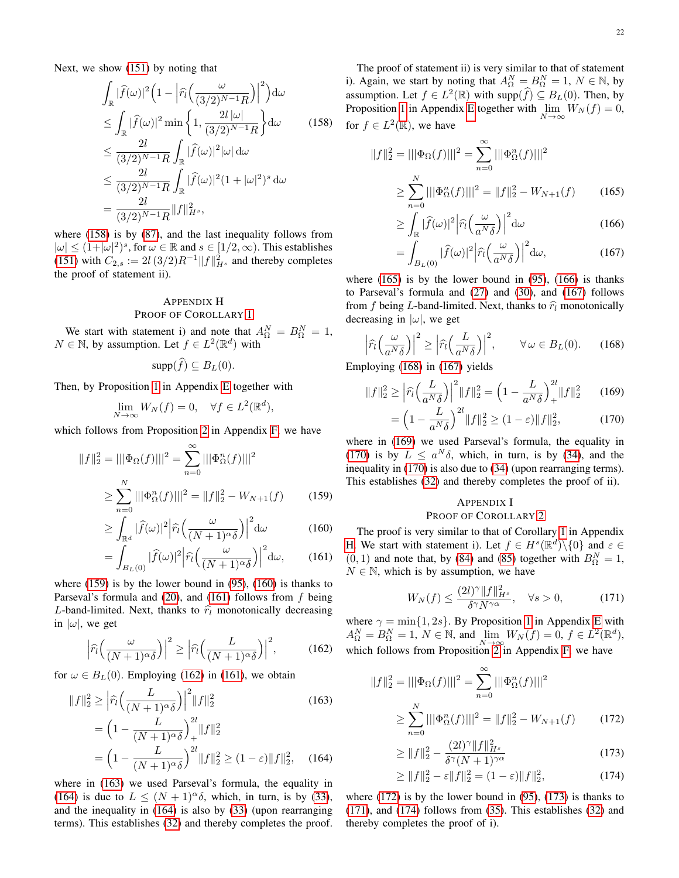Next, we show (151) by noting that

$$
\begin{aligned}
&\int_{\mathbb{R}} |\widehat{f}(\omega)|^2 \Big(1 - \Big|\widehat{r_l}\Big(\frac{\omega}{(3/2)^{N-1}R}\Big)\Big|^2\Big) \mathrm{d}\omega \\
&\leq \int_{\mathbb{R}} |\widehat{f}(\omega)|^2 \min\Big\{1, \frac{2l\,|\omega|}{(3/2)^{N-1}R}\Big\} \mathrm{d}\omega \qquad (158)\\
&\leq \frac{2l}{(3/2)^{N-1}R} \int_{\mathbb{R}} |\widehat{f}(\omega)|^2 |\omega| \,\mathrm{d}\omega \\
&\leq \frac{2l}{(3/2)^{N-1}R} \int_{\mathbb{R}} |\widehat{f}(\omega)|^2 (1+|\omega|^2)^s \,\mathrm{d}\omega \\
&= \frac{2l}{(3/2)^{N-1}R} \|f\|^2_{H^s},
\end{aligned}
$$

where (158) is by (87), and the last inequality follows from $|\omega| \leq (1+|\omega|^2)^s$, for $\omega \in \mathbb{R}$ and $s \in [1/2, \infty)$. This establishes (151) with $C_{2,s} := 2l\,(3/2)R^{-1}\|f\|^2_{H^s}$ and thereby completes the proof of statement ii).

## Appendix H
## Proof of Corollary 1

We start with statement i) and note that $A_\Omega^N = B_\Omega^N = 1$, $N \in \mathbb{N}$, by assumption. Let $f \in L^2(\mathbb{R}^d)$ with

$$\mathrm{supp}(\widehat{f}) \subseteq B_L(0).$$

Then, by Proposition 1 in Appendix E together with

$$\lim_{N\to\infty} W_N(f) = 0, \quad \forall f \in L^2(\mathbb{R}^d),$$

which follows from Proposition 2 in Appendix F, we have

$$
\begin{aligned}
\|f\|_2^2 &= |||\Phi_\Omega(f)|||^2 = \sum_{n=0}^{\infty} |||\Phi_\Omega^n(f)|||^2 \\
&\geq \sum_{n=0}^{N} |||\Phi_\Omega^n(f)|||^2 = \|f\|_2^2 - W_{N+1}(f) \qquad (159)\\
&\geq \int_{\mathbb{R}^d} |\widehat{f}(\omega)|^2 \Big|\widehat{r_l}\Big(\frac{\omega}{(N+1)^\alpha \delta}\Big)\Big|^2 \mathrm{d}\omega \qquad (160)\\
&= \int_{B_L(0)} |\widehat{f}(\omega)|^2 \Big|\widehat{r_l}\Big(\frac{\omega}{(N+1)^\alpha \delta}\Big)\Big|^2 \mathrm{d}\omega, \qquad (161)
\end{aligned}
$$

where (159) is by the lower bound in (95), (160) is thanks to Parseval's formula and (20), and (161) follows from $f$ being $L$-band-limited. Next, thanks to $\widehat{r_l}$ monotonically decreasing in $|\omega|$, we get

$$\Big|\widehat{r_l}\Big(\frac{\omega}{(N+1)^\alpha \delta}\Big)\Big|^2 \geq \Big|\widehat{r_l}\Big(\frac{L}{(N+1)^\alpha \delta}\Big)\Big|^2, \qquad (162)$$

for $\omega \in B_L(0)$. Employing (162) in (161), we obtain

$$
\begin{aligned}
\|f\|_2^2 &\geq \Big|\widehat{r_l}\Big(\frac{L}{(N+1)^\alpha \delta}\Big)\Big|^2 \|f\|_2^2 \qquad (163)\\
&= \Big(1 - \frac{L}{(N+1)^\alpha \delta}\Big)_+^{2l} \|f\|_2^2 \\
&= \Big(1 - \frac{L}{(N+1)^\alpha \delta}\Big)^{2l} \|f\|_2^2 \geq (1-\varepsilon)\|f\|_2^2, \qquad (164)
\end{aligned}
$$

where in (163) we used Parseval's formula, the equality in (164) is due to $L \leq (N+1)^\alpha \delta$, which, in turn, is by (33), and the inequality in (164) is also by (33) (upon rearranging terms). This establishes (32) and thereby completes the proof.

The proof of statement ii) is very similar to that of statement i). Again, we start by noting that $A_\Omega^N = B_\Omega^N = 1$, $N \in \mathbb{N}$, by assumption. Let $f \in L^2(\mathbb{R})$ with $\mathrm{supp}(\widehat{f}) \subseteq B_L(0)$. Then, by Proposition 1 in Appendix E together with $\lim_{N\to\infty} W_N(f) = 0$, for $f \in L^2(\mathbb{R})$, we have

$$
\begin{aligned}
\|f\|_2^2 &= |||\Phi_\Omega(f)|||^2 = \sum_{n=0}^{\infty} |||\Phi_\Omega^n(f)|||^2 \\
&\geq \sum_{n=0}^{N} |||\Phi_\Omega^n(f)|||^2 = \|f\|_2^2 - W_{N+1}(f) \qquad (165)\\
&\geq \int_{\mathbb{R}} |\widehat{f}(\omega)|^2 \Big|\widehat{r_l}\Big(\frac{\omega}{a^N \delta}\Big)\Big|^2 \mathrm{d}\omega \qquad (166)\\
&= \int_{B_L(0)} |\widehat{f}(\omega)|^2 \Big|\widehat{r_l}\Big(\frac{\omega}{a^N \delta}\Big)\Big|^2 \mathrm{d}\omega, \qquad (167)
\end{aligned}
$$

where (165) is by the lower bound in (95), (166) is thanks to Parseval's formula and (27) and (30), and (167) follows from $f$ being $L$-band-limited. Next, thanks to $\widehat{r_l}$ monotonically decreasing in $|\omega|$, we get

$$\Big|\widehat{r_l}\Big(\frac{\omega}{a^N \delta}\Big)\Big|^2 \geq \Big|\widehat{r_l}\Big(\frac{L}{a^N \delta}\Big)\Big|^2, \qquad \forall\, \omega \in B_L(0). \qquad (168)$$

Employing (168) in (167) yields

$$
\begin{aligned}
\|f\|_2^2 &\geq \Big|\widehat{r_l}\Big(\frac{L}{a^N \delta}\Big)\Big|^2 \|f\|_2^2 = \Big(1 - \frac{L}{a^N \delta}\Big)_+^{2l} \|f\|_2^2 \qquad (169)\\
&= \Big(1 - \frac{L}{a^N \delta}\Big)^{2l} \|f\|_2^2 \geq (1-\varepsilon)\|f\|_2^2, \qquad (170)
\end{aligned}
$$

where in (169) we used Parseval's formula, the equality in (170) is by $L \leq a^N \delta$, which, in turn, is by (34), and the inequality in (170) is also due to (34) (upon rearranging terms). This establishes (32) and thereby completes the proof of ii).

## Appendix I
## Proof of Corollary 2

The proof is very similar to that of Corollary 1 in Appendix H. We start with statement i). Let $f \in H^s(\mathbb{R}^d)\backslash\{0\}$ and $\varepsilon \in (0,1)$ and note that, by (84) and (85) together with $B_\Omega^N = 1$, $N \in \mathbb{N}$, which is by assumption, we have

$$W_N(f) \leq \frac{(2l)^\gamma \|f\|^2_{H^s}}{\delta^\gamma N^{\gamma\alpha}}, \quad \forall s > 0, \qquad (171)$$

where $\gamma = \min\{1, 2s\}$. By Proposition 1 in Appendix E with $A_\Omega^N = B_\Omega^N = 1$, $N \in \mathbb{N}$, and $\lim_{N\to\infty} W_N(f) = 0$, $f \in L^2(\mathbb{R}^d)$, which follows from Proposition 2 in Appendix F, we have

$$
\begin{aligned}
\|f\|_2^2 &= |||\Phi_\Omega(f)|||^2 = \sum_{n=0}^{\infty} |||\Phi_\Omega^n(f)|||^2 \\
&\geq \sum_{n=0}^{N} |||\Phi_\Omega^n(f)|||^2 = \|f\|_2^2 - W_{N+1}(f) \qquad (172)\\
&\geq \|f\|_2^2 - \frac{(2l)^\gamma \|f\|^2_{H^s}}{\delta^\gamma (N+1)^{\gamma\alpha}} \qquad (173)\\
&\geq \|f\|_2^2 - \varepsilon\|f\|_2^2 = (1-\varepsilon)\|f\|_2^2, \qquad (174)
\end{aligned}
$$

where (172) is by the lower bound in (95), (173) is thanks to (171), and (174) follows from (35). This establishes (32) and thereby completes the proof of i).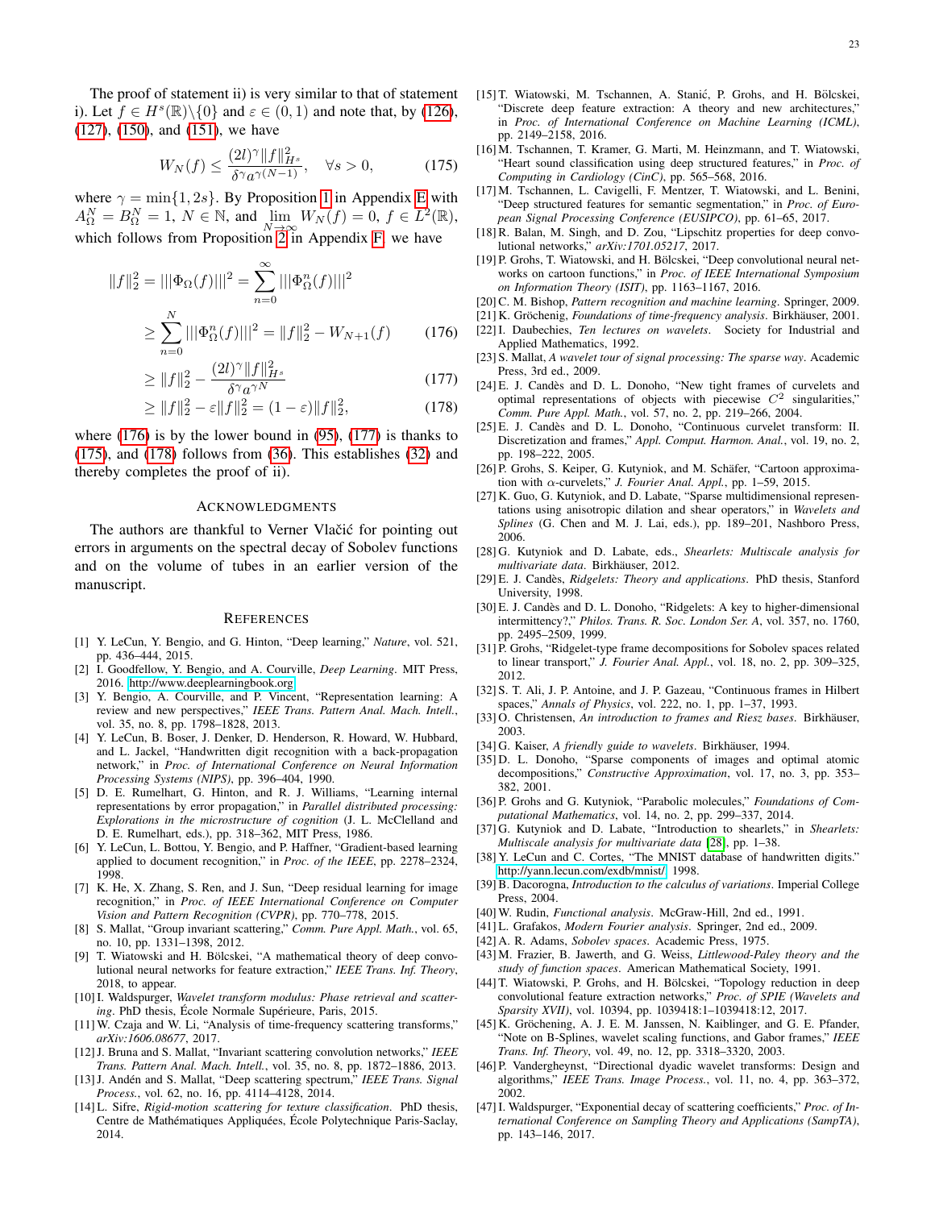The proof of statement ii) is very similar to that of statement i). Let $f \in H^s(\mathbb{R})\backslash\{0\}$ and $\varepsilon \in (0,1)$ and note that, by (126), (127), (150), and (151), we have

$$W_N(f) \leq \frac{(2l)^\gamma \|f\|_{H^s}^2}{\delta^\gamma a^{\gamma(N-1)}}, \quad \forall s > 0, \tag{175}$$

where $\gamma = \min\{1, 2s\}$. By Proposition 1 in Appendix E with $A_\Omega^N = B_\Omega^N = 1$, $N \in \mathbb{N}$, and $\lim_{N\to\infty} W_N(f) = 0$, $f \in L^2(\mathbb{R})$, which follows from Proposition 2 in Appendix F, we have

$$\|f\|_2^2 = |||\Phi_\Omega(f)|||^2 = \sum_{n=0}^{\infty} |||\Phi_\Omega^n(f)|||^2$$

$$\geq \sum_{n=0}^{N} |||\Phi_\Omega^n(f)|||^2 = \|f\|_2^2 - W_{N+1}(f) \tag{176}$$

$$\geq \|f\|_2^2 - \frac{(2l)^\gamma \|f\|_{H^s}^2}{\delta^\gamma a^{\gamma N}} \tag{177}$$

$$\geq \|f\|_2^2 - \varepsilon \|f\|_2^2 = (1-\varepsilon)\|f\|_2^2, \tag{178}$$

where (176) is by the lower bound in (95), (177) is thanks to (175), and (178) follows from (36). This establishes (32) and thereby completes the proof of ii).

## Acknowledgments

The authors are thankful to Verner Vlačić for pointing out errors in arguments on the spectral decay of Sobolev functions and on the volume of tubes in an earlier version of the manuscript.

## References

[1] Y. LeCun, Y. Bengio, and G. Hinton, "Deep learning," *Nature*, vol. 521, pp. 436–444, 2015.

[2] I. Goodfellow, Y. Bengio, and A. Courville, *Deep Learning*. MIT Press, 2016. http://www.deeplearningbook.org.

[3] Y. Bengio, A. Courville, and P. Vincent, "Representation learning: A review and new perspectives," *IEEE Trans. Pattern Anal. Mach. Intell.*, vol. 35, no. 8, pp. 1798–1828, 2013.

[4] Y. LeCun, B. Boser, J. Denker, D. Henderson, R. Howard, W. Hubbard, and L. Jackel, "Handwritten digit recognition with a back-propagation network," in *Proc. of International Conference on Neural Information Processing Systems (NIPS)*, pp. 396–404, 1990.

[5] D. E. Rumelhart, G. Hinton, and R. J. Williams, "Learning internal representations by error propagation," in *Parallel distributed processing: Explorations in the microstructure of cognition* (J. L. McClelland and D. E. Rumelhart, eds.), pp. 318–362, MIT Press, 1986.

[6] Y. LeCun, L. Bottou, Y. Bengio, and P. Haffner, "Gradient-based learning applied to document recognition," in *Proc. of the IEEE*, pp. 2278–2324, 1998.

[7] K. He, X. Zhang, S. Ren, and J. Sun, "Deep residual learning for image recognition," in *Proc. of IEEE International Conference on Computer Vision and Pattern Recognition (CVPR)*, pp. 770–778, 2015.

[8] S. Mallat, "Group invariant scattering," *Comm. Pure Appl. Math.*, vol. 65, no. 10, pp. 1331–1398, 2012.

[9] T. Wiatowski and H. Bölcskei, "A mathematical theory of deep convolutional neural networks for feature extraction," *IEEE Trans. Inf. Theory*, 2018, to appear.

[10] I. Waldspurger, *Wavelet transform modulus: Phase retrieval and scattering*. PhD thesis, École Normale Supérieure, Paris, 2015.

[11] W. Czaja and W. Li, "Analysis of time-frequency scattering transforms," *arXiv:1606.08677*, 2017.

[12] J. Bruna and S. Mallat, "Invariant scattering convolution networks," *IEEE Trans. Pattern Anal. Mach. Intell.*, vol. 35, no. 8, pp. 1872–1886, 2013.

[13] J. Andén and S. Mallat, "Deep scattering spectrum," *IEEE Trans. Signal Process.*, vol. 62, no. 16, pp. 4114–4128, 2014.

[14] L. Sifre, *Rigid-motion scattering for texture classification*. PhD thesis, Centre de Mathématiques Appliquées, École Polytechnique Paris-Saclay, 2014.

[15] T. Wiatowski, M. Tschannen, A. Stanić, P. Grohs, and H. Bölcskei, "Discrete deep feature extraction: A theory and new architectures," in *Proc. of International Conference on Machine Learning (ICML)*, pp. 2149–2158, 2016.

[16] M. Tschannen, T. Kramer, G. Marti, M. Heinzmann, and T. Wiatowski, "Heart sound classification using deep structured features," in *Proc. of Computing in Cardiology (CinC)*, pp. 565–568, 2016.

[17] M. Tschannen, L. Cavigelli, F. Mentzer, T. Wiatowski, and L. Benini, "Deep structured features for semantic segmentation," in *Proc. of European Signal Processing Conference (EUSIPCO)*, pp. 61–65, 2017.

[18] R. Balan, M. Singh, and D. Zou, "Lipschitz properties for deep convolutional networks," *arXiv:1701.05217*, 2017.

[19] P. Grohs, T. Wiatowski, and H. Bölcskei, "Deep convolutional neural networks on cartoon functions," in *Proc. of IEEE International Symposium on Information Theory (ISIT)*, pp. 1163–1167, 2016.

[20] C. M. Bishop, *Pattern recognition and machine learning*. Springer, 2009.

[21] K. Gröchenig, *Foundations of time-frequency analysis*. Birkhäuser, 2001.

[22] I. Daubechies, *Ten lectures on wavelets*. Society for Industrial and Applied Mathematics, 1992.

[23] S. Mallat, *A wavelet tour of signal processing: The sparse way*. Academic Press, 3rd ed., 2009.

[24] E. J. Candès and D. L. Donoho, "New tight frames of curvelets and optimal representations of objects with piecewise $C^2$ singularities," *Comm. Pure Appl. Math.*, vol. 57, no. 2, pp. 219–266, 2004.

[25] E. J. Candès and D. L. Donoho, "Continuous curvelet transform: II. Discretization and frames," *Appl. Comput. Harmon. Anal.*, vol. 19, no. 2, pp. 198–222, 2005.

[26] P. Grohs, S. Keiper, G. Kutyniok, and M. Schäfer, "Cartoon approximation with $\alpha$-curvelets," *J. Fourier Anal. Appl.*, pp. 1–59, 2015.

[27] K. Guo, G. Kutyniok, and D. Labate, "Sparse multidimensional representations using anisotropic dilation and shear operators," in *Wavelets and Splines* (G. Chen and M. J. Lai, eds.), pp. 189–201, Nashboro Press, 2006.

[28] G. Kutyniok and D. Labate, eds., *Shearlets: Multiscale analysis for multivariate data*. Birkhäuser, 2012.

[29] E. J. Candès, *Ridgelets: Theory and applications*. PhD thesis, Stanford University, 1998.

[30] E. J. Candès and D. L. Donoho, "Ridgelets: A key to higher-dimensional intermittency?," *Philos. Trans. R. Soc. London Ser. A*, vol. 357, no. 1760, pp. 2495–2509, 1999.

[31] P. Grohs, "Ridgelet-type frame decompositions for Sobolev spaces related to linear transport," *J. Fourier Anal. Appl.*, vol. 18, no. 2, pp. 309–325, 2012.

[32] S. T. Ali, J. P. Antoine, and J. P. Gazeau, "Continuous frames in Hilbert spaces," *Annals of Physics*, vol. 222, no. 1, pp. 1–37, 1993.

[33] O. Christensen, *An introduction to frames and Riesz bases*. Birkhäuser, 2003.

[34] G. Kaiser, *A friendly guide to wavelets*. Birkhäuser, 1994.

[35] D. L. Donoho, "Sparse components of images and optimal atomic decompositions," *Constructive Approximation*, vol. 17, no. 3, pp. 353–382, 2001.

[36] P. Grohs and G. Kutyniok, "Parabolic molecules," *Foundations of Computational Mathematics*, vol. 14, no. 2, pp. 299–337, 2014.

[37] G. Kutyniok and D. Labate, "Introduction to shearlets," in *Shearlets: Multiscale analysis for multivariate data* [28], pp. 1–38.

[38] Y. LeCun and C. Cortes, "The MNIST database of handwritten digits." http://yann.lecun.com/exdb/mnist/, 1998.

[39] B. Dacorogna, *Introduction to the calculus of variations*. Imperial College Press, 2004.

[40] W. Rudin, *Functional analysis*. McGraw-Hill, 2nd ed., 1991.

[41] L. Grafakos, *Modern Fourier analysis*. Springer, 2nd ed., 2009.

[42] A. R. Adams, *Sobolev spaces*. Academic Press, 1975.

[43] M. Frazier, B. Jawerth, and G. Weiss, *Littlewood-Paley theory and the study of function spaces*. American Mathematical Society, 1991.

[44] T. Wiatowski, P. Grohs, and H. Bölcskei, "Topology reduction in deep convolutional feature extraction networks," *Proc. of SPIE (Wavelets and Sparsity XVII)*, vol. 10394, pp. 1039418:1–1039418:12, 2017.

[45] K. Gröchening, A. J. E. M. Janssen, N. Kaiblinger, and G. E. Pfander, "Note on B-Splines, wavelet scaling functions, and Gabor frames," *IEEE Trans. Inf. Theory*, vol. 49, no. 12, pp. 3318–3320, 2003.

[46] P. Vandergheynst, "Directional dyadic wavelet transforms: Design and algorithms," *IEEE Trans. Image Process.*, vol. 11, no. 4, pp. 363–372, 2002.

[47] I. Waldspurger, "Exponential decay of scattering coefficients," *Proc. of International Conference on Sampling Theory and Applications (SampTA)*, pp. 143–146, 2017.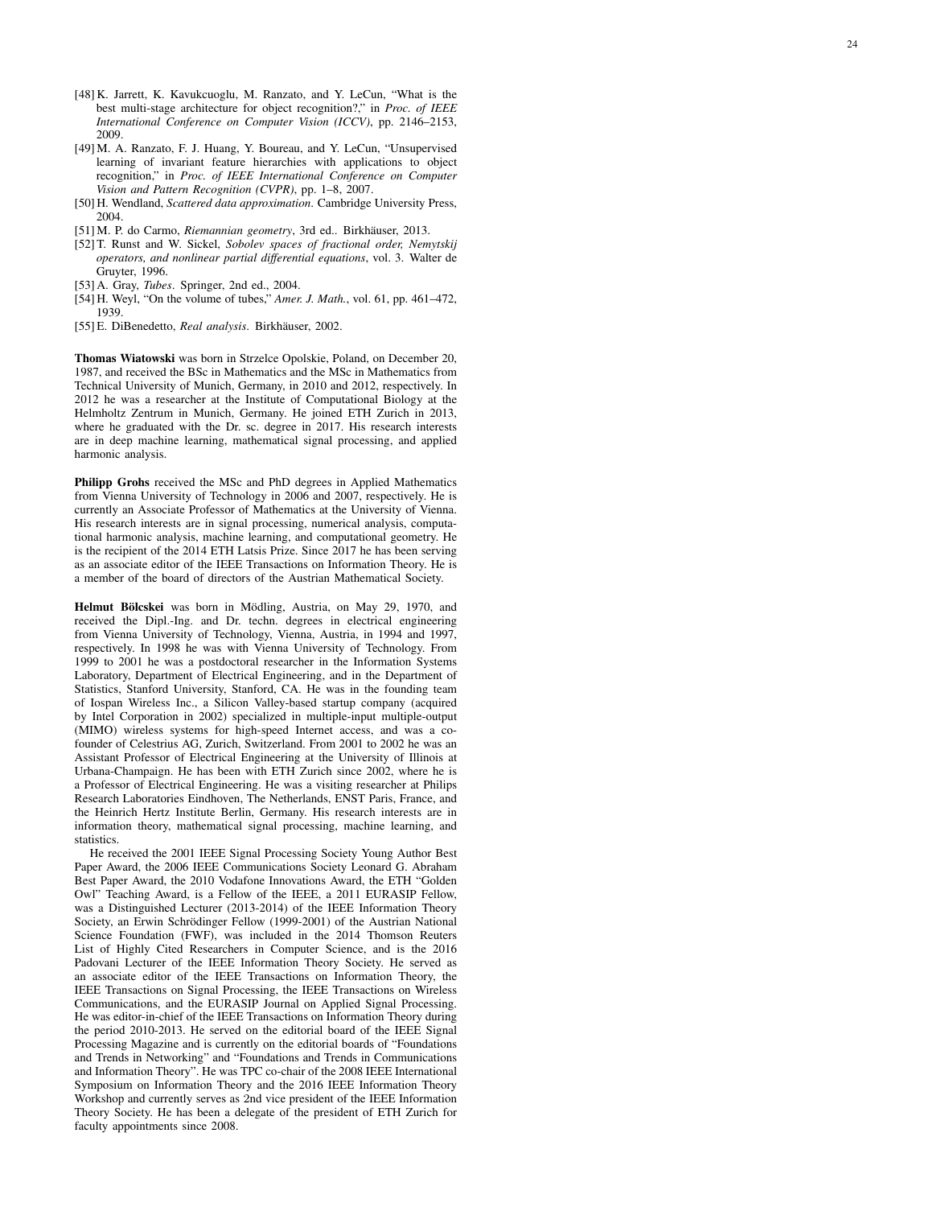[48] K. Jarrett, K. Kavukcuoglu, M. Ranzato, and Y. LeCun, "What is the best multi-stage architecture for object recognition?," in *Proc. of IEEE International Conference on Computer Vision (ICCV)*, pp. 2146–2153, 2009.

[49] M. A. Ranzato, F. J. Huang, Y. Boureau, and Y. LeCun, "Unsupervised learning of invariant feature hierarchies with applications to object recognition," in *Proc. of IEEE International Conference on Computer Vision and Pattern Recognition (CVPR)*, pp. 1–8, 2007.

[50] H. Wendland, *Scattered data approximation*. Cambridge University Press, 2004.

[51] M. P. do Carmo, *Riemannian geometry*, 3rd ed.. Birkhäuser, 2013.

[52] T. Runst and W. Sickel, *Sobolev spaces of fractional order, Nemytskij operators, and nonlinear partial differential equations*, vol. 3. Walter de Gruyter, 1996.

[53] A. Gray, *Tubes*. Springer, 2nd ed., 2004.

[54] H. Weyl, "On the volume of tubes," *Amer. J. Math.*, vol. 61, pp. 461–472, 1939.

[55] E. DiBenedetto, *Real analysis*. Birkhäuser, 2002.

**Thomas Wiatowski** was born in Strzelce Opolskie, Poland, on December 20, 1987, and received the BSc in Mathematics and the MSc in Mathematics from Technical University of Munich, Germany, in 2010 and 2012, respectively. In 2012 he was a researcher at the Institute of Computational Biology at the Helmholtz Zentrum in Munich, Germany. He joined ETH Zurich in 2013, where he graduated with the Dr. sc. degree in 2017. His research interests are in deep machine learning, mathematical signal processing, and applied harmonic analysis.

**Philipp Grohs** received the MSc and PhD degrees in Applied Mathematics from Vienna University of Technology in 2006 and 2007, respectively. He is currently an Associate Professor of Mathematics at the University of Vienna. His research interests are in signal processing, numerical analysis, computational harmonic analysis, machine learning, and computational geometry. He is the recipient of the 2014 ETH Latsis Prize. Since 2017 he has been serving as an associate editor of the IEEE Transactions on Information Theory. He is a member of the board of directors of the Austrian Mathematical Society.

**Helmut Bölcskei** was born in Mödling, Austria, on May 29, 1970, and received the Dipl.-Ing. and Dr. techn. degrees in electrical engineering from Vienna University of Technology, Vienna, Austria, in 1994 and 1997, respectively. In 1998 he was with Vienna University of Technology. From 1999 to 2001 he was a postdoctoral researcher in the Information Systems Laboratory, Department of Electrical Engineering, and in the Department of Statistics, Stanford University, Stanford, CA. He was in the founding team of Iospan Wireless Inc., a Silicon Valley-based startup company (acquired by Intel Corporation in 2002) specialized in multiple-input multiple-output (MIMO) wireless systems for high-speed Internet access, and was a co-founder of Celestrius AG, Zurich, Switzerland. From 2001 to 2002 he was an Assistant Professor of Electrical Engineering at the University of Illinois at Urbana-Champaign. He has been with ETH Zurich since 2002, where he is a Professor of Electrical Engineering. He was a visiting researcher at Philips Research Laboratories Eindhoven, The Netherlands, ENST Paris, France, and the Heinrich Hertz Institute Berlin, Germany. His research interests are in information theory, mathematical signal processing, machine learning, and statistics.

He received the 2001 IEEE Signal Processing Society Young Author Best Paper Award, the 2006 IEEE Communications Society Leonard G. Abraham Best Paper Award, the 2010 Vodafone Innovations Award, the ETH "Golden Owl" Teaching Award, is a Fellow of the IEEE, a 2011 EURASIP Fellow, was a Distinguished Lecturer (2013-2014) of the IEEE Information Theory Society, an Erwin Schrödinger Fellow (1999-2001) of the Austrian National Science Foundation (FWF), was included in the 2014 Thomson Reuters List of Highly Cited Researchers in Computer Science, and is the 2016 Padovani Lecturer of the IEEE Information Theory Society. He served as an associate editor of the IEEE Transactions on Information Theory, the IEEE Transactions on Signal Processing, the IEEE Transactions on Wireless Communications, and the EURASIP Journal on Applied Signal Processing. He was editor-in-chief of the IEEE Transactions on Information Theory during the period 2010-2013. He served on the editorial board of the IEEE Signal Processing Magazine and is currently on the editorial boards of "Foundations and Trends in Networking" and "Foundations and Trends in Communications and Information Theory". He was TPC co-chair of the 2008 IEEE International Symposium on Information Theory and the 2016 IEEE Information Theory Workshop and currently serves as 2nd vice president of the IEEE Information Theory Society. He has been a delegate of the president of ETH Zurich for faculty appointments since 2008.